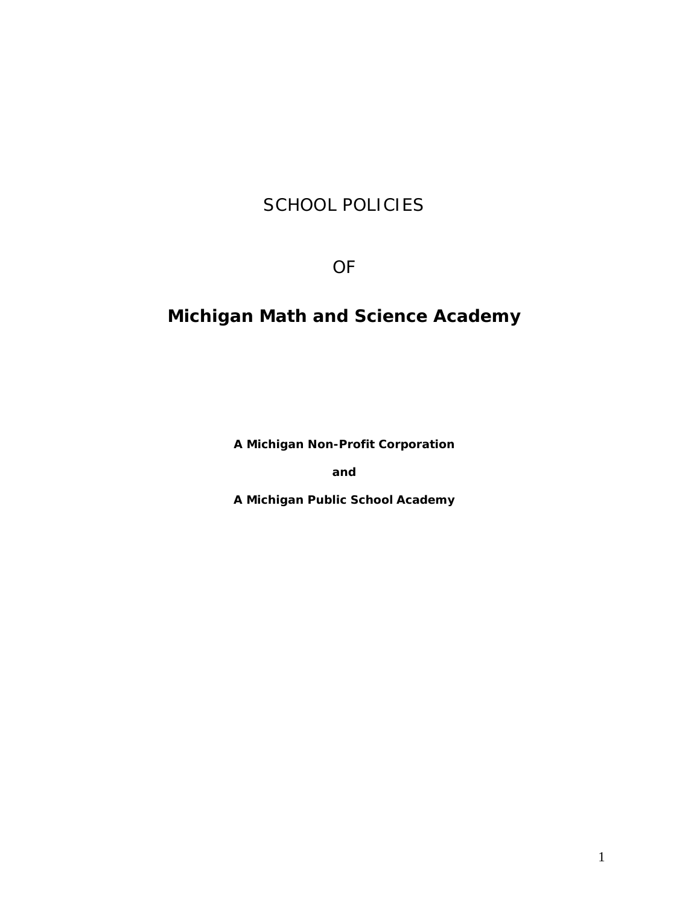# SCHOOL POLICIES

OF

# Michigan Math and Science Academy

**A Michigan Non-Profit Corporation**

**and**

**A Michigan Public School Academy**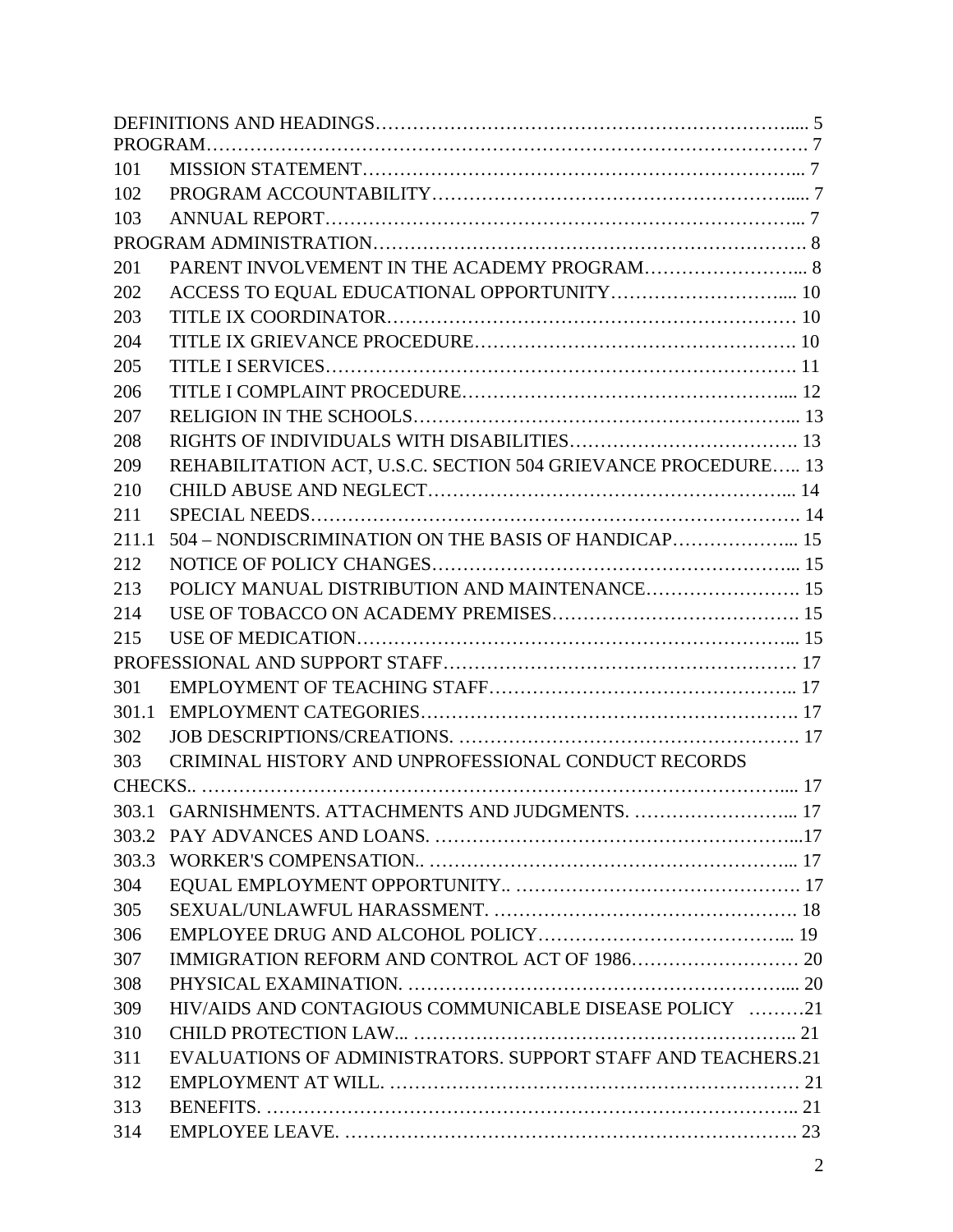DEFINITIONS AND HEADINGS…………………………………………………………..... 5

PROGRAM……………………………………………………………………………………. 7

101 MISSION STATEMENT……………………………………………………………... 7

102 PROGRAM ACCOUNTABILITY……………………………………………………..... 7

103 ANNUAL REPORT……………………………………………………………………... 7

PROGRAM ADMINISTRATION……………………………………………………………. 8

201 PARENT INVOLVEMENT IN THE ACADEMY PROGRAM……………………... 8

202 ACCESS TO EQUAL EDUCATIONAL OPPORTUNITY……………………….... 10

203 TITLE IX COORDINATOR………………………………………………………… 10

204 TITLE IX GRIEVANCE PROCEDURE……………………………………………. 10

205 TITLE I SERVICES…………………………………………………………………. 11

206 TITLE I COMPLAINT PROCEDURE……………………………………………..... 12

207 RELIGION IN THE SCHOOLS……………………………………………………... 13

208 RIGHTS OF INDIVIDUALS WITH DISABILITIES………………………………. 13

209 REHABILITATION ACT, U.S.C. SECTION 504 GRIEVANCE PROCEDURE…... 13

210 CHILD ABUSE AND NEGLECT…………………………………………………... 14

211 SPECIAL NEEDS…………………………………………………………………… 14

211.1 504 – NONDISCRIMINATION ON THE BASIS OF HANDICAP……………….... 15

212 NOTICE OF POLICY CHANGES……………………………………………….... 15

213 POLICY MANUAL DISTRIBUTION AND MAINTENANCE……………………. 15

214 USE OF TOBACCO ON ACADEMY PREMISES…………………………………. 15

215 USE OF MEDICATION………………………………………………………….... 15

PROFESSIONAL AND SUPPORT STAFF…………………………………………….…… 17

301 EMPLOYMENT OF TEACHING STAFF………………………………………….. 17

301.1 EMPLOYMENT CATEGORIES……………………………………………………. 17

302 JOB DESCRIPTIONS/CREATIONS. ………………………………………………. 17

303 CRIMINAL HISTORY AND UNPROFESSIONAL CONDUCT RECORDS CHECKS.. …………………………………………………………………………….... 17

303.1 GARNISHMENTS. ATTACHMENTS AND JUDGMENTS. ……………………... 17

303.2 PAY ADVANCES AND LOANS. …………………………………………………...17

303.3 WORKER'S COMPENSATION.. ………………………………………………... 17

304 EQUAL EMPLOYMENT OPPORTUNITY.. ………………………………………. 17

305 SEXUAL/UNLAWFUL HARASSMENT. …………………………………………. 18

306 EMPLOYEE DRUG AND ALCOHOL POLICY…………………………………... 19

307 IMMIGRATION REFORM AND CONTROL ACT OF 1986……………………… 20

308 PHYSICAL EXAMINATION. ……………………………………………………..... 20

309 HIV/AIDS AND CONTAGIOUS COMMUNICABLE DISEASE POLICY ………21

310 CHILD PROTECTION LAW... …………………………………………………….. 21

311 EVALUATIONS OF ADMINISTRATORS. SUPPORT STAFF AND TEACHERS.21

312 EMPLOYMENT AT WILL. ………………………………………………………… 21

313 BENEFITS. ………………………………………………………………………….. 21

314 EMPLOYEE LEAVE. ………………………………………………………………. 23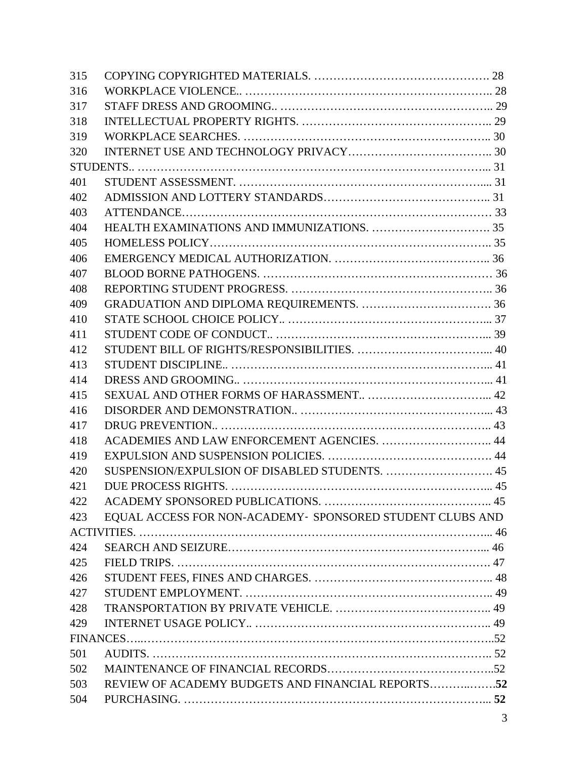315 COPYING COPYRIGHTED MATERIALS. ………………………………………. 28
316 WORKPLACE VIOLENCE.. ……………………………………………………….. 28
317 STAFF DRESS AND GROOMING.. …………………………………………….. 29
318 INTELLECTUAL PROPERTY RIGHTS. ……………………………………….. 29
319 WORKPLACE SEARCHES. …………………………………………………….. 30
320 INTERNET USE AND TECHNOLOGY PRIVACY……………………………….. 30

STUDENTS.. …………………………………………………………………………... 31

401 STUDENT ASSESSMENT. ……………………………………………………..... 31
402 ADMISSION AND LOTTERY STANDARDS…………………………………….. 31
403 ATTENDANCE………………………………………………………………… 33
404 HEALTH EXAMINATIONS AND IMMUNIZATIONS. …………………………. 35
405 HOMELESS POLICY……………………………………………………………….. 35
406 EMERGENCY MEDICAL AUTHORIZATION. ……………………………….. 36
407 BLOOD BORNE PATHOGENS. …………………………………………………… 36
408 REPORTING STUDENT PROGRESS. …………………………………………….. 36
409 GRADUATION AND DIPLOMA REQUIREMENTS. ……………………………. 36
410 STATE SCHOOL CHOICE POLICY.. ……………………………………………... 37
411 STUDENT CODE OF CONDUCT.. ………………………………………………... 39
412 STUDENT BILL OF RIGHTS/RESPONSIBILITIES. ……………………………... 40
413 STUDENT DISCIPLINE.. …………………………………………………………... 41
414 DRESS AND GROOMING.. ………………………………………………………... 41
415 SEXUAL AND OTHER FORMS OF HARASSMENT.. …………………………... 42
416 DISORDER AND DEMONSTRATION.. …………………………………………... 43
417 DRUG PREVENTION.. …………………………………………………………….. 43
418 ACADEMIES AND LAW ENFORCEMENT AGENCIES. ……………………….. 44
419 EXPULSION AND SUSPENSION POLICIES. ……………………………………. 44
420 SUSPENSION/EXPULSION OF DISABLED STUDENTS. ………………………. 45
421 DUE PROCESS RIGHTS. …………………………………………………………... 45
422 ACADEMY SPONSORED PUBLICATIONS. …………………………………….. 45
423 EQUAL ACCESS FOR NON-ACADEMY- SPONSORED STUDENT CLUBS AND ACTIVITIES. ……………………………………………………………………………... 46
424 SEARCH AND SEIZURE…………………………………………………………... 46
425 FIELD TRIPS. ………………………………………………………………………. 47
426 STUDENT FEES, FINES AND CHARGES. ……………………………………….. 48
427 STUDENT EMPLOYMENT. ……………………………………………………….. 49
428 TRANSPORTATION BY PRIVATE VEHICLE. ………………………………….. 49
429 INTERNET USAGE POLICY.. …………………………………………………….. 49

FINANCES…...…………………………………………………………………………..52

501 AUDITS. …………………………………………………………………………….. 52
502 MAINTENANCE OF FINANCIAL RECORDS……………………………………...52
503 REVIEW OF ACADEMY BUDGETS AND FINANCIAL REPORTS………..…….**52**
504 PURCHASING. …………………………………………………………………... **52**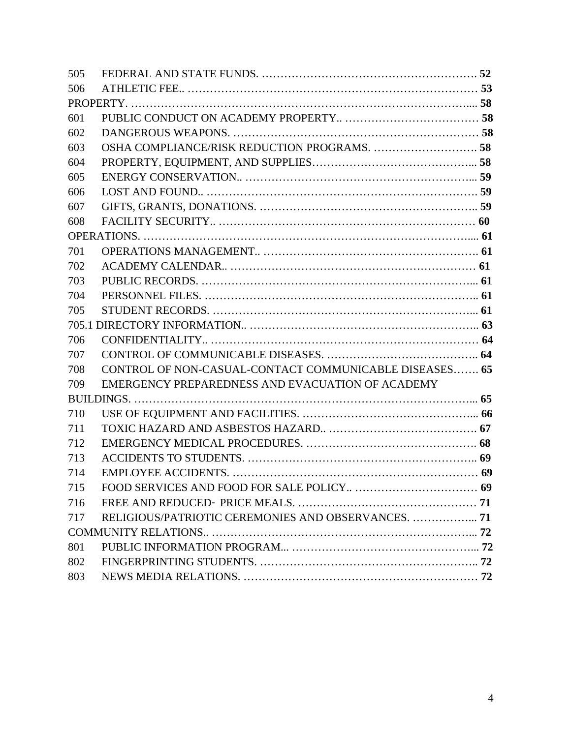| | | |
|---|---|---|
| 505 | FEDERAL AND STATE FUNDS. | **52** |
| 506 | ATHLETIC FEE.. | **53** |
| PROPERTY. | | **58** |
| 601 | PUBLIC CONDUCT ON ACADEMY PROPERTY.. | **58** |
| 602 | DANGEROUS WEAPONS. | **58** |
| 603 | OSHA COMPLIANCE/RISK REDUCTION PROGRAMS. | **58** |
| 604 | PROPERTY, EQUIPMENT, AND SUPPLIES | **58** |
| 605 | ENERGY CONSERVATION.. | **59** |
| 606 | LOST AND FOUND.. | **59** |
| 607 | GIFTS, GRANTS, DONATIONS. | **59** |
| 608 | FACILITY SECURITY.. | **60** |
| OPERATIONS. | | **61** |
| 701 | OPERATIONS MANAGEMENT.. | **61** |
| 702 | ACADEMY CALENDAR.. | **61** |
| 703 | PUBLIC RECORDS. | **61** |
| 704 | PERSONNEL FILES. | **61** |
| 705 | STUDENT RECORDS. | **61** |
| 705.1 | DIRECTORY INFORMATION.. | **63** |
| 706 | CONFIDENTIALITY.. | **64** |
| 707 | CONTROL OF COMMUNICABLE DISEASES. | **64** |
| 708 | CONTROL OF NON-CASUAL-CONTACT COMMUNICABLE DISEASES | **65** |
| 709 | EMERGENCY PREPAREDNESS AND EVACUATION OF ACADEMY BUILDINGS. | **65** |
| 710 | USE OF EQUIPMENT AND FACILITIES. | **66** |
| 711 | TOXIC HAZARD AND ASBESTOS HAZARD.. | **67** |
| 712 | EMERGENCY MEDICAL PROCEDURES. | **68** |
| 713 | ACCIDENTS TO STUDENTS. | **69** |
| 714 | EMPLOYEE ACCIDENTS. | **69** |
| 715 | FOOD SERVICES AND FOOD FOR SALE POLICY.. | **69** |
| 716 | FREE AND REDUCED- PRICE MEALS. | **71** |
| 717 | RELIGIOUS/PATRIOTIC CEREMONIES AND OBSERVANCES. | **71** |
| COMMUNITY RELATIONS.. | | **72** |
| 801 | PUBLIC INFORMATION PROGRAM... | **72** |
| 802 | FINGERPRINTING STUDENTS. | **72** |
| 803 | NEWS MEDIA RELATIONS. | **72** |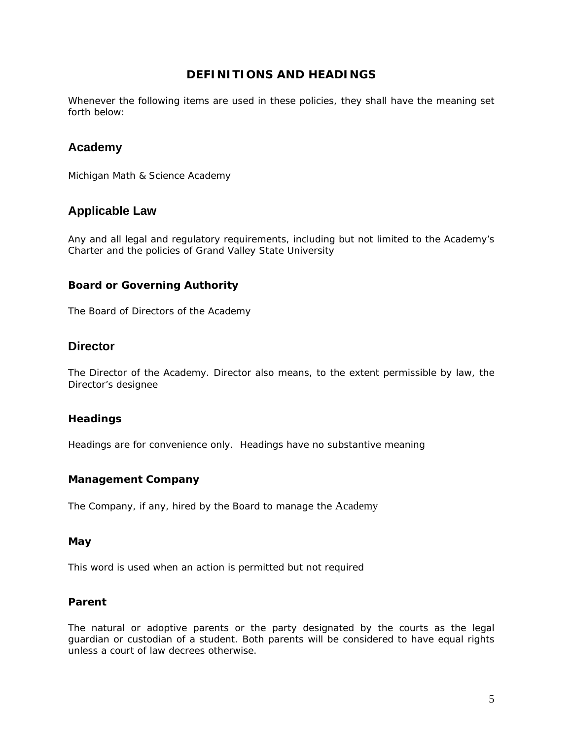# DEFINITIONS AND HEADINGS

Whenever the following items are used in these policies, they shall have the meaning set forth below:

## Academy

Michigan Math & Science Academy

## Applicable Law

Any and all legal and regulatory requirements, including but not limited to the Academy's Charter and the policies of Grand Valley State University

### Board or Governing Authority

The Board of Directors of the Academy

## Director

The Director of the Academy. Director also means, to the extent permissible by law, the Director's designee

### Headings

Headings are for convenience only. Headings have no substantive meaning

### Management Company

The Company, if any, hired by the Board to manage the Academy

### May

This word is used when an action is permitted but not required

### Parent

The natural or adoptive parents or the party designated by the courts as the legal guardian or custodian of a student. Both parents will be considered to have equal rights unless a court of law decrees otherwise.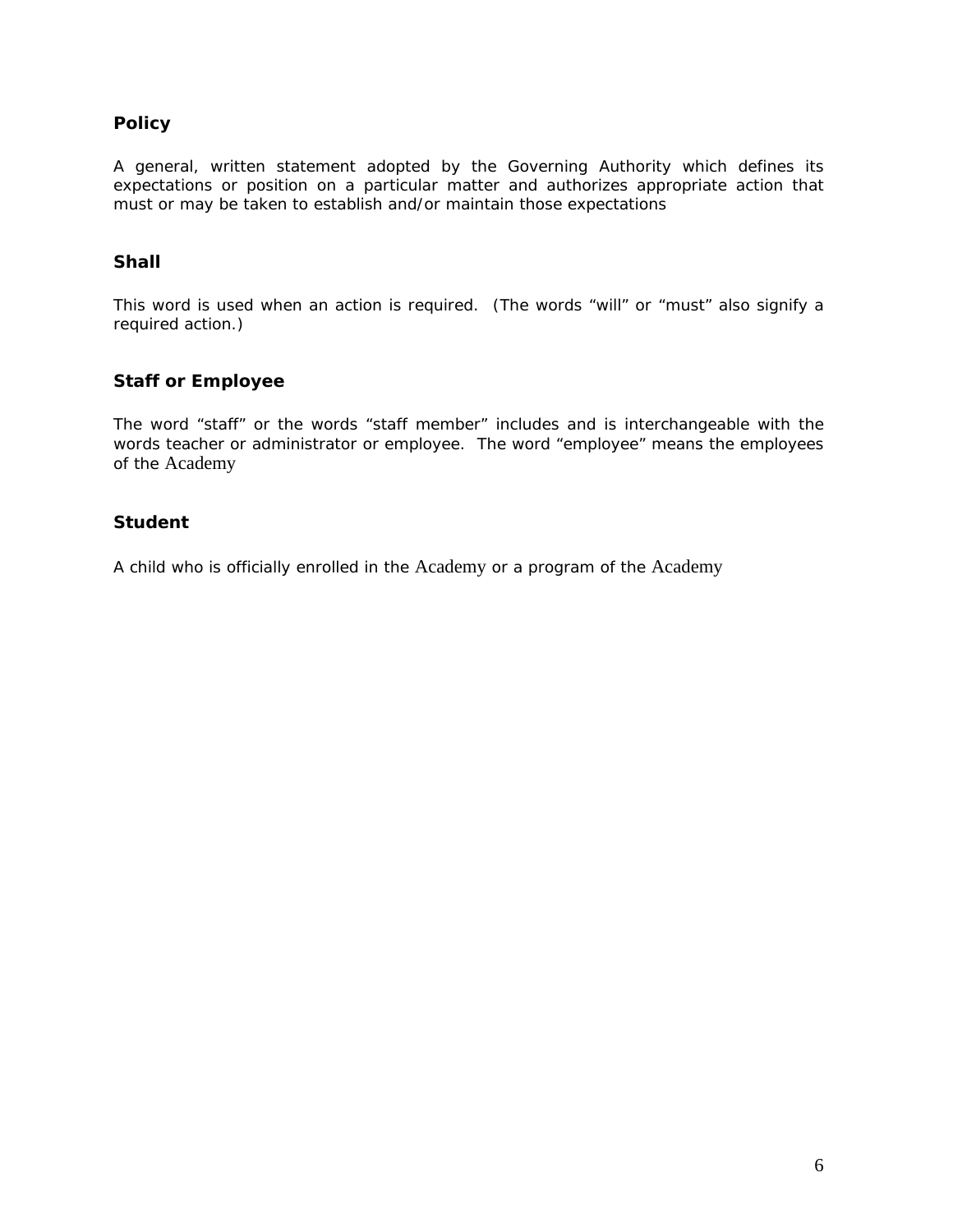### Policy

A general, written statement adopted by the Governing Authority which defines its expectations or position on a particular matter and authorizes appropriate action that must or may be taken to establish and/or maintain those expectations

### Shall

This word is used when an action is required. (The words "will" or "must" also signify a required action.)

### Staff or Employee

The word "staff" or the words "staff member" includes and is interchangeable with the words teacher or administrator or employee. The word "employee" means the employees of the Academy

### Student

A child who is officially enrolled in the Academy or a program of the Academy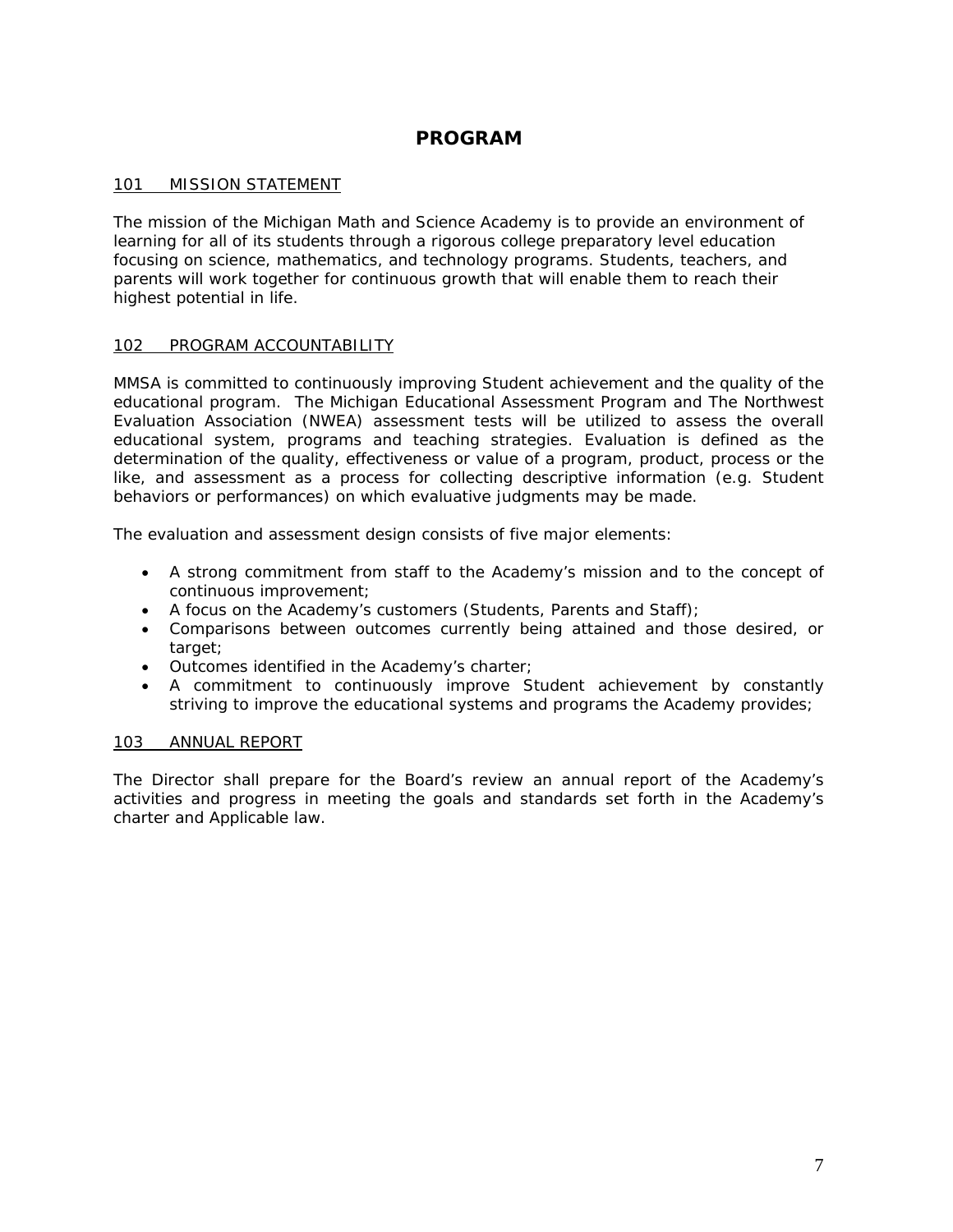# PROGRAM

## 101 MISSION STATEMENT

The mission of the Michigan Math and Science Academy is to provide an environment of learning for all of its students through a rigorous college preparatory level education focusing on science, mathematics, and technology programs. Students, teachers, and parents will work together for continuous growth that will enable them to reach their highest potential in life.

## 102 PROGRAM ACCOUNTABILITY

MMSA is committed to continuously improving Student achievement and the quality of the educational program. The Michigan Educational Assessment Program and The Northwest Evaluation Association (NWEA) assessment tests will be utilized to assess the overall educational system, programs and teaching strategies. Evaluation is defined as the determination of the quality, effectiveness or value of a program, product, process or the like, and assessment as a process for collecting descriptive information (e.g. Student behaviors or performances) on which evaluative judgments may be made.

The evaluation and assessment design consists of five major elements:

- A strong commitment from staff to the Academy's mission and to the concept of continuous improvement;
- A focus on the Academy's customers (Students, Parents and Staff);
- Comparisons between outcomes currently being attained and those desired, or target;
- Outcomes identified in the Academy's charter;
- A commitment to continuously improve Student achievement by constantly striving to improve the educational systems and programs the Academy provides;

## 103 ANNUAL REPORT

The Director shall prepare for the Board's review an annual report of the Academy's activities and progress in meeting the goals and standards set forth in the Academy's charter and Applicable law.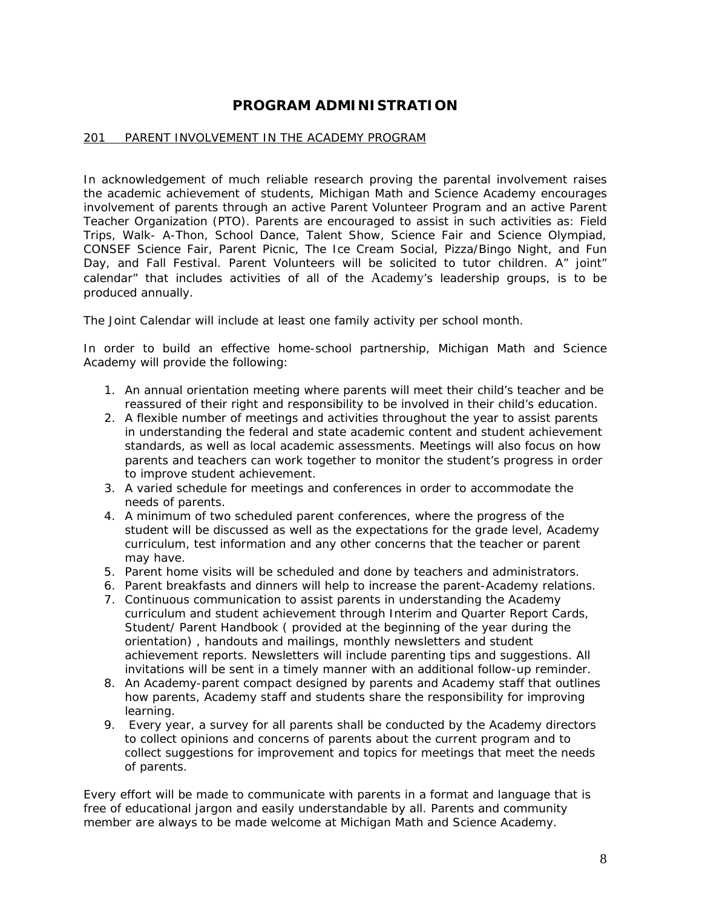# PROGRAM ADMINISTRATION

## 201 PARENT INVOLVEMENT IN THE ACADEMY PROGRAM

In acknowledgement of much reliable research proving the parental involvement raises the academic achievement of students, Michigan Math and Science Academy encourages involvement of parents through an active Parent Volunteer Program and an active Parent Teacher Organization (PTO). Parents are encouraged to assist in such activities as: Field Trips, Walk- A-Thon, School Dance, Talent Show, Science Fair and Science Olympiad, CONSEF Science Fair, Parent Picnic, The Ice Cream Social, Pizza/Bingo Night, and Fun Day, and Fall Festival. Parent Volunteers will be solicited to tutor children. A" joint" calendar" that includes activities of all of the Academy's leadership groups, is to be produced annually.

The Joint Calendar will include at least one family activity per school month.

In order to build an effective home-school partnership, Michigan Math and Science Academy will provide the following:

1. An annual orientation meeting where parents will meet their child's teacher and be reassured of their right and responsibility to be involved in their child's education.
2. A flexible number of meetings and activities throughout the year to assist parents in understanding the federal and state academic content and student achievement standards, as well as local academic assessments. Meetings will also focus on how parents and teachers can work together to monitor the student's progress in order to improve student achievement.
3. A varied schedule for meetings and conferences in order to accommodate the needs of parents.
4. A minimum of two scheduled parent conferences, where the progress of the student will be discussed as well as the expectations for the grade level, Academy curriculum, test information and any other concerns that the teacher or parent may have.
5. Parent home visits will be scheduled and done by teachers and administrators.
6. Parent breakfasts and dinners will help to increase the parent-Academy relations.
7. Continuous communication to assist parents in understanding the Academy curriculum and student achievement through Interim and Quarter Report Cards, Student/ Parent Handbook ( provided at the beginning of the year during the orientation) , handouts and mailings, monthly newsletters and student achievement reports. Newsletters will include parenting tips and suggestions. All invitations will be sent in a timely manner with an additional follow-up reminder.
8. An Academy-parent compact designed by parents and Academy staff that outlines how parents, Academy staff and students share the responsibility for improving learning.
9. Every year, a survey for all parents shall be conducted by the Academy directors to collect opinions and concerns of parents about the current program and to collect suggestions for improvement and topics for meetings that meet the needs of parents.

Every effort will be made to communicate with parents in a format and language that is free of educational jargon and easily understandable by all. Parents and community member are always to be made welcome at Michigan Math and Science Academy.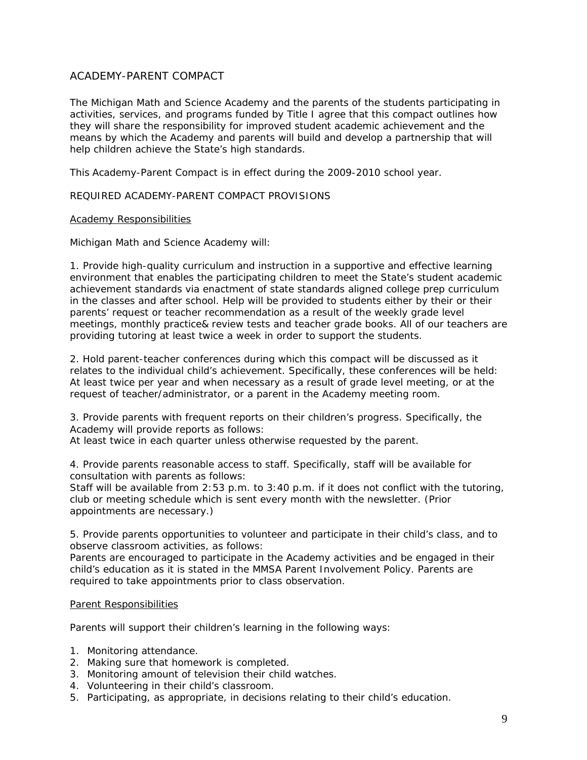## ACADEMY-PARENT COMPACT

The Michigan Math and Science Academy and the parents of the students participating in activities, services, and programs funded by Title I agree that this compact outlines how they will share the responsibility for improved student academic achievement and the means by which the Academy and parents will build and develop a partnership that will help children achieve the State's high standards.

This Academy-Parent Compact is in effect during the 2009-2010 school year.

### REQUIRED ACADEMY-PARENT COMPACT PROVISIONS

#### Academy Responsibilities

Michigan Math and Science Academy will:

1. Provide high-quality curriculum and instruction in a supportive and effective learning environment that enables the participating children to meet the State's student academic achievement standards via enactment of state standards aligned college prep curriculum in the classes and after school. Help will be provided to students either by their or their parents' request or teacher recommendation as a result of the weekly grade level meetings, monthly practice& review tests and teacher grade books. All of our teachers are providing tutoring at least twice a week in order to support the students.

2. Hold parent-teacher conferences during which this compact will be discussed as it relates to the individual child's achievement. Specifically, these conferences will be held: At least twice per year and when necessary as a result of grade level meeting, or at the request of teacher/administrator, or a parent in the Academy meeting room.

3. Provide parents with frequent reports on their children's progress. Specifically, the Academy will provide reports as follows:
At least twice in each quarter unless otherwise requested by the parent.

4. Provide parents reasonable access to staff. Specifically, staff will be available for consultation with parents as follows:
Staff will be available from 2:53 p.m. to 3:40 p.m. if it does not conflict with the tutoring, club or meeting schedule which is sent every month with the newsletter. (Prior appointments are necessary.)

5. Provide parents opportunities to volunteer and participate in their child's class, and to observe classroom activities, as follows:
Parents are encouraged to participate in the Academy activities and be engaged in their child's education as it is stated in the MMSA Parent Involvement Policy. Parents are required to take appointments prior to class observation.

#### Parent Responsibilities

Parents will support their children's learning in the following ways:

1. Monitoring attendance.
2. Making sure that homework is completed.
3. Monitoring amount of television their child watches.
4. Volunteering in their child's classroom.
5. Participating, as appropriate, in decisions relating to their child's education.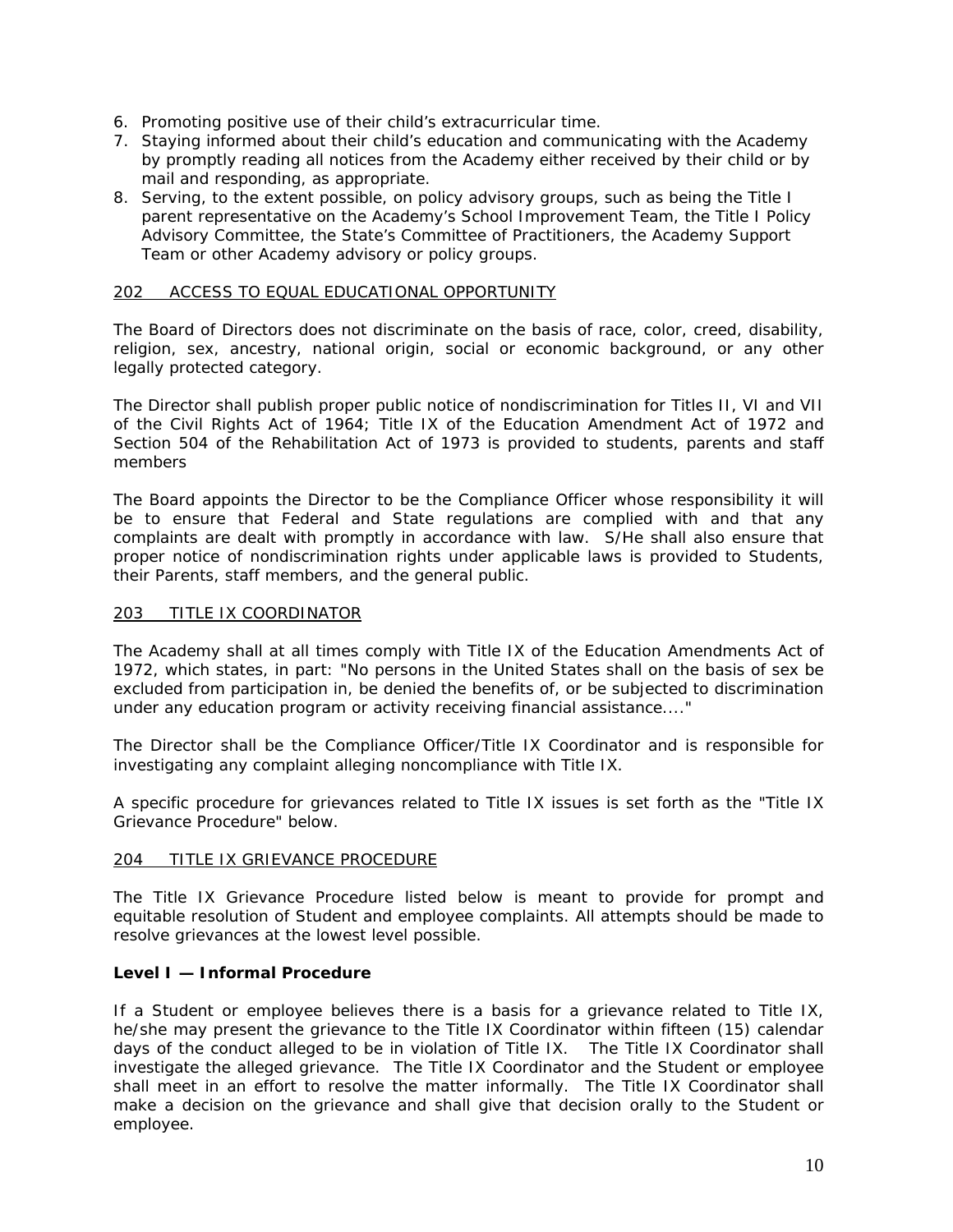6. Promoting positive use of their child's extracurricular time.
7. Staying informed about their child's education and communicating with the Academy by promptly reading all notices from the Academy either received by their child or by mail and responding, as appropriate.
8. Serving, to the extent possible, on policy advisory groups, such as being the Title I parent representative on the Academy's School Improvement Team, the Title I Policy Advisory Committee, the State's Committee of Practitioners, the Academy Support Team or other Academy advisory or policy groups.

## 202 ACCESS TO EQUAL EDUCATIONAL OPPORTUNITY

The Board of Directors does not discriminate on the basis of race, color, creed, disability, religion, sex, ancestry, national origin, social or economic background, or any other legally protected category.

The Director shall publish proper public notice of nondiscrimination for Titles II, VI and VII of the Civil Rights Act of 1964; Title IX of the Education Amendment Act of 1972 and Section 504 of the Rehabilitation Act of 1973 is provided to students, parents and staff members

The Board appoints the Director to be the Compliance Officer whose responsibility it will be to ensure that Federal and State regulations are complied with and that any complaints are dealt with promptly in accordance with law. S/He shall also ensure that proper notice of nondiscrimination rights under applicable laws is provided to Students, their Parents, staff members, and the general public.

## 203 TITLE IX COORDINATOR

The Academy shall at all times comply with Title IX of the Education Amendments Act of 1972, which states, in part: "No persons in the United States shall on the basis of sex be excluded from participation in, be denied the benefits of, or be subjected to discrimination under any education program or activity receiving financial assistance...."

The Director shall be the Compliance Officer/Title IX Coordinator and is responsible for investigating any complaint alleging noncompliance with Title IX.

A specific procedure for grievances related to Title IX issues is set forth as the "Title IX Grievance Procedure" below.

## 204 TITLE IX GRIEVANCE PROCEDURE

The Title IX Grievance Procedure listed below is meant to provide for prompt and equitable resolution of Student and employee complaints. All attempts should be made to resolve grievances at the lowest level possible.

**Level I — Informal Procedure**

If a Student or employee believes there is a basis for a grievance related to Title IX, he/she may present the grievance to the Title IX Coordinator within fifteen (15) calendar days of the conduct alleged to be in violation of Title IX. The Title IX Coordinator shall investigate the alleged grievance. The Title IX Coordinator and the Student or employee shall meet in an effort to resolve the matter informally. The Title IX Coordinator shall make a decision on the grievance and shall give that decision orally to the Student or employee.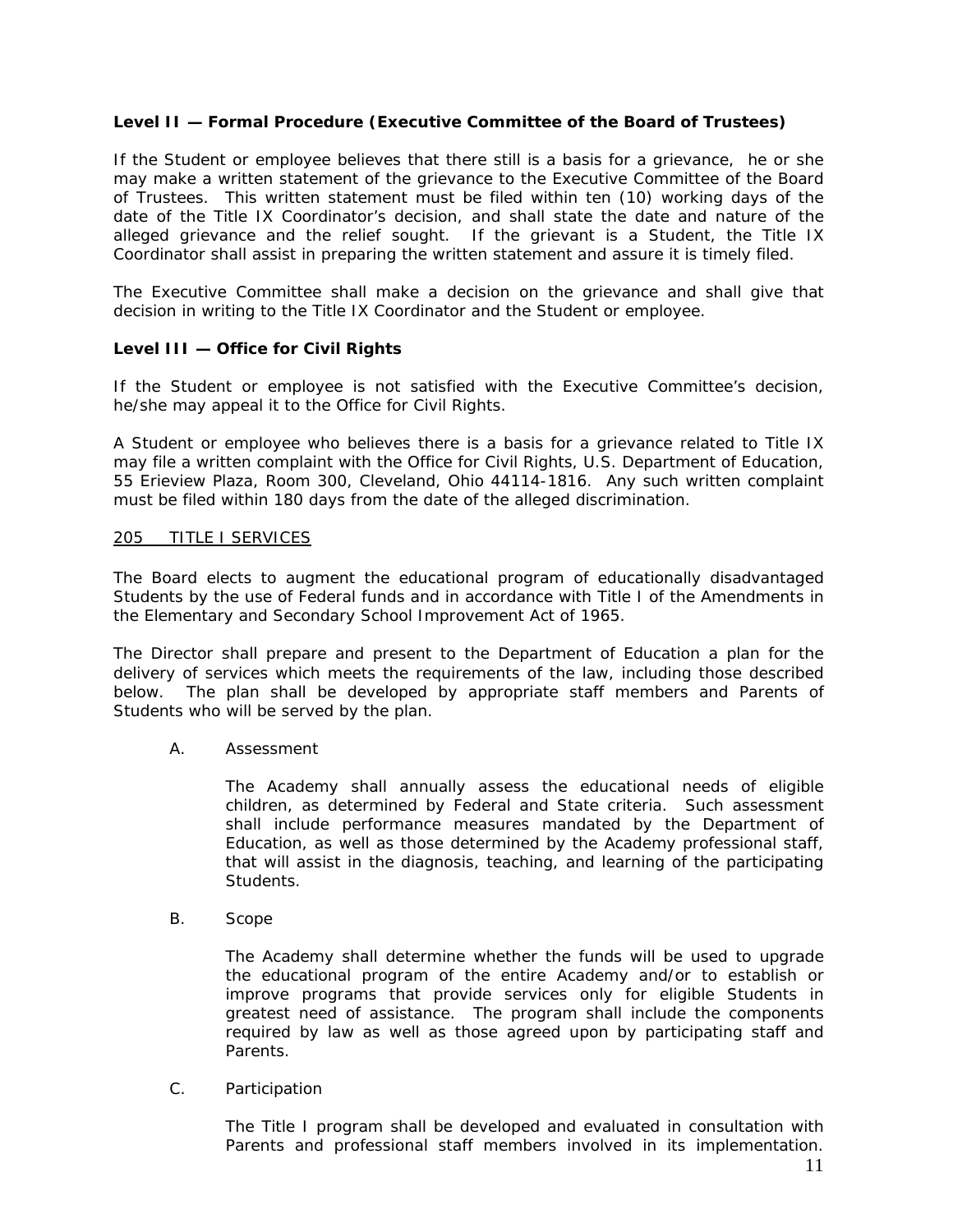**Level II — Formal Procedure (Executive Committee of the Board of Trustees)**

If the Student or employee believes that there still is a basis for a grievance, he or she may make a written statement of the grievance to the Executive Committee of the Board of Trustees. This written statement must be filed within ten (10) working days of the date of the Title IX Coordinator's decision, and shall state the date and nature of the alleged grievance and the relief sought. If the grievant is a Student, the Title IX Coordinator shall assist in preparing the written statement and assure it is timely filed.

The Executive Committee shall make a decision on the grievance and shall give that decision in writing to the Title IX Coordinator and the Student or employee.

**Level III — Office for Civil Rights**

If the Student or employee is not satisfied with the Executive Committee's decision, he/she may appeal it to the Office for Civil Rights.

A Student or employee who believes there is a basis for a grievance related to Title IX may file a written complaint with the Office for Civil Rights, U.S. Department of Education, 55 Erieview Plaza, Room 300, Cleveland, Ohio 44114-1816. Any such written complaint must be filed within 180 days from the date of the alleged discrimination.

205 TITLE I SERVICES

The Board elects to augment the educational program of educationally disadvantaged Students by the use of Federal funds and in accordance with Title I of the Amendments in the Elementary and Secondary School Improvement Act of 1965.

The Director shall prepare and present to the Department of Education a plan for the delivery of services which meets the requirements of the law, including those described below. The plan shall be developed by appropriate staff members and Parents of Students who will be served by the plan.

A. Assessment

The Academy shall annually assess the educational needs of eligible children, as determined by Federal and State criteria. Such assessment shall include performance measures mandated by the Department of Education, as well as those determined by the Academy professional staff, that will assist in the diagnosis, teaching, and learning of the participating Students.

B. Scope

The Academy shall determine whether the funds will be used to upgrade the educational program of the entire Academy and/or to establish or improve programs that provide services only for eligible Students in greatest need of assistance. The program shall include the components required by law as well as those agreed upon by participating staff and Parents.

C. Participation

The Title I program shall be developed and evaluated in consultation with Parents and professional staff members involved in its implementation.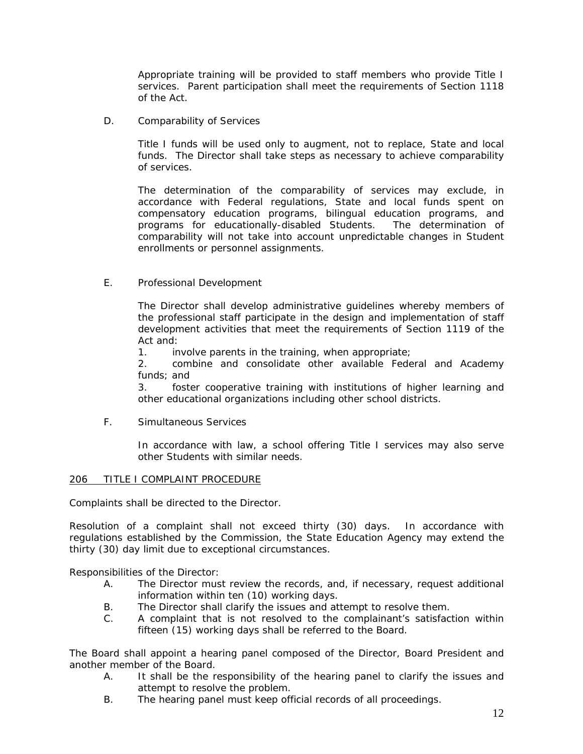Appropriate training will be provided to staff members who provide Title I services. Parent participation shall meet the requirements of Section 1118 of the Act.

D. Comparability of Services

Title I funds will be used only to augment, not to replace, State and local funds. The Director shall take steps as necessary to achieve comparability of services.

The determination of the comparability of services may exclude, in accordance with Federal regulations, State and local funds spent on compensatory education programs, bilingual education programs, and programs for educationally-disabled Students. The determination of comparability will not take into account unpredictable changes in Student enrollments or personnel assignments.

E. Professional Development

The Director shall develop administrative guidelines whereby members of the professional staff participate in the design and implementation of staff development activities that meet the requirements of Section 1119 of the Act and:

1. involve parents in the training, when appropriate;
2. combine and consolidate other available Federal and Academy funds; and
3. foster cooperative training with institutions of higher learning and other educational organizations including other school districts.

F. Simultaneous Services

In accordance with law, a school offering Title I services may also serve other Students with similar needs.

## 206 TITLE I COMPLAINT PROCEDURE

Complaints shall be directed to the Director.

Resolution of a complaint shall not exceed thirty (30) days. In accordance with regulations established by the Commission, the State Education Agency may extend the thirty (30) day limit due to exceptional circumstances.

Responsibilities of the Director:

A. The Director must review the records, and, if necessary, request additional information within ten (10) working days.
B. The Director shall clarify the issues and attempt to resolve them.
C. A complaint that is not resolved to the complainant's satisfaction within fifteen (15) working days shall be referred to the Board.

The Board shall appoint a hearing panel composed of the Director, Board President and another member of the Board.

A. It shall be the responsibility of the hearing panel to clarify the issues and attempt to resolve the problem.
B. The hearing panel must keep official records of all proceedings.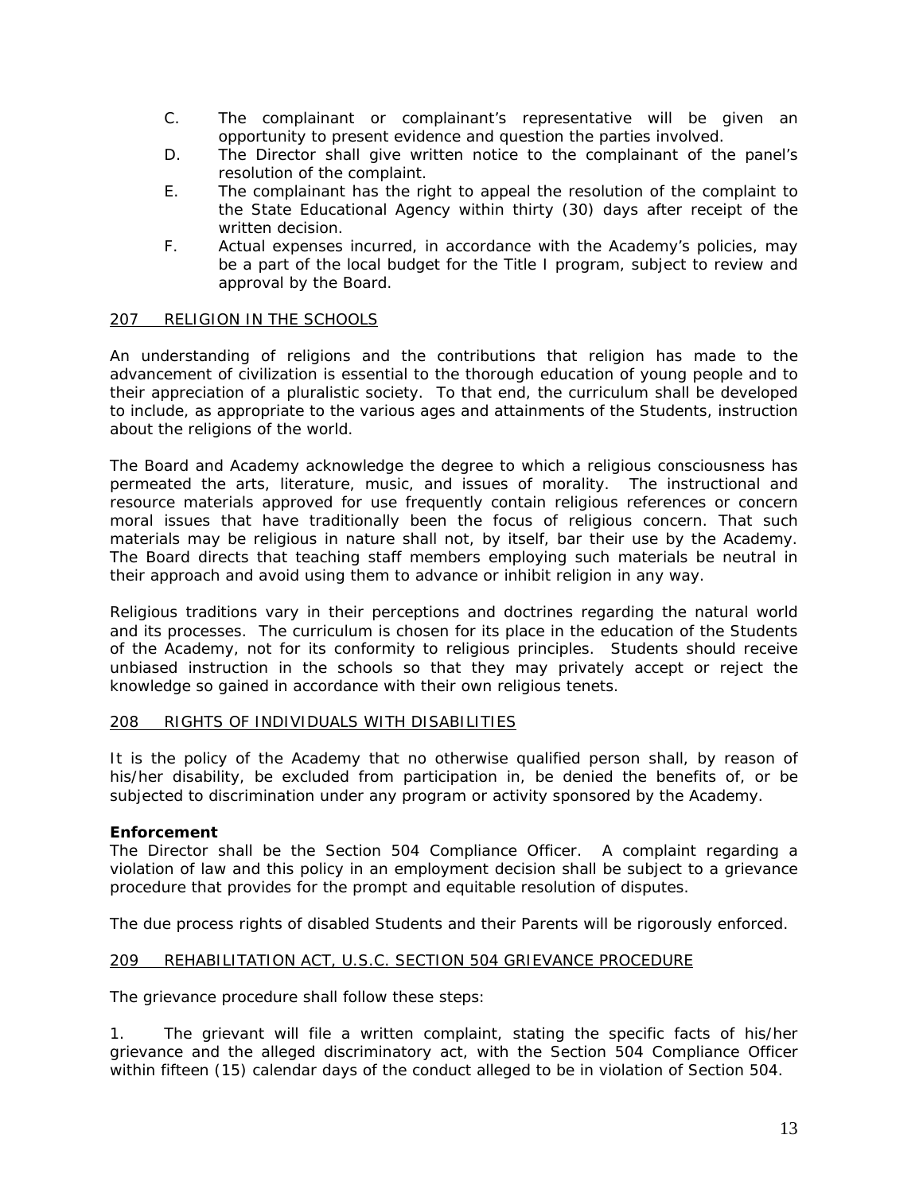C. The complainant or complainant's representative will be given an opportunity to present evidence and question the parties involved.

D. The Director shall give written notice to the complainant of the panel's resolution of the complaint.

E. The complainant has the right to appeal the resolution of the complaint to the State Educational Agency within thirty (30) days after receipt of the written decision.

F. Actual expenses incurred, in accordance with the Academy's policies, may be a part of the local budget for the Title I program, subject to review and approval by the Board.

## 207 RELIGION IN THE SCHOOLS

An understanding of religions and the contributions that religion has made to the advancement of civilization is essential to the thorough education of young people and to their appreciation of a pluralistic society. To that end, the curriculum shall be developed to include, as appropriate to the various ages and attainments of the Students, instruction about the religions of the world.

The Board and Academy acknowledge the degree to which a religious consciousness has permeated the arts, literature, music, and issues of morality. The instructional and resource materials approved for use frequently contain religious references or concern moral issues that have traditionally been the focus of religious concern. That such materials may be religious in nature shall not, by itself, bar their use by the Academy. The Board directs that teaching staff members employing such materials be neutral in their approach and avoid using them to advance or inhibit religion in any way.

Religious traditions vary in their perceptions and doctrines regarding the natural world and its processes. The curriculum is chosen for its place in the education of the Students of the Academy, not for its conformity to religious principles. Students should receive unbiased instruction in the schools so that they may privately accept or reject the knowledge so gained in accordance with their own religious tenets.

## 208 RIGHTS OF INDIVIDUALS WITH DISABILITIES

It is the policy of the Academy that no otherwise qualified person shall, by reason of his/her disability, be excluded from participation in, be denied the benefits of, or be subjected to discrimination under any program or activity sponsored by the Academy.

**Enforcement**

The Director shall be the Section 504 Compliance Officer. A complaint regarding a violation of law and this policy in an employment decision shall be subject to a grievance procedure that provides for the prompt and equitable resolution of disputes.

The due process rights of disabled Students and their Parents will be rigorously enforced.

## 209 REHABILITATION ACT, U.S.C. SECTION 504 GRIEVANCE PROCEDURE

The grievance procedure shall follow these steps:

1. The grievant will file a written complaint, stating the specific facts of his/her grievance and the alleged discriminatory act, with the Section 504 Compliance Officer within fifteen (15) calendar days of the conduct alleged to be in violation of Section 504.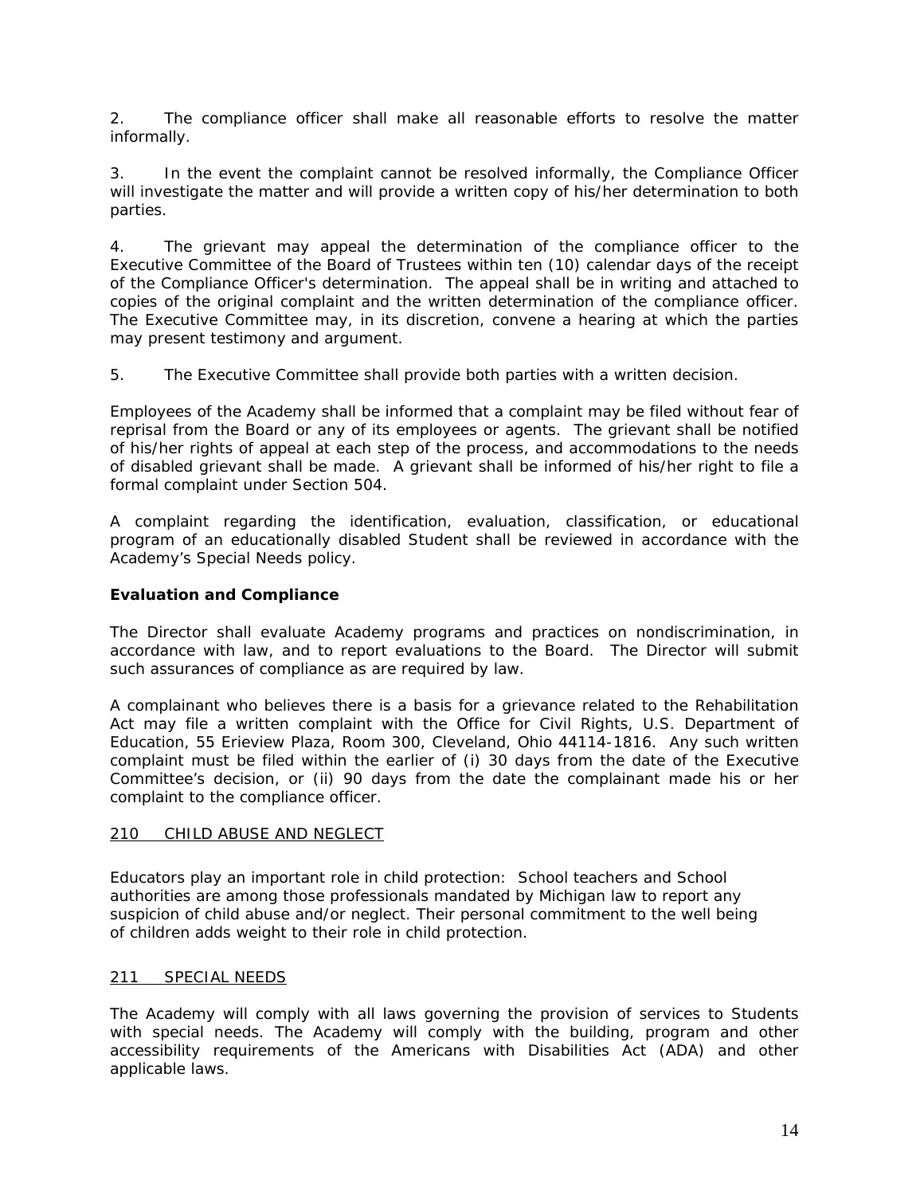2. The compliance officer shall make all reasonable efforts to resolve the matter informally.

3. In the event the complaint cannot be resolved informally, the Compliance Officer will investigate the matter and will provide a written copy of his/her determination to both parties.

4. The grievant may appeal the determination of the compliance officer to the Executive Committee of the Board of Trustees within ten (10) calendar days of the receipt of the Compliance Officer's determination. The appeal shall be in writing and attached to copies of the original complaint and the written determination of the compliance officer. The Executive Committee may, in its discretion, convene a hearing at which the parties may present testimony and argument.

5. The Executive Committee shall provide both parties with a written decision.

Employees of the Academy shall be informed that a complaint may be filed without fear of reprisal from the Board or any of its employees or agents. The grievant shall be notified of his/her rights of appeal at each step of the process, and accommodations to the needs of disabled grievant shall be made. A grievant shall be informed of his/her right to file a formal complaint under Section 504.

A complaint regarding the identification, evaluation, classification, or educational program of an educationally disabled Student shall be reviewed in accordance with the Academy's Special Needs policy.

**Evaluation and Compliance**

The Director shall evaluate Academy programs and practices on nondiscrimination, in accordance with law, and to report evaluations to the Board. The Director will submit such assurances of compliance as are required by law.

A complainant who believes there is a basis for a grievance related to the Rehabilitation Act may file a written complaint with the Office for Civil Rights, U.S. Department of Education, 55 Erieview Plaza, Room 300, Cleveland, Ohio 44114-1816. Any such written complaint must be filed within the earlier of (i) 30 days from the date of the Executive Committee's decision, or (ii) 90 days from the date the complainant made his or her complaint to the compliance officer.

## 210 CHILD ABUSE AND NEGLECT

Educators play an important role in child protection: School teachers and School authorities are among those professionals mandated by Michigan law to report any suspicion of child abuse and/or neglect. Their personal commitment to the well being of children adds weight to their role in child protection.

## 211 SPECIAL NEEDS

The Academy will comply with all laws governing the provision of services to Students with special needs. The Academy will comply with the building, program and other accessibility requirements of the Americans with Disabilities Act (ADA) and other applicable laws.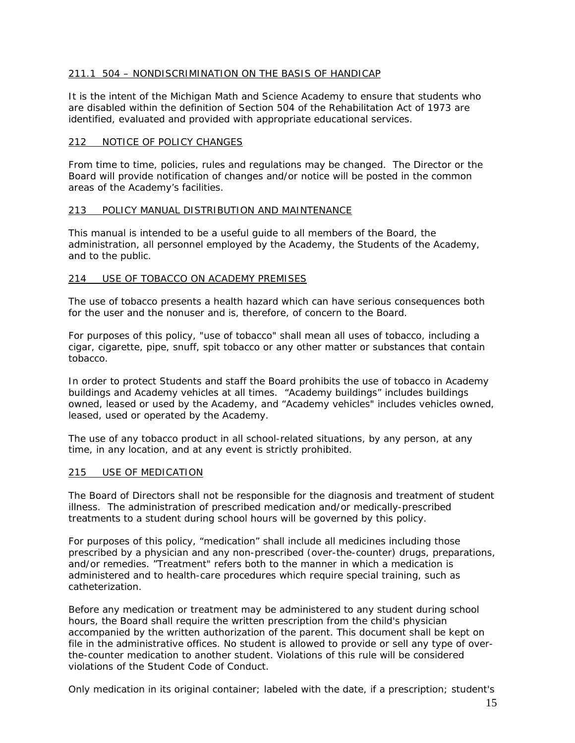## 211.1 504 – NONDISCRIMINATION ON THE BASIS OF HANDICAP

It is the intent of the Michigan Math and Science Academy to ensure that students who are disabled within the definition of Section 504 of the Rehabilitation Act of 1973 are identified, evaluated and provided with appropriate educational services.

## 212 NOTICE OF POLICY CHANGES

From time to time, policies, rules and regulations may be changed. The Director or the Board will provide notification of changes and/or notice will be posted in the common areas of the Academy's facilities.

## 213 POLICY MANUAL DISTRIBUTION AND MAINTENANCE

This manual is intended to be a useful guide to all members of the Board, the administration, all personnel employed by the Academy, the Students of the Academy, and to the public.

## 214 USE OF TOBACCO ON ACADEMY PREMISES

The use of tobacco presents a health hazard which can have serious consequences both for the user and the nonuser and is, therefore, of concern to the Board.

For purposes of this policy, "use of tobacco" shall mean all uses of tobacco, including a cigar, cigarette, pipe, snuff, spit tobacco or any other matter or substances that contain tobacco.

In order to protect Students and staff the Board prohibits the use of tobacco in Academy buildings and Academy vehicles at all times. "Academy buildings" includes buildings owned, leased or used by the Academy, and "Academy vehicles" includes vehicles owned, leased, used or operated by the Academy.

The use of any tobacco product in all school-related situations, by any person, at any time, in any location, and at any event is strictly prohibited.

## 215 USE OF MEDICATION

The Board of Directors shall not be responsible for the diagnosis and treatment of student illness. The administration of prescribed medication and/or medically-prescribed treatments to a student during school hours will be governed by this policy.

For purposes of this policy, "medication" shall include all medicines including those prescribed by a physician and any non-prescribed (over-the-counter) drugs, preparations, and/or remedies. "Treatment" refers both to the manner in which a medication is administered and to health-care procedures which require special training, such as catheterization.

Before any medication or treatment may be administered to any student during school hours, the Board shall require the written prescription from the child's physician accompanied by the written authorization of the parent. This document shall be kept on file in the administrative offices. No student is allowed to provide or sell any type of over-the-counter medication to another student. Violations of this rule will be considered violations of the Student Code of Conduct.

Only medication in its original container; labeled with the date, if a prescription; student's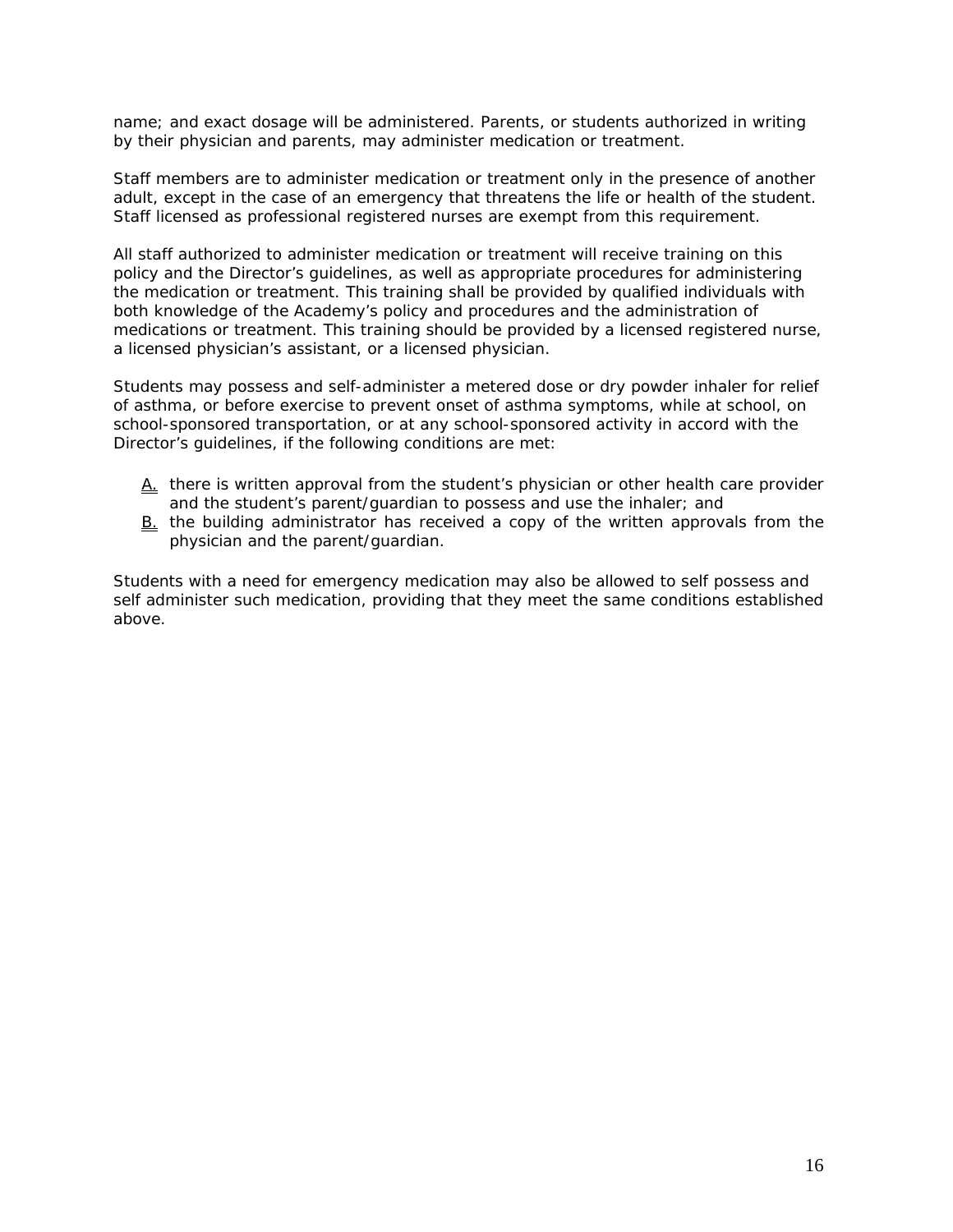name; and exact dosage will be administered. Parents, or students authorized in writing by their physician and parents, may administer medication or treatment.

Staff members are to administer medication or treatment only in the presence of another adult, except in the case of an emergency that threatens the life or health of the student. Staff licensed as professional registered nurses are exempt from this requirement.

All staff authorized to administer medication or treatment will receive training on this policy and the Director's guidelines, as well as appropriate procedures for administering the medication or treatment. This training shall be provided by qualified individuals with both knowledge of the Academy's policy and procedures and the administration of medications or treatment. This training should be provided by a licensed registered nurse, a licensed physician's assistant, or a licensed physician.

Students may possess and self-administer a metered dose or dry powder inhaler for relief of asthma, or before exercise to prevent onset of asthma symptoms, while at school, on school-sponsored transportation, or at any school-sponsored activity in accord with the Director's guidelines, if the following conditions are met:

A. there is written approval from the student's physician or other health care provider and the student's parent/guardian to possess and use the inhaler; and
B. the building administrator has received a copy of the written approvals from the physician and the parent/guardian.

Students with a need for emergency medication may also be allowed to self possess and self administer such medication, providing that they meet the same conditions established above.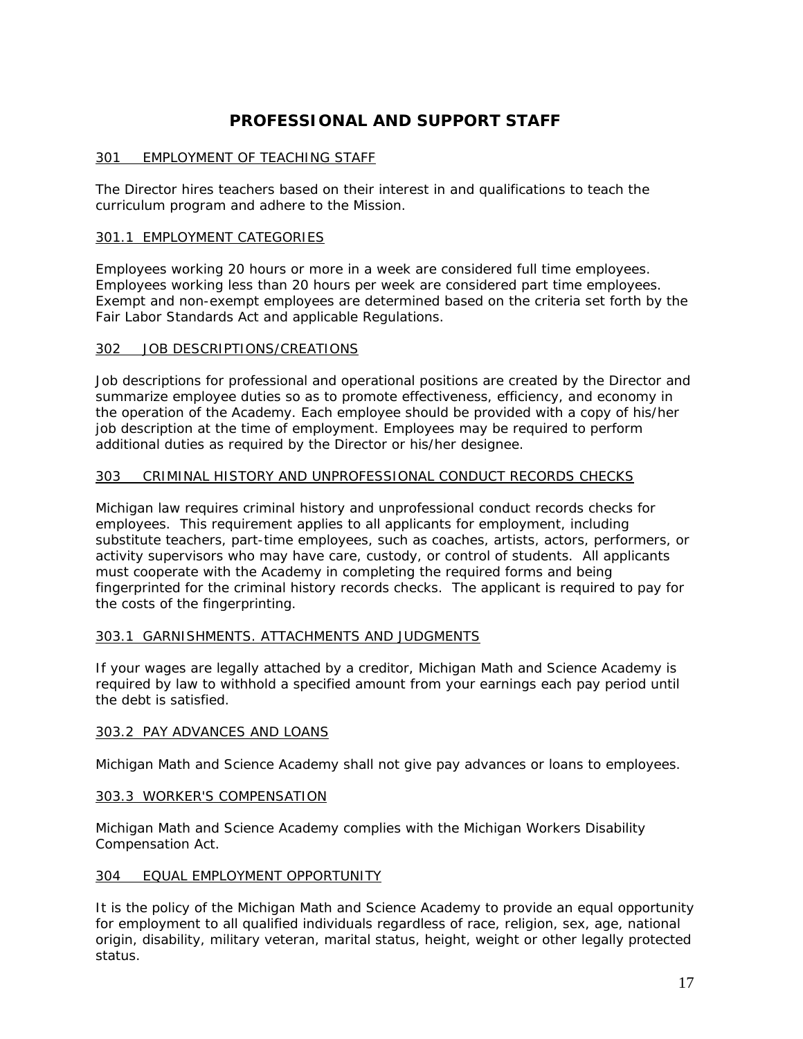# PROFESSIONAL AND SUPPORT STAFF

## 301 EMPLOYMENT OF TEACHING STAFF

The Director hires teachers based on their interest in and qualifications to teach the curriculum program and adhere to the Mission.

### 301.1 EMPLOYMENT CATEGORIES

Employees working 20 hours or more in a week are considered full time employees. Employees working less than 20 hours per week are considered part time employees. Exempt and non-exempt employees are determined based on the criteria set forth by the Fair Labor Standards Act and applicable Regulations.

## 302 JOB DESCRIPTIONS/CREATIONS

Job descriptions for professional and operational positions are created by the Director and summarize employee duties so as to promote effectiveness, efficiency, and economy in the operation of the Academy. Each employee should be provided with a copy of his/her job description at the time of employment. Employees may be required to perform additional duties as required by the Director or his/her designee.

## 303 CRIMINAL HISTORY AND UNPROFESSIONAL CONDUCT RECORDS CHECKS

Michigan law requires criminal history and unprofessional conduct records checks for employees. This requirement applies to all applicants for employment, including substitute teachers, part-time employees, such as coaches, artists, actors, performers, or activity supervisors who may have care, custody, or control of students. All applicants must cooperate with the Academy in completing the required forms and being fingerprinted for the criminal history records checks. The applicant is required to pay for the costs of the fingerprinting.

### 303.1 GARNISHMENTS. ATTACHMENTS AND JUDGMENTS

If your wages are legally attached by a creditor, Michigan Math and Science Academy is required by law to withhold a specified amount from your earnings each pay period until the debt is satisfied.

### 303.2 PAY ADVANCES AND LOANS

Michigan Math and Science Academy shall not give pay advances or loans to employees.

### 303.3 WORKER'S COMPENSATION

Michigan Math and Science Academy complies with the Michigan Workers Disability Compensation Act.

## 304 EQUAL EMPLOYMENT OPPORTUNITY

It is the policy of the Michigan Math and Science Academy to provide an equal opportunity for employment to all qualified individuals regardless of race, religion, sex, age, national origin, disability, military veteran, marital status, height, weight or other legally protected status.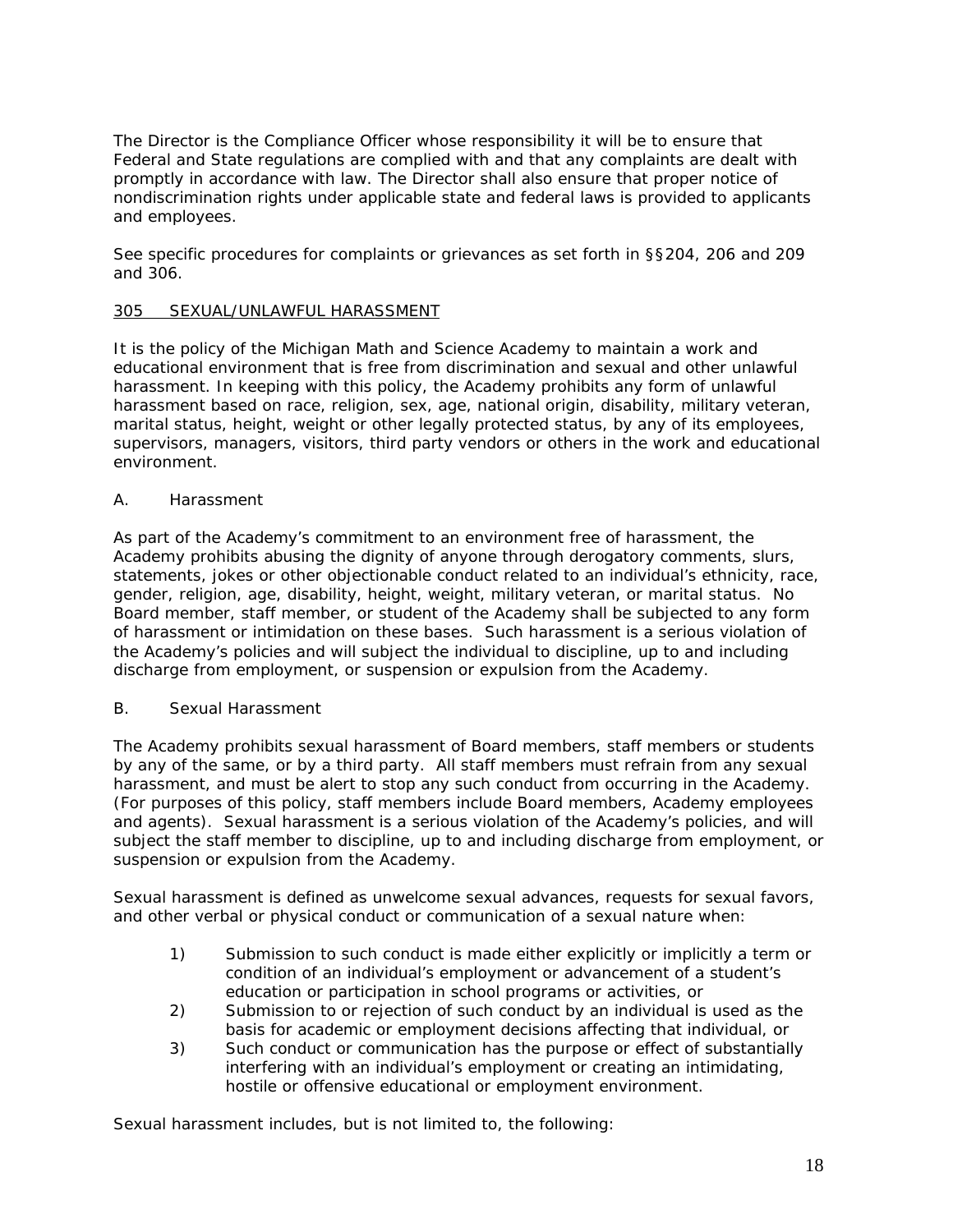The Director is the Compliance Officer whose responsibility it will be to ensure that Federal and State regulations are complied with and that any complaints are dealt with promptly in accordance with law. The Director shall also ensure that proper notice of nondiscrimination rights under applicable state and federal laws is provided to applicants and employees.

See specific procedures for complaints or grievances as set forth in §§204, 206 and 209 and 306.

## 305 SEXUAL/UNLAWFUL HARASSMENT

It is the policy of the Michigan Math and Science Academy to maintain a work and educational environment that is free from discrimination and sexual and other unlawful harassment. In keeping with this policy, the Academy prohibits any form of unlawful harassment based on race, religion, sex, age, national origin, disability, military veteran, marital status, height, weight or other legally protected status, by any of its employees, supervisors, managers, visitors, third party vendors or others in the work and educational environment.

### A. Harassment

As part of the Academy's commitment to an environment free of harassment, the Academy prohibits abusing the dignity of anyone through derogatory comments, slurs, statements, jokes or other objectionable conduct related to an individual's ethnicity, race, gender, religion, age, disability, height, weight, military veteran, or marital status. No Board member, staff member, or student of the Academy shall be subjected to any form of harassment or intimidation on these bases. Such harassment is a serious violation of the Academy's policies and will subject the individual to discipline, up to and including discharge from employment, or suspension or expulsion from the Academy.

### B. Sexual Harassment

The Academy prohibits sexual harassment of Board members, staff members or students by any of the same, or by a third party. All staff members must refrain from any sexual harassment, and must be alert to stop any such conduct from occurring in the Academy. (For purposes of this policy, staff members include Board members, Academy employees and agents). Sexual harassment is a serious violation of the Academy's policies, and will subject the staff member to discipline, up to and including discharge from employment, or suspension or expulsion from the Academy.

Sexual harassment is defined as unwelcome sexual advances, requests for sexual favors, and other verbal or physical conduct or communication of a sexual nature when:

1) Submission to such conduct is made either explicitly or implicitly a term or condition of an individual's employment or advancement of a student's education or participation in school programs or activities, or
2) Submission to or rejection of such conduct by an individual is used as the basis for academic or employment decisions affecting that individual, or
3) Such conduct or communication has the purpose or effect of substantially interfering with an individual's employment or creating an intimidating, hostile or offensive educational or employment environment.

Sexual harassment includes, but is not limited to, the following: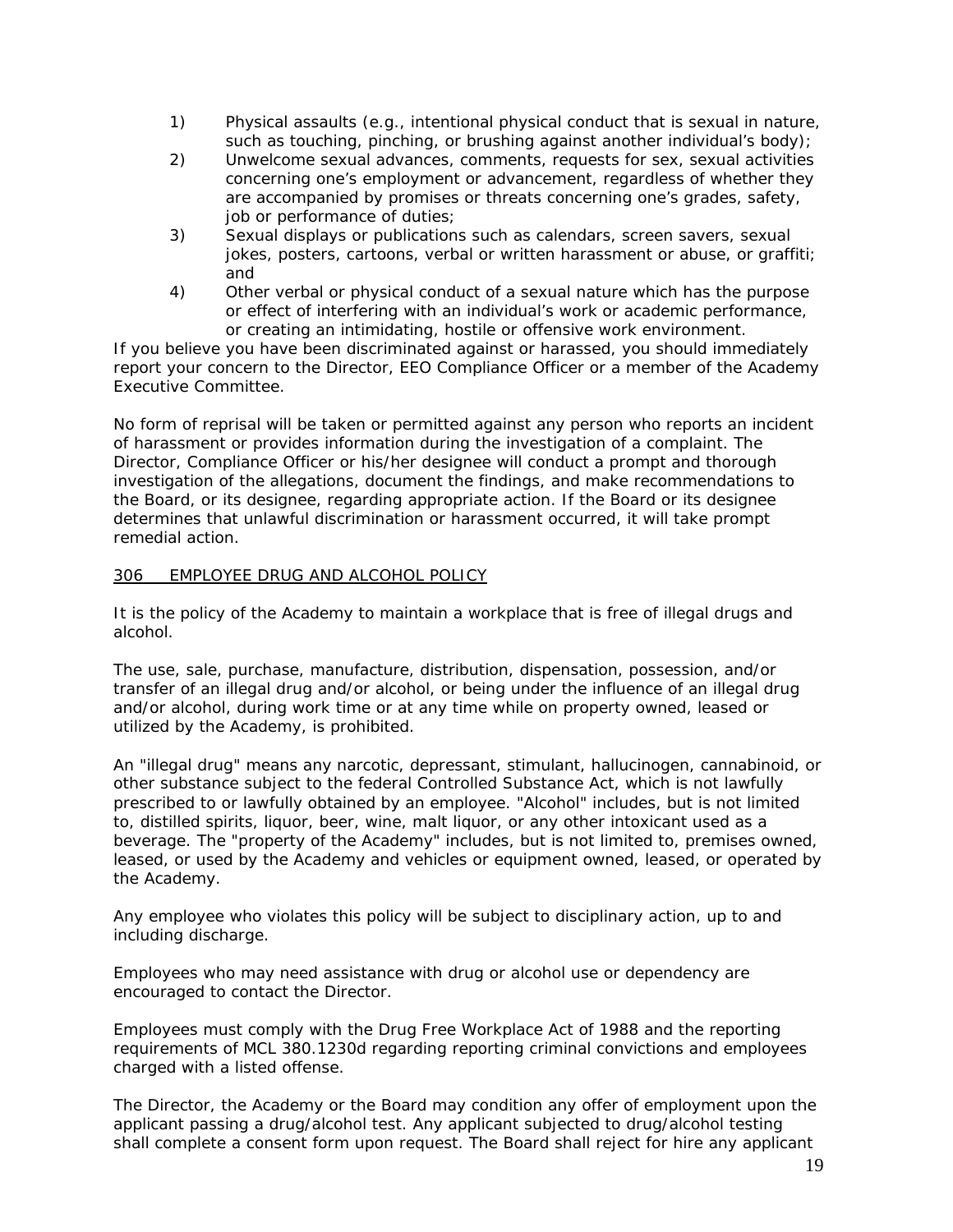1) Physical assaults (e.g., intentional physical conduct that is sexual in nature, such as touching, pinching, or brushing against another individual's body);
2) Unwelcome sexual advances, comments, requests for sex, sexual activities concerning one's employment or advancement, regardless of whether they are accompanied by promises or threats concerning one's grades, safety, job or performance of duties;
3) Sexual displays or publications such as calendars, screen savers, sexual jokes, posters, cartoons, verbal or written harassment or abuse, or graffiti; and
4) Other verbal or physical conduct of a sexual nature which has the purpose or effect of interfering with an individual's work or academic performance, or creating an intimidating, hostile or offensive work environment.

If you believe you have been discriminated against or harassed, you should immediately report your concern to the Director, EEO Compliance Officer or a member of the Academy Executive Committee.

No form of reprisal will be taken or permitted against any person who reports an incident of harassment or provides information during the investigation of a complaint. The Director, Compliance Officer or his/her designee will conduct a prompt and thorough investigation of the allegations, document the findings, and make recommendations to the Board, or its designee, regarding appropriate action. If the Board or its designee determines that unlawful discrimination or harassment occurred, it will take prompt remedial action.

## 306 EMPLOYEE DRUG AND ALCOHOL POLICY

It is the policy of the Academy to maintain a workplace that is free of illegal drugs and alcohol.

The use, sale, purchase, manufacture, distribution, dispensation, possession, and/or transfer of an illegal drug and/or alcohol, or being under the influence of an illegal drug and/or alcohol, during work time or at any time while on property owned, leased or utilized by the Academy, is prohibited.

An "illegal drug" means any narcotic, depressant, stimulant, hallucinogen, cannabinoid, or other substance subject to the federal Controlled Substance Act, which is not lawfully prescribed to or lawfully obtained by an employee. "Alcohol" includes, but is not limited to, distilled spirits, liquor, beer, wine, malt liquor, or any other intoxicant used as a beverage. The "property of the Academy" includes, but is not limited to, premises owned, leased, or used by the Academy and vehicles or equipment owned, leased, or operated by the Academy.

Any employee who violates this policy will be subject to disciplinary action, up to and including discharge.

Employees who may need assistance with drug or alcohol use or dependency are encouraged to contact the Director.

Employees must comply with the Drug Free Workplace Act of 1988 and the reporting requirements of MCL 380.1230d regarding reporting criminal convictions and employees charged with a listed offense.

The Director, the Academy or the Board may condition any offer of employment upon the applicant passing a drug/alcohol test. Any applicant subjected to drug/alcohol testing shall complete a consent form upon request. The Board shall reject for hire any applicant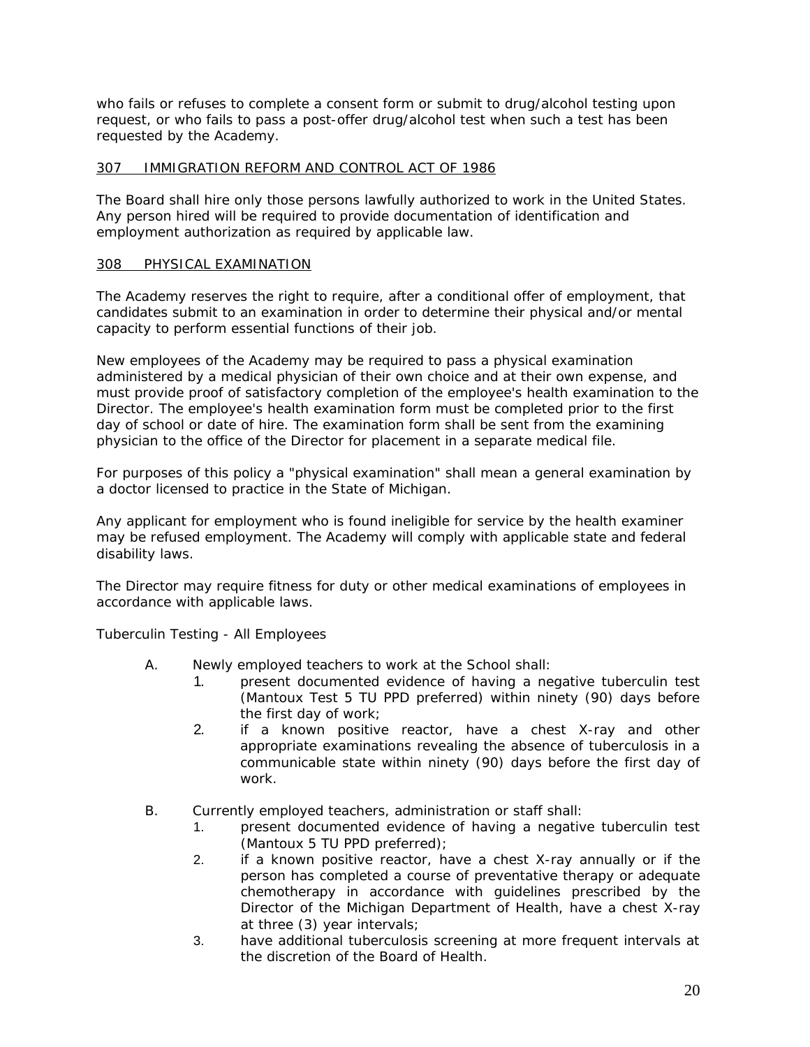who fails or refuses to complete a consent form or submit to drug/alcohol testing upon request, or who fails to pass a post-offer drug/alcohol test when such a test has been requested by the Academy.

## 307 IMMIGRATION REFORM AND CONTROL ACT OF 1986

The Board shall hire only those persons lawfully authorized to work in the United States. Any person hired will be required to provide documentation of identification and employment authorization as required by applicable law.

## 308 PHYSICAL EXAMINATION

The Academy reserves the right to require, after a conditional offer of employment, that candidates submit to an examination in order to determine their physical and/or mental capacity to perform essential functions of their job.

New employees of the Academy may be required to pass a physical examination administered by a medical physician of their own choice and at their own expense, and must provide proof of satisfactory completion of the employee's health examination to the Director. The employee's health examination form must be completed prior to the first day of school or date of hire. The examination form shall be sent from the examining physician to the office of the Director for placement in a separate medical file.

For purposes of this policy a "physical examination" shall mean a general examination by a doctor licensed to practice in the State of Michigan.

Any applicant for employment who is found ineligible for service by the health examiner may be refused employment. The Academy will comply with applicable state and federal disability laws.

The Director may require fitness for duty or other medical examinations of employees in accordance with applicable laws.

Tuberculin Testing - All Employees

A. Newly employed teachers to work at the School shall:
   1. present documented evidence of having a negative tuberculin test (Mantoux Test 5 TU PPD preferred) within ninety (90) days before the first day of work;
   2. if a known positive reactor, have a chest X-ray and other appropriate examinations revealing the absence of tuberculosis in a communicable state within ninety (90) days before the first day of work.

B. Currently employed teachers, administration or staff shall:
   1. present documented evidence of having a negative tuberculin test (Mantoux 5 TU PPD preferred);
   2. if a known positive reactor, have a chest X-ray annually or if the person has completed a course of preventative therapy or adequate chemotherapy in accordance with guidelines prescribed by the Director of the Michigan Department of Health, have a chest X-ray at three (3) year intervals;
   3. have additional tuberculosis screening at more frequent intervals at the discretion of the Board of Health.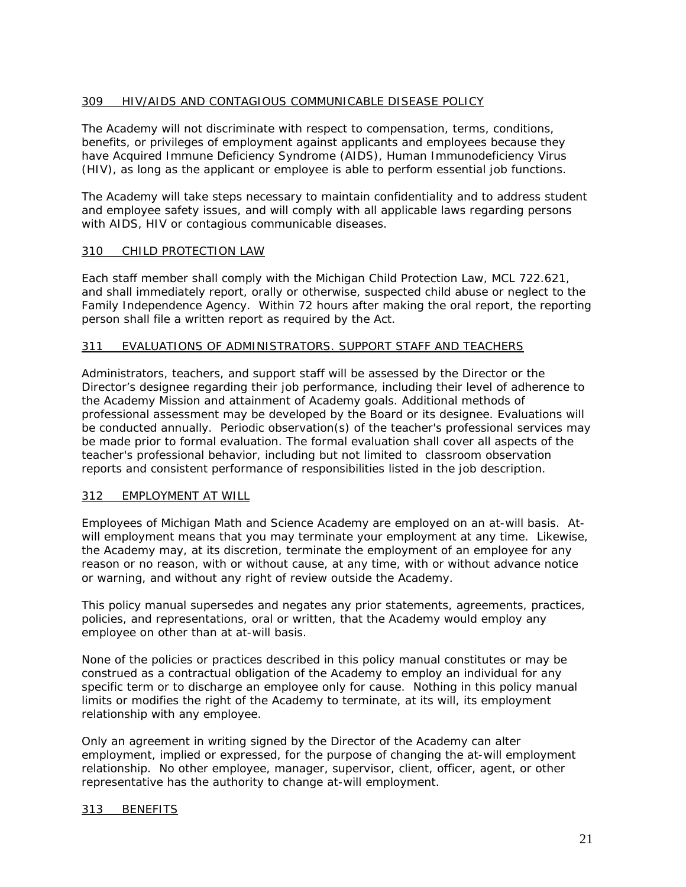## 309 HIV/AIDS AND CONTAGIOUS COMMUNICABLE DISEASE POLICY

The Academy will not discriminate with respect to compensation, terms, conditions, benefits, or privileges of employment against applicants and employees because they have Acquired Immune Deficiency Syndrome (AIDS), Human Immunodeficiency Virus (HIV), as long as the applicant or employee is able to perform essential job functions.

The Academy will take steps necessary to maintain confidentiality and to address student and employee safety issues, and will comply with all applicable laws regarding persons with AIDS, HIV or contagious communicable diseases.

## 310 CHILD PROTECTION LAW

Each staff member shall comply with the Michigan Child Protection Law, MCL 722.621, and shall immediately report, orally or otherwise, suspected child abuse or neglect to the Family Independence Agency. Within 72 hours after making the oral report, the reporting person shall file a written report as required by the Act.

## 311 EVALUATIONS OF ADMINISTRATORS. SUPPORT STAFF AND TEACHERS

Administrators, teachers, and support staff will be assessed by the Director or the Director's designee regarding their job performance, including their level of adherence to the Academy Mission and attainment of Academy goals. Additional methods of professional assessment may be developed by the Board or its designee. Evaluations will be conducted annually. Periodic observation(s) of the teacher's professional services may be made prior to formal evaluation. The formal evaluation shall cover all aspects of the teacher's professional behavior, including but not limited to classroom observation reports and consistent performance of responsibilities listed in the job description.

## 312 EMPLOYMENT AT WILL

Employees of Michigan Math and Science Academy are employed on an at-will basis. At-will employment means that you may terminate your employment at any time. Likewise, the Academy may, at its discretion, terminate the employment of an employee for any reason or no reason, with or without cause, at any time, with or without advance notice or warning, and without any right of review outside the Academy.

This policy manual supersedes and negates any prior statements, agreements, practices, policies, and representations, oral or written, that the Academy would employ any employee on other than at at-will basis.

None of the policies or practices described in this policy manual constitutes or may be construed as a contractual obligation of the Academy to employ an individual for any specific term or to discharge an employee only for cause. Nothing in this policy manual limits or modifies the right of the Academy to terminate, at its will, its employment relationship with any employee.

Only an agreement in writing signed by the Director of the Academy can alter employment, implied or expressed, for the purpose of changing the at-will employment relationship. No other employee, manager, supervisor, client, officer, agent, or other representative has the authority to change at-will employment.

## 313 BENEFITS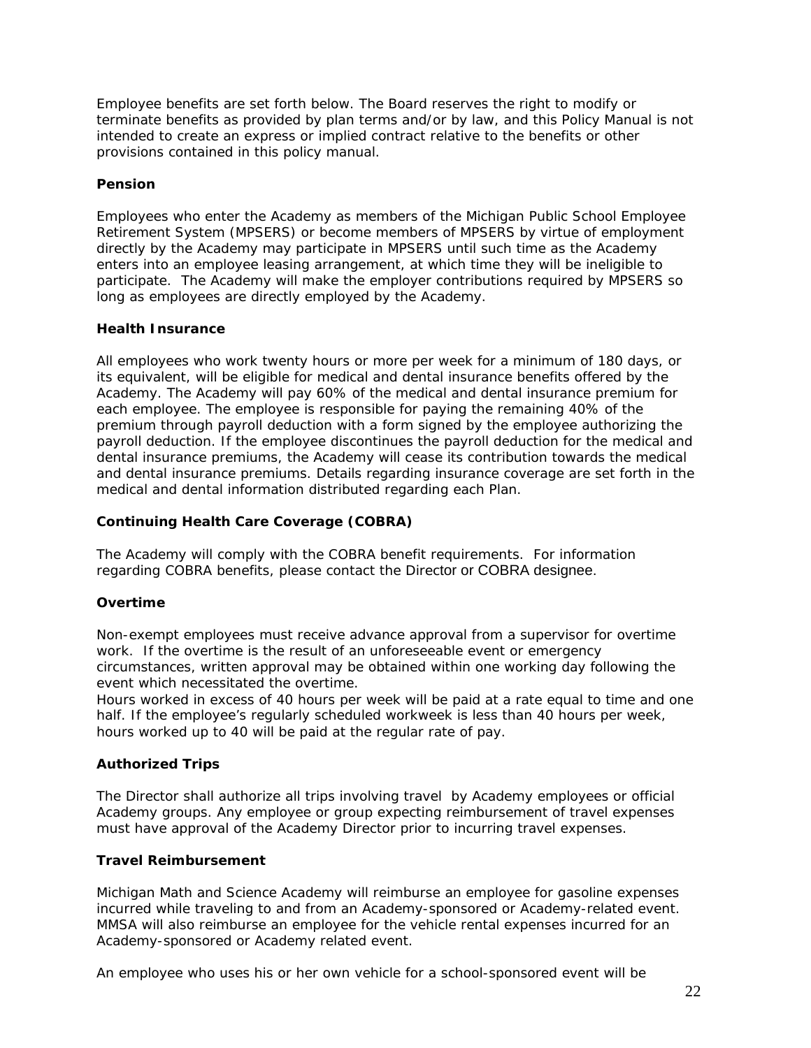Employee benefits are set forth below. The Board reserves the right to modify or terminate benefits as provided by plan terms and/or by law, and this Policy Manual is not intended to create an express or implied contract relative to the benefits or other provisions contained in this policy manual.

**Pension**

Employees who enter the Academy as members of the Michigan Public School Employee Retirement System (MPSERS) or become members of MPSERS by virtue of employment directly by the Academy may participate in MPSERS until such time as the Academy enters into an employee leasing arrangement, at which time they will be ineligible to participate. The Academy will make the employer contributions required by MPSERS so long as employees are directly employed by the Academy.

**Health Insurance**

All employees who work twenty hours or more per week for a minimum of 180 days, or its equivalent, will be eligible for medical and dental insurance benefits offered by the Academy. The Academy will pay 60% of the medical and dental insurance premium for each employee. The employee is responsible for paying the remaining 40% of the premium through payroll deduction with a form signed by the employee authorizing the payroll deduction. If the employee discontinues the payroll deduction for the medical and dental insurance premiums, the Academy will cease its contribution towards the medical and dental insurance premiums. Details regarding insurance coverage are set forth in the medical and dental information distributed regarding each Plan.

**Continuing Health Care Coverage (COBRA)**

The Academy will comply with the COBRA benefit requirements. For information regarding COBRA benefits, please contact the Director or COBRA designee.

**Overtime**

Non-exempt employees must receive advance approval from a supervisor for overtime work. If the overtime is the result of an unforeseeable event or emergency circumstances, written approval may be obtained within one working day following the event which necessitated the overtime.

Hours worked in excess of 40 hours per week will be paid at a rate equal to time and one half. If the employee's regularly scheduled workweek is less than 40 hours per week, hours worked up to 40 will be paid at the regular rate of pay.

**Authorized Trips**

The Director shall authorize all trips involving travel by Academy employees or official Academy groups. Any employee or group expecting reimbursement of travel expenses must have approval of the Academy Director prior to incurring travel expenses.

**Travel Reimbursement**

Michigan Math and Science Academy will reimburse an employee for gasoline expenses incurred while traveling to and from an Academy-sponsored or Academy-related event. MMSA will also reimburse an employee for the vehicle rental expenses incurred for an Academy-sponsored or Academy related event.

An employee who uses his or her own vehicle for a school-sponsored event will be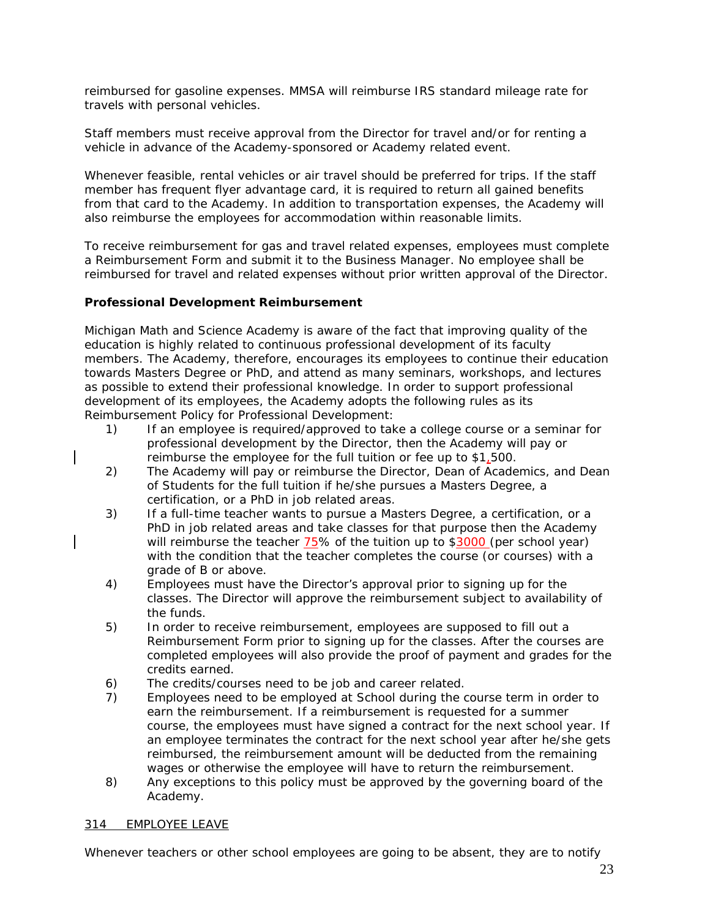reimbursed for gasoline expenses. MMSA will reimburse IRS standard mileage rate for travels with personal vehicles.

Staff members must receive approval from the Director for travel and/or for renting a vehicle in advance of the Academy-sponsored or Academy related event.

Whenever feasible, rental vehicles or air travel should be preferred for trips. If the staff member has frequent flyer advantage card, it is required to return all gained benefits from that card to the Academy. In addition to transportation expenses, the Academy will also reimburse the employees for accommodation within reasonable limits.

To receive reimbursement for gas and travel related expenses, employees must complete a Reimbursement Form and submit it to the Business Manager. No employee shall be reimbursed for travel and related expenses without prior written approval of the Director.

**Professional Development Reimbursement**

Michigan Math and Science Academy is aware of the fact that improving quality of the education is highly related to continuous professional development of its faculty members. The Academy, therefore, encourages its employees to continue their education towards Masters Degree or PhD, and attend as many seminars, workshops, and lectures as possible to extend their professional knowledge. In order to support professional development of its employees, the Academy adopts the following rules as its Reimbursement Policy for Professional Development:

1) If an employee is required/approved to take a college course or a seminar for professional development by the Director, then the Academy will pay or reimburse the employee for the full tuition or fee up to $1,500.
2) The Academy will pay or reimburse the Director, Dean of Academics, and Dean of Students for the full tuition if he/she pursues a Masters Degree, a certification, or a PhD in job related areas.
3) If a full-time teacher wants to pursue a Masters Degree, a certification, or a PhD in job related areas and take classes for that purpose then the Academy will reimburse the teacher 75% of the tuition up to $3000 (per school year) with the condition that the teacher completes the course (or courses) with a grade of B or above.
4) Employees must have the Director's approval prior to signing up for the classes. The Director will approve the reimbursement subject to availability of the funds.
5) In order to receive reimbursement, employees are supposed to fill out a Reimbursement Form prior to signing up for the classes. After the courses are completed employees will also provide the proof of payment and grades for the credits earned.
6) The credits/courses need to be job and career related.
7) Employees need to be employed at School during the course term in order to earn the reimbursement. If a reimbursement is requested for a summer course, the employees must have signed a contract for the next school year. If an employee terminates the contract for the next school year after he/she gets reimbursed, the reimbursement amount will be deducted from the remaining wages or otherwise the employee will have to return the reimbursement.
8) Any exceptions to this policy must be approved by the governing board of the Academy.

314 EMPLOYEE LEAVE

Whenever teachers or other school employees are going to be absent, they are to notify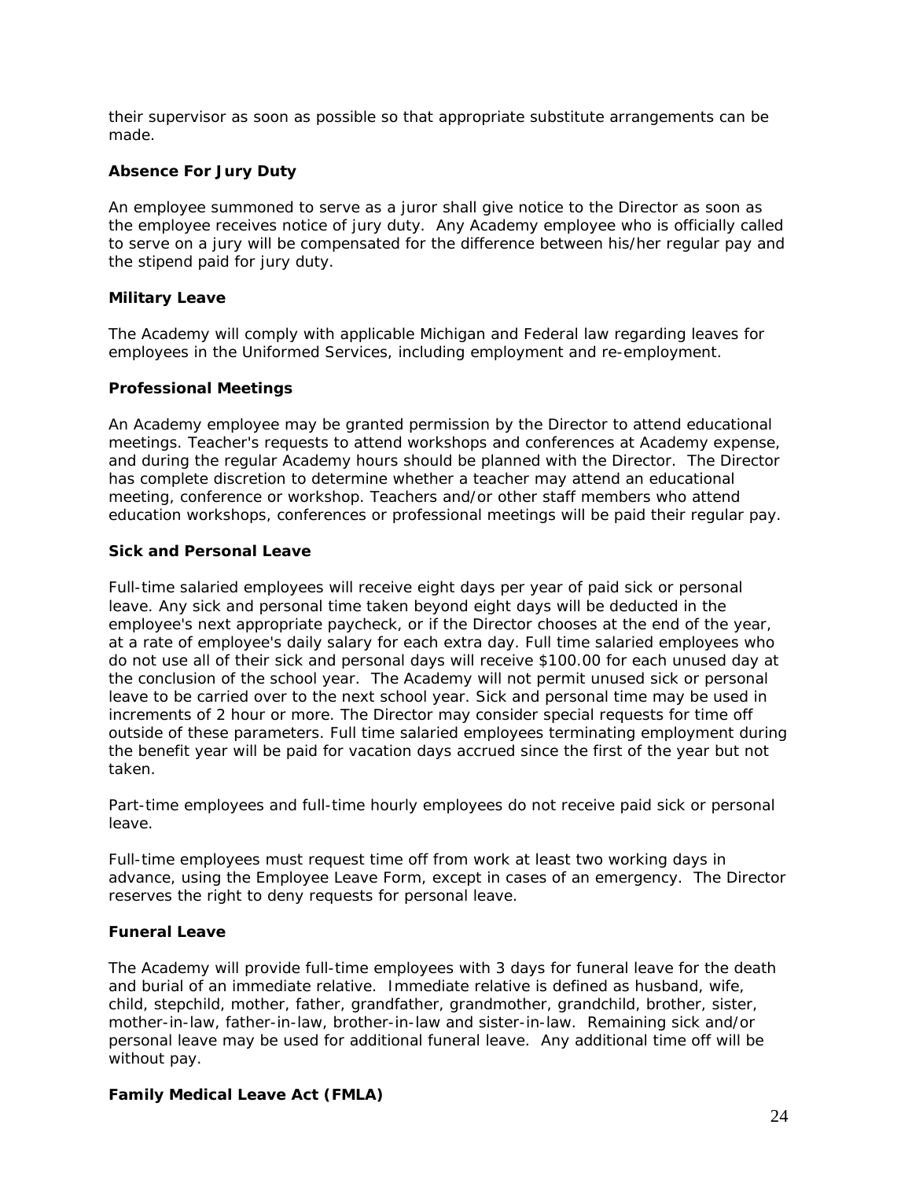their supervisor as soon as possible so that appropriate substitute arrangements can be made.

**Absence For Jury Duty**

An employee summoned to serve as a juror shall give notice to the Director as soon as the employee receives notice of jury duty. Any Academy employee who is officially called to serve on a jury will be compensated for the difference between his/her regular pay and the stipend paid for jury duty.

**Military Leave**

The Academy will comply with applicable Michigan and Federal law regarding leaves for employees in the Uniformed Services, including employment and re-employment.

**Professional Meetings**

An Academy employee may be granted permission by the Director to attend educational meetings. Teacher's requests to attend workshops and conferences at Academy expense, and during the regular Academy hours should be planned with the Director. The Director has complete discretion to determine whether a teacher may attend an educational meeting, conference or workshop. Teachers and/or other staff members who attend education workshops, conferences or professional meetings will be paid their regular pay.

**Sick and Personal Leave**

Full-time salaried employees will receive eight days per year of paid sick or personal leave. Any sick and personal time taken beyond eight days will be deducted in the employee's next appropriate paycheck, or if the Director chooses at the end of the year, at a rate of employee's daily salary for each extra day. Full time salaried employees who do not use all of their sick and personal days will receive $100.00 for each unused day at the conclusion of the school year. The Academy will not permit unused sick or personal leave to be carried over to the next school year. Sick and personal time may be used in increments of 2 hour or more. The Director may consider special requests for time off outside of these parameters. Full time salaried employees terminating employment during the benefit year will be paid for vacation days accrued since the first of the year but not taken.

Part-time employees and full-time hourly employees do not receive paid sick or personal leave.

Full-time employees must request time off from work at least two working days in advance, using the Employee Leave Form, except in cases of an emergency. The Director reserves the right to deny requests for personal leave.

**Funeral Leave**

The Academy will provide full-time employees with 3 days for funeral leave for the death and burial of an immediate relative. Immediate relative is defined as husband, wife, child, stepchild, mother, father, grandfather, grandmother, grandchild, brother, sister, mother-in-law, father-in-law, brother-in-law and sister-in-law. Remaining sick and/or personal leave may be used for additional funeral leave. Any additional time off will be without pay.

**Family Medical Leave Act (FMLA)**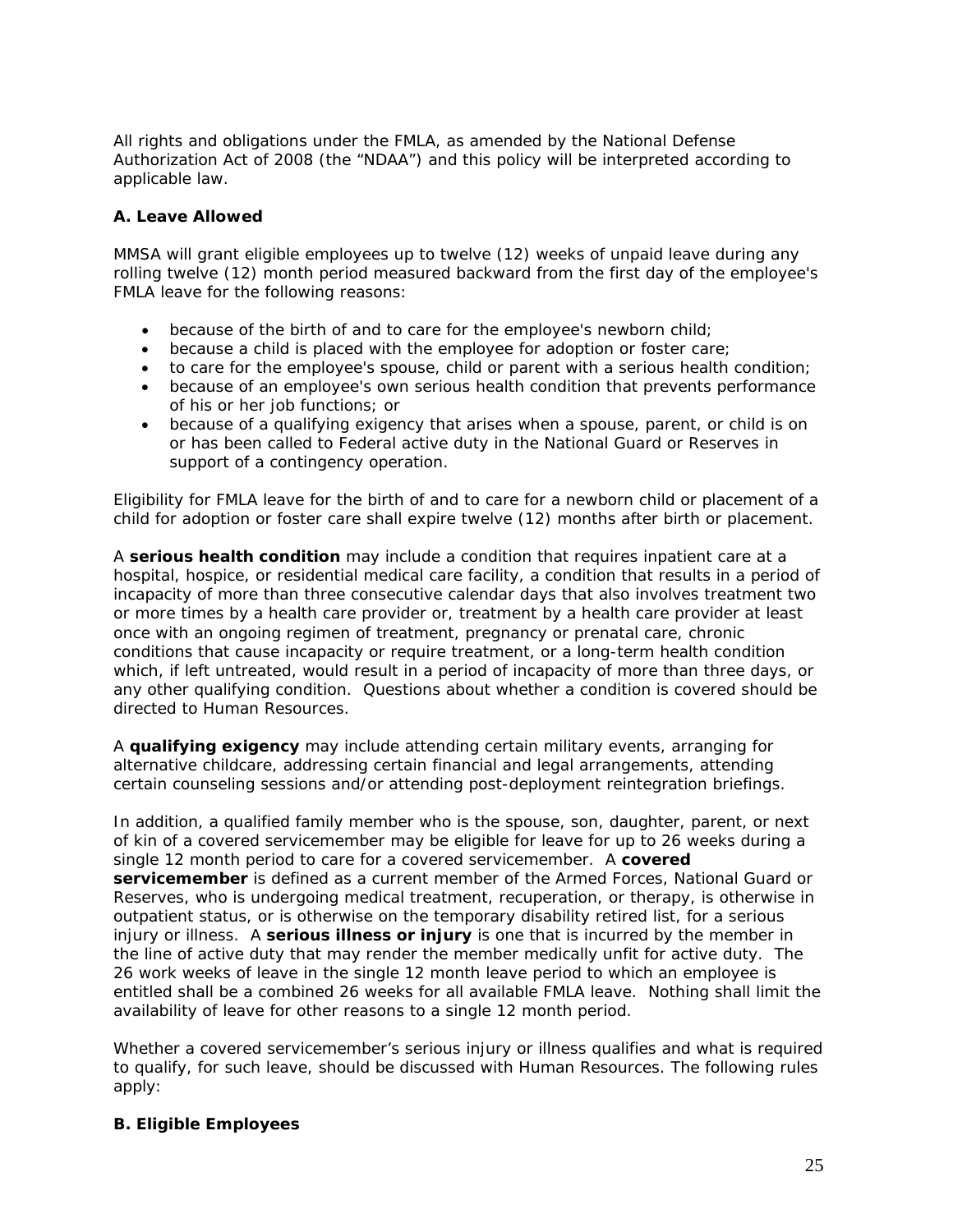All rights and obligations under the FMLA, as amended by the National Defense Authorization Act of 2008 (the "NDAA") and this policy will be interpreted according to applicable law.

### A. Leave Allowed

MMSA will grant eligible employees up to twelve (12) weeks of unpaid leave during any rolling twelve (12) month period measured backward from the first day of the employee's FMLA leave for the following reasons:

- because of the birth of and to care for the employee's newborn child;
- because a child is placed with the employee for adoption or foster care;
- to care for the employee's spouse, child or parent with a serious health condition;
- because of an employee's own serious health condition that prevents performance of his or her job functions; or
- because of a qualifying exigency that arises when a spouse, parent, or child is on or has been called to Federal active duty in the National Guard or Reserves in support of a contingency operation.

Eligibility for FMLA leave for the birth of and to care for a newborn child or placement of a child for adoption or foster care shall expire twelve (12) months after birth or placement.

A **serious health condition** may include a condition that requires inpatient care at a hospital, hospice, or residential medical care facility, a condition that results in a period of incapacity of more than three consecutive calendar days that also involves treatment two or more times by a health care provider or, treatment by a health care provider at least once with an ongoing regimen of treatment, pregnancy or prenatal care, chronic conditions that cause incapacity or require treatment, or a long-term health condition which, if left untreated, would result in a period of incapacity of more than three days, or any other qualifying condition. Questions about whether a condition is covered should be directed to Human Resources.

A **qualifying exigency** may include attending certain military events, arranging for alternative childcare, addressing certain financial and legal arrangements, attending certain counseling sessions and/or attending post-deployment reintegration briefings.

In addition, a qualified family member who is the spouse, son, daughter, parent, or next of kin of a covered servicemember may be eligible for leave for up to 26 weeks during a single 12 month period to care for a covered servicemember. A **covered servicemember** is defined as a current member of the Armed Forces, National Guard or Reserves, who is undergoing medical treatment, recuperation, or therapy, is otherwise in outpatient status, or is otherwise on the temporary disability retired list, for a serious injury or illness. A **serious illness or injury** is one that is incurred by the member in the line of active duty that may render the member medically unfit for active duty. The 26 work weeks of leave in the single 12 month leave period to which an employee is entitled shall be a combined 26 weeks for all available FMLA leave. Nothing shall limit the availability of leave for other reasons to a single 12 month period.

Whether a covered servicemember's serious injury or illness qualifies and what is required to qualify, for such leave, should be discussed with Human Resources. The following rules apply:

### B. Eligible Employees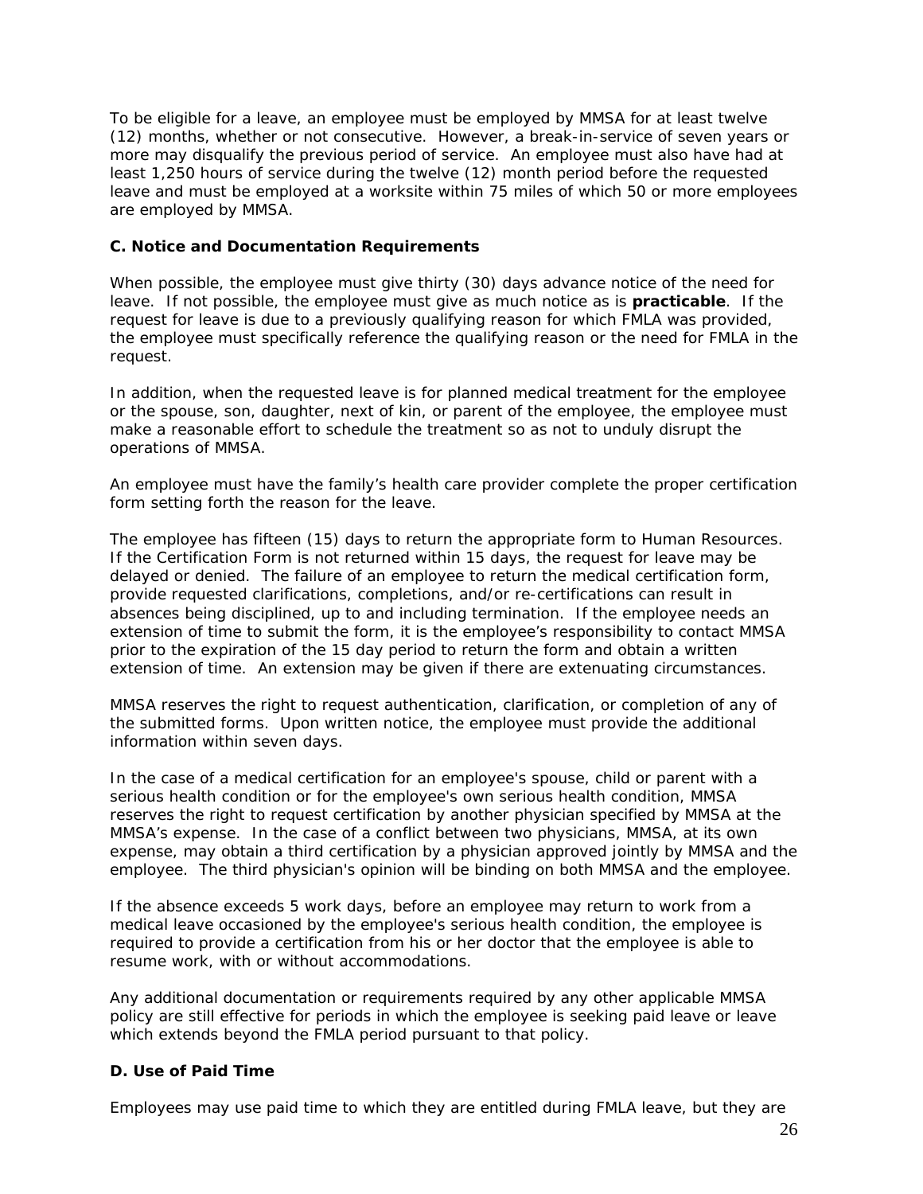To be eligible for a leave, an employee must be employed by MMSA for at least twelve (12) months, whether or not consecutive. However, a break-in-service of seven years or more may disqualify the previous period of service. An employee must also have had at least 1,250 hours of service during the twelve (12) month period before the requested leave and must be employed at a worksite within 75 miles of which 50 or more employees are employed by MMSA.

### C. Notice and Documentation Requirements

When possible, the employee must give thirty (30) days advance notice of the need for leave. If not possible, the employee must give as much notice as is **practicable**. If the request for leave is due to a previously qualifying reason for which FMLA was provided, the employee must specifically reference the qualifying reason or the need for FMLA in the request.

In addition, when the requested leave is for planned medical treatment for the employee or the spouse, son, daughter, next of kin, or parent of the employee, the employee must make a reasonable effort to schedule the treatment so as not to unduly disrupt the operations of MMSA.

An employee must have the family's health care provider complete the proper certification form setting forth the reason for the leave.

The employee has fifteen (15) days to return the appropriate form to Human Resources. If the Certification Form is not returned within 15 days, the request for leave may be delayed or denied. The failure of an employee to return the medical certification form, provide requested clarifications, completions, and/or re-certifications can result in absences being disciplined, up to and including termination. If the employee needs an extension of time to submit the form, it is the employee's responsibility to contact MMSA prior to the expiration of the 15 day period to return the form and obtain a written extension of time. An extension may be given if there are extenuating circumstances.

MMSA reserves the right to request authentication, clarification, or completion of any of the submitted forms. Upon written notice, the employee must provide the additional information within seven days.

In the case of a medical certification for an employee's spouse, child or parent with a serious health condition or for the employee's own serious health condition, MMSA reserves the right to request certification by another physician specified by MMSA at the MMSA's expense. In the case of a conflict between two physicians, MMSA, at its own expense, may obtain a third certification by a physician approved jointly by MMSA and the employee. The third physician's opinion will be binding on both MMSA and the employee.

If the absence exceeds 5 work days, before an employee may return to work from a medical leave occasioned by the employee's serious health condition, the employee is required to provide a certification from his or her doctor that the employee is able to resume work, with or without accommodations.

Any additional documentation or requirements required by any other applicable MMSA policy are still effective for periods in which the employee is seeking paid leave or leave which extends beyond the FMLA period pursuant to that policy.

### D. Use of Paid Time

Employees may use paid time to which they are entitled during FMLA leave, but they are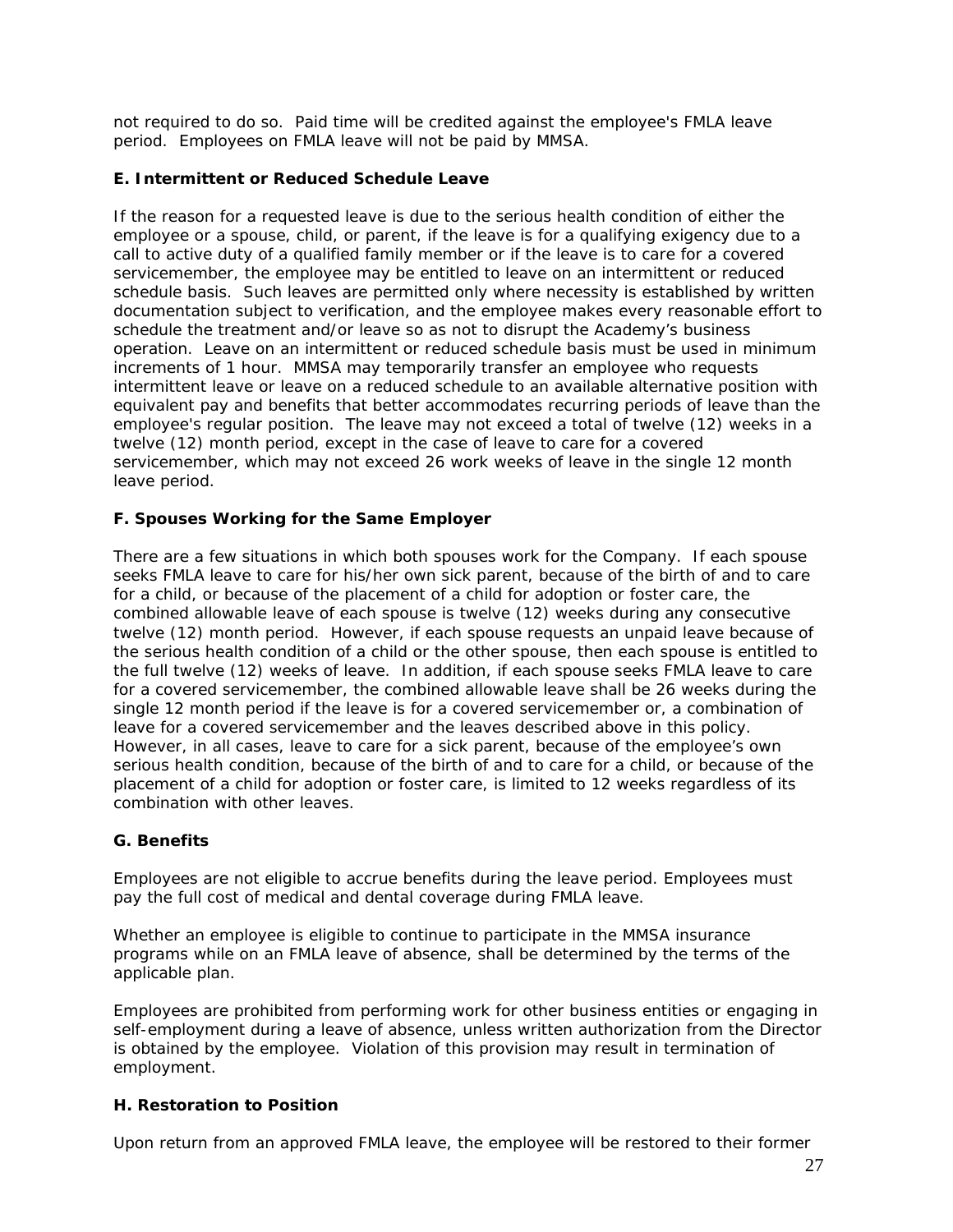not required to do so. Paid time will be credited against the employee's FMLA leave period. Employees on FMLA leave will not be paid by MMSA.

**E. Intermittent or Reduced Schedule Leave**

If the reason for a requested leave is due to the serious health condition of either the employee or a spouse, child, or parent, if the leave is for a qualifying exigency due to a call to active duty of a qualified family member or if the leave is to care for a covered servicemember, the employee may be entitled to leave on an intermittent or reduced schedule basis. Such leaves are permitted only where necessity is established by written documentation subject to verification, and the employee makes every reasonable effort to schedule the treatment and/or leave so as not to disrupt the Academy's business operation. Leave on an intermittent or reduced schedule basis must be used in minimum increments of 1 hour. MMSA may temporarily transfer an employee who requests intermittent leave or leave on a reduced schedule to an available alternative position with equivalent pay and benefits that better accommodates recurring periods of leave than the employee's regular position. The leave may not exceed a total of twelve (12) weeks in a twelve (12) month period, except in the case of leave to care for a covered servicemember, which may not exceed 26 work weeks of leave in the single 12 month leave period.

**F. Spouses Working for the Same Employer**

There are a few situations in which both spouses work for the Company. If each spouse seeks FMLA leave to care for his/her own sick parent, because of the birth of and to care for a child, or because of the placement of a child for adoption or foster care, the combined allowable leave of each spouse is twelve (12) weeks during any consecutive twelve (12) month period. However, if each spouse requests an unpaid leave because of the serious health condition of a child or the other spouse, then each spouse is entitled to the full twelve (12) weeks of leave. In addition, if each spouse seeks FMLA leave to care for a covered servicemember, the combined allowable leave shall be 26 weeks during the single 12 month period if the leave is for a covered servicemember or, a combination of leave for a covered servicemember and the leaves described above in this policy. However, in all cases, leave to care for a sick parent, because of the employee's own serious health condition, because of the birth of and to care for a child, or because of the placement of a child for adoption or foster care, is limited to 12 weeks regardless of its combination with other leaves.

**G. Benefits**

Employees are not eligible to accrue benefits during the leave period. Employees must pay the full cost of medical and dental coverage during FMLA leave.

Whether an employee is eligible to continue to participate in the MMSA insurance programs while on an FMLA leave of absence, shall be determined by the terms of the applicable plan.

Employees are prohibited from performing work for other business entities or engaging in self-employment during a leave of absence, unless written authorization from the Director is obtained by the employee. Violation of this provision may result in termination of employment.

**H. Restoration to Position**

Upon return from an approved FMLA leave, the employee will be restored to their former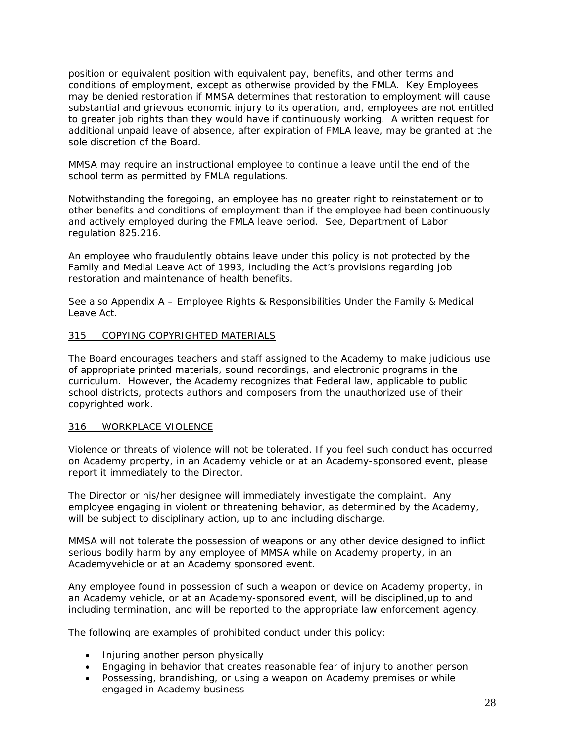position or equivalent position with equivalent pay, benefits, and other terms and conditions of employment, except as otherwise provided by the FMLA. Key Employees may be denied restoration if MMSA determines that restoration to employment will cause substantial and grievous economic injury to its operation, and, employees are not entitled to greater job rights than they would have if continuously working. A written request for additional unpaid leave of absence, after expiration of FMLA leave, may be granted at the sole discretion of the Board.

MMSA may require an instructional employee to continue a leave until the end of the school term as permitted by FMLA regulations.

Notwithstanding the foregoing, an employee has no greater right to reinstatement or to other benefits and conditions of employment than if the employee had been continuously and actively employed during the FMLA leave period. See, Department of Labor regulation 825.216.

An employee who fraudulently obtains leave under this policy is not protected by the Family and Medial Leave Act of 1993, including the Act's provisions regarding job restoration and maintenance of health benefits.

See also Appendix A – Employee Rights & Responsibilities Under the Family & Medical Leave Act.

## 315 COPYING COPYRIGHTED MATERIALS

The Board encourages teachers and staff assigned to the Academy to make judicious use of appropriate printed materials, sound recordings, and electronic programs in the curriculum. However, the Academy recognizes that Federal law, applicable to public school districts, protects authors and composers from the unauthorized use of their copyrighted work.

## 316 WORKPLACE VIOLENCE

Violence or threats of violence will not be tolerated. If you feel such conduct has occurred on Academy property, in an Academy vehicle or at an Academy-sponsored event, please report it immediately to the Director.

The Director or his/her designee will immediately investigate the complaint. Any employee engaging in violent or threatening behavior, as determined by the Academy, will be subject to disciplinary action, up to and including discharge.

MMSA will not tolerate the possession of weapons or any other device designed to inflict serious bodily harm by any employee of MMSA while on Academy property, in an Academyvehicle or at an Academy sponsored event.

Any employee found in possession of such a weapon or device on Academy property, in an Academy vehicle, or at an Academy-sponsored event, will be disciplined,up to and including termination, and will be reported to the appropriate law enforcement agency.

The following are examples of prohibited conduct under this policy:

- Injuring another person physically
- Engaging in behavior that creates reasonable fear of injury to another person
- Possessing, brandishing, or using a weapon on Academy premises or while engaged in Academy business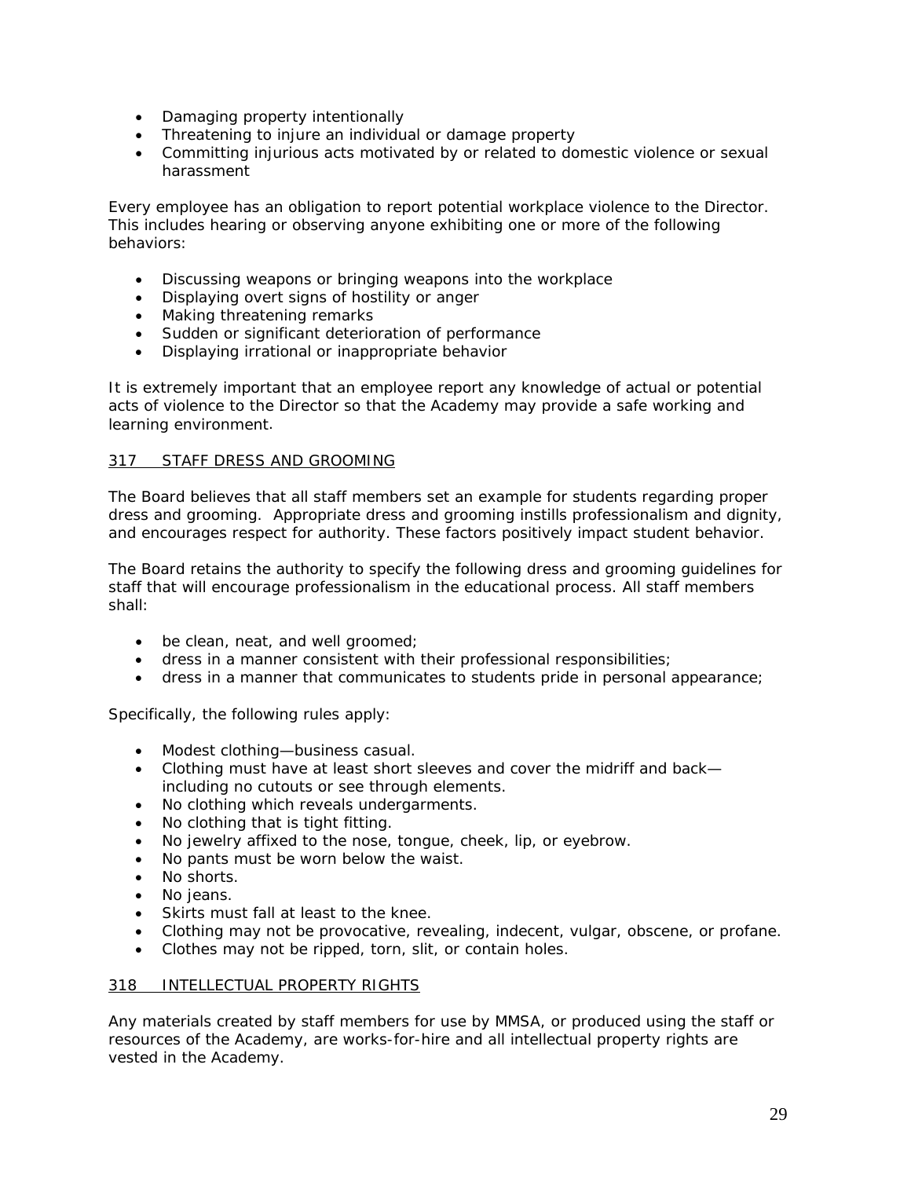- Damaging property intentionally
- Threatening to injure an individual or damage property
- Committing injurious acts motivated by or related to domestic violence or sexual harassment

Every employee has an obligation to report potential workplace violence to the Director. This includes hearing or observing anyone exhibiting one or more of the following behaviors:

- Discussing weapons or bringing weapons into the workplace
- Displaying overt signs of hostility or anger
- Making threatening remarks
- Sudden or significant deterioration of performance
- Displaying irrational or inappropriate behavior

It is extremely important that an employee report any knowledge of actual or potential acts of violence to the Director so that the Academy may provide a safe working and learning environment.

## 317 STAFF DRESS AND GROOMING

The Board believes that all staff members set an example for students regarding proper dress and grooming. Appropriate dress and grooming instills professionalism and dignity, and encourages respect for authority. These factors positively impact student behavior.

The Board retains the authority to specify the following dress and grooming guidelines for staff that will encourage professionalism in the educational process. All staff members shall:

- be clean, neat, and well groomed;
- dress in a manner consistent with their professional responsibilities;
- dress in a manner that communicates to students pride in personal appearance;

Specifically, the following rules apply:

- Modest clothing—business casual.
- Clothing must have at least short sleeves and cover the midriff and back—including no cutouts or see through elements.
- No clothing which reveals undergarments.
- No clothing that is tight fitting.
- No jewelry affixed to the nose, tongue, cheek, lip, or eyebrow.
- No pants must be worn below the waist.
- No shorts.
- No jeans.
- Skirts must fall at least to the knee.
- Clothing may not be provocative, revealing, indecent, vulgar, obscene, or profane.
- Clothes may not be ripped, torn, slit, or contain holes.

## 318 INTELLECTUAL PROPERTY RIGHTS

Any materials created by staff members for use by MMSA, or produced using the staff or resources of the Academy, are works-for-hire and all intellectual property rights are vested in the Academy.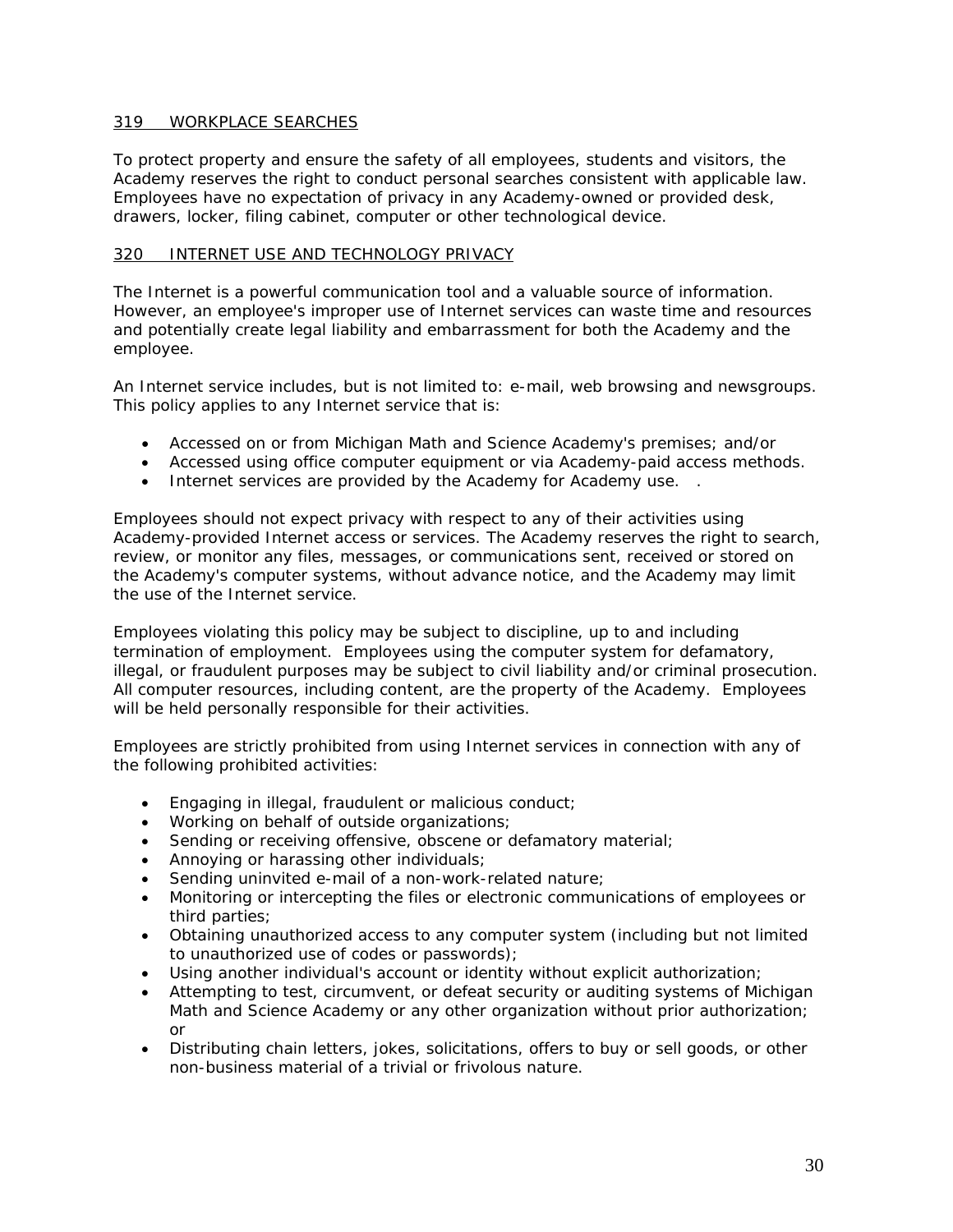## 319 WORKPLACE SEARCHES

To protect property and ensure the safety of all employees, students and visitors, the Academy reserves the right to conduct personal searches consistent with applicable law. Employees have no expectation of privacy in any Academy-owned or provided desk, drawers, locker, filing cabinet, computer or other technological device.

## 320 INTERNET USE AND TECHNOLOGY PRIVACY

The Internet is a powerful communication tool and a valuable source of information. However, an employee's improper use of Internet services can waste time and resources and potentially create legal liability and embarrassment for both the Academy and the employee.

An Internet service includes, but is not limited to: e-mail, web browsing and newsgroups. This policy applies to any Internet service that is:

- Accessed on or from Michigan Math and Science Academy's premises; and/or
- Accessed using office computer equipment or via Academy-paid access methods.
- Internet services are provided by the Academy for Academy use. .

Employees should not expect privacy with respect to any of their activities using Academy-provided Internet access or services. The Academy reserves the right to search, review, or monitor any files, messages, or communications sent, received or stored on the Academy's computer systems, without advance notice, and the Academy may limit the use of the Internet service.

Employees violating this policy may be subject to discipline, up to and including termination of employment. Employees using the computer system for defamatory, illegal, or fraudulent purposes may be subject to civil liability and/or criminal prosecution. All computer resources, including content, are the property of the Academy. Employees will be held personally responsible for their activities.

Employees are strictly prohibited from using Internet services in connection with any of the following prohibited activities:

- Engaging in illegal, fraudulent or malicious conduct;
- Working on behalf of outside organizations;
- Sending or receiving offensive, obscene or defamatory material;
- Annoying or harassing other individuals;
- Sending uninvited e-mail of a non-work-related nature;
- Monitoring or intercepting the files or electronic communications of employees or third parties;
- Obtaining unauthorized access to any computer system (including but not limited to unauthorized use of codes or passwords);
- Using another individual's account or identity without explicit authorization;
- Attempting to test, circumvent, or defeat security or auditing systems of Michigan Math and Science Academy or any other organization without prior authorization; or
- Distributing chain letters, jokes, solicitations, offers to buy or sell goods, or other non-business material of a trivial or frivolous nature.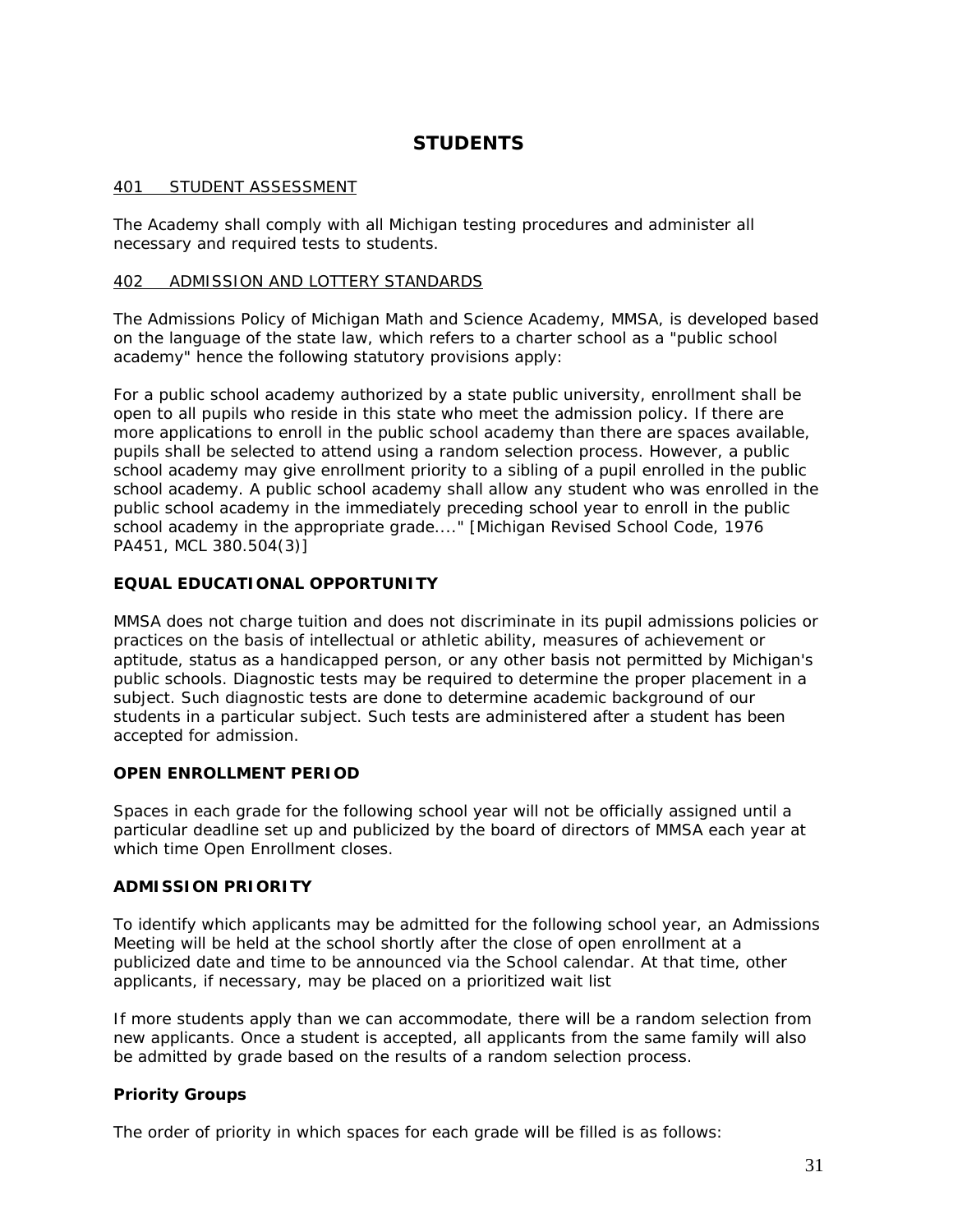# STUDENTS

## 401 STUDENT ASSESSMENT

The Academy shall comply with all Michigan testing procedures and administer all necessary and required tests to students.

## 402 ADMISSION AND LOTTERY STANDARDS

The Admissions Policy of Michigan Math and Science Academy, MMSA, is developed based on the language of the state law, which refers to a charter school as a "public school academy" hence the following statutory provisions apply:

For a public school academy authorized by a state public university, enrollment shall be open to all pupils who reside in this state who meet the admission policy. If there are more applications to enroll in the public school academy than there are spaces available, pupils shall be selected to attend using a random selection process. However, a public school academy may give enrollment priority to a sibling of a pupil enrolled in the public school academy. A public school academy shall allow any student who was enrolled in the public school academy in the immediately preceding school year to enroll in the public school academy in the appropriate grade...." [Michigan Revised School Code, 1976 PA451, MCL 380.504(3)]

### EQUAL EDUCATIONAL OPPORTUNITY

MMSA does not charge tuition and does not discriminate in its pupil admissions policies or practices on the basis of intellectual or athletic ability, measures of achievement or aptitude, status as a handicapped person, or any other basis not permitted by Michigan's public schools. Diagnostic tests may be required to determine the proper placement in a subject. Such diagnostic tests are done to determine academic background of our students in a particular subject. Such tests are administered after a student has been accepted for admission.

### OPEN ENROLLMENT PERIOD

Spaces in each grade for the following school year will not be officially assigned until a particular deadline set up and publicized by the board of directors of MMSA each year at which time Open Enrollment closes.

### ADMISSION PRIORITY

To identify which applicants may be admitted for the following school year, an Admissions Meeting will be held at the school shortly after the close of open enrollment at a publicized date and time to be announced via the School calendar. At that time, other applicants, if necessary, may be placed on a prioritized wait list

If more students apply than we can accommodate, there will be a random selection from new applicants. Once a student is accepted, all applicants from the same family will also be admitted by grade based on the results of a random selection process.

### Priority Groups

The order of priority in which spaces for each grade will be filled is as follows: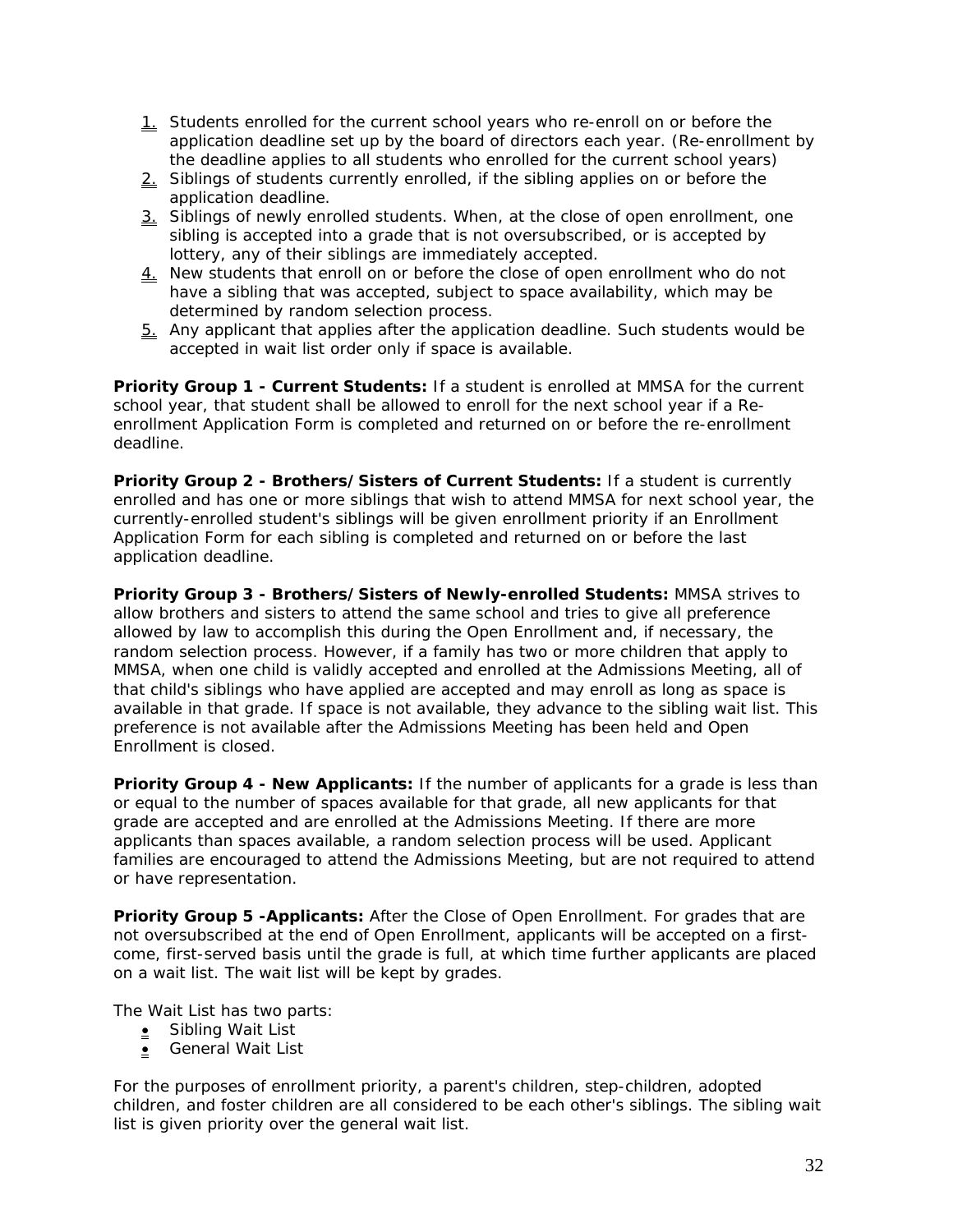1. Students enrolled for the current school years who re-enroll on or before the application deadline set up by the board of directors each year. (Re-enrollment by the deadline applies to all students who enrolled for the current school years)
2. Siblings of students currently enrolled, if the sibling applies on or before the application deadline.
3. Siblings of newly enrolled students. When, at the close of open enrollment, one sibling is accepted into a grade that is not oversubscribed, or is accepted by lottery, any of their siblings are immediately accepted.
4. New students that enroll on or before the close of open enrollment who do not have a sibling that was accepted, subject to space availability, which may be determined by random selection process.
5. Any applicant that applies after the application deadline. Such students would be accepted in wait list order only if space is available.

**Priority Group 1 - Current Students:** If a student is enrolled at MMSA for the current school year, that student shall be allowed to enroll for the next school year if a Re-enrollment Application Form is completed and returned on or before the re-enrollment deadline.

**Priority Group 2 - Brothers/Sisters of Current Students:** If a student is currently enrolled and has one or more siblings that wish to attend MMSA for next school year, the currently-enrolled student's siblings will be given enrollment priority if an Enrollment Application Form for each sibling is completed and returned on or before the last application deadline.

**Priority Group 3 - Brothers/Sisters of Newly-enrolled Students:** MMSA strives to allow brothers and sisters to attend the same school and tries to give all preference allowed by law to accomplish this during the Open Enrollment and, if necessary, the random selection process. However, if a family has two or more children that apply to MMSA, when one child is validly accepted and enrolled at the Admissions Meeting, all of that child's siblings who have applied are accepted and may enroll as long as space is available in that grade. If space is not available, they advance to the sibling wait list. This preference is not available after the Admissions Meeting has been held and Open Enrollment is closed.

**Priority Group 4 - New Applicants:** If the number of applicants for a grade is less than or equal to the number of spaces available for that grade, all new applicants for that grade are accepted and are enrolled at the Admissions Meeting. If there are more applicants than spaces available, a random selection process will be used. Applicant families are encouraged to attend the Admissions Meeting, but are not required to attend or have representation.

**Priority Group 5 -Applicants:** After the Close of Open Enrollment. For grades that are not oversubscribed at the end of Open Enrollment, applicants will be accepted on a first-come, first-served basis until the grade is full, at which time further applicants are placed on a wait list. The wait list will be kept by grades.

The Wait List has two parts:

- Sibling Wait List
- General Wait List

For the purposes of enrollment priority, a parent's children, step-children, adopted children, and foster children are all considered to be each other's siblings. The sibling wait list is given priority over the general wait list.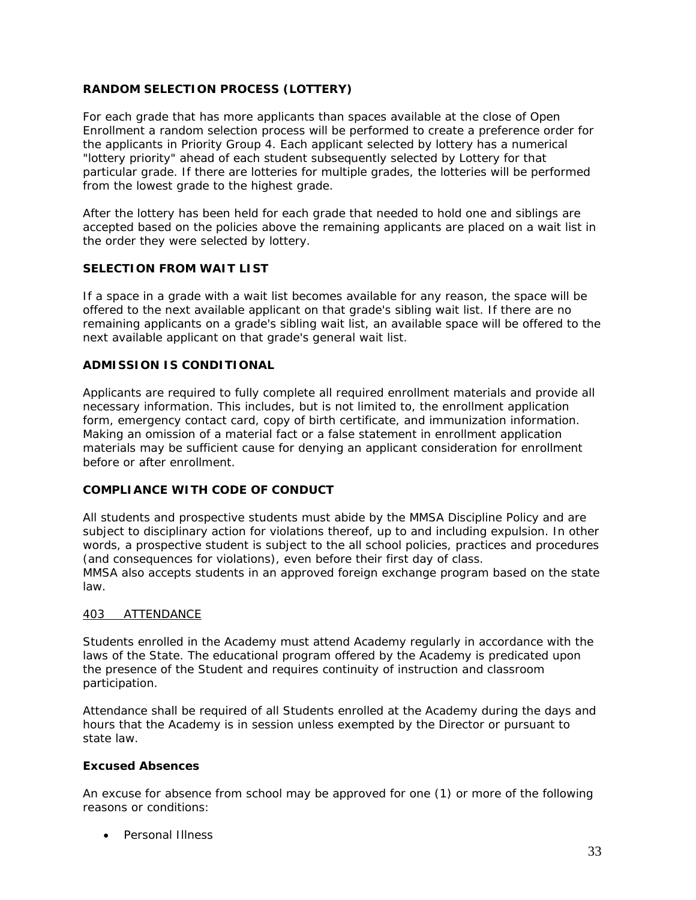### RANDOM SELECTION PROCESS (LOTTERY)

For each grade that has more applicants than spaces available at the close of Open Enrollment a random selection process will be performed to create a preference order for the applicants in Priority Group 4. Each applicant selected by lottery has a numerical "lottery priority" ahead of each student subsequently selected by Lottery for that particular grade. If there are lotteries for multiple grades, the lotteries will be performed from the lowest grade to the highest grade.

After the lottery has been held for each grade that needed to hold one and siblings are accepted based on the policies above the remaining applicants are placed on a wait list in the order they were selected by lottery.

### SELECTION FROM WAIT LIST

If a space in a grade with a wait list becomes available for any reason, the space will be offered to the next available applicant on that grade's sibling wait list. If there are no remaining applicants on a grade's sibling wait list, an available space will be offered to the next available applicant on that grade's general wait list.

### ADMISSION IS CONDITIONAL

Applicants are required to fully complete all required enrollment materials and provide all necessary information. This includes, but is not limited to, the enrollment application form, emergency contact card, copy of birth certificate, and immunization information. Making an omission of a material fact or a false statement in enrollment application materials may be sufficient cause for denying an applicant consideration for enrollment before or after enrollment.

### COMPLIANCE WITH CODE OF CONDUCT

All students and prospective students must abide by the MMSA Discipline Policy and are subject to disciplinary action for violations thereof, up to and including expulsion. In other words, a prospective student is subject to the all school policies, practices and procedures (and consequences for violations), even before their first day of class.
MMSA also accepts students in an approved foreign exchange program based on the state law.

## 403 ATTENDANCE

Students enrolled in the Academy must attend Academy regularly in accordance with the laws of the State. The educational program offered by the Academy is predicated upon the presence of the Student and requires continuity of instruction and classroom participation.

Attendance shall be required of all Students enrolled at the Academy during the days and hours that the Academy is in session unless exempted by the Director or pursuant to state law.

### Excused Absences

An excuse for absence from school may be approved for one (1) or more of the following reasons or conditions:

- Personal Illness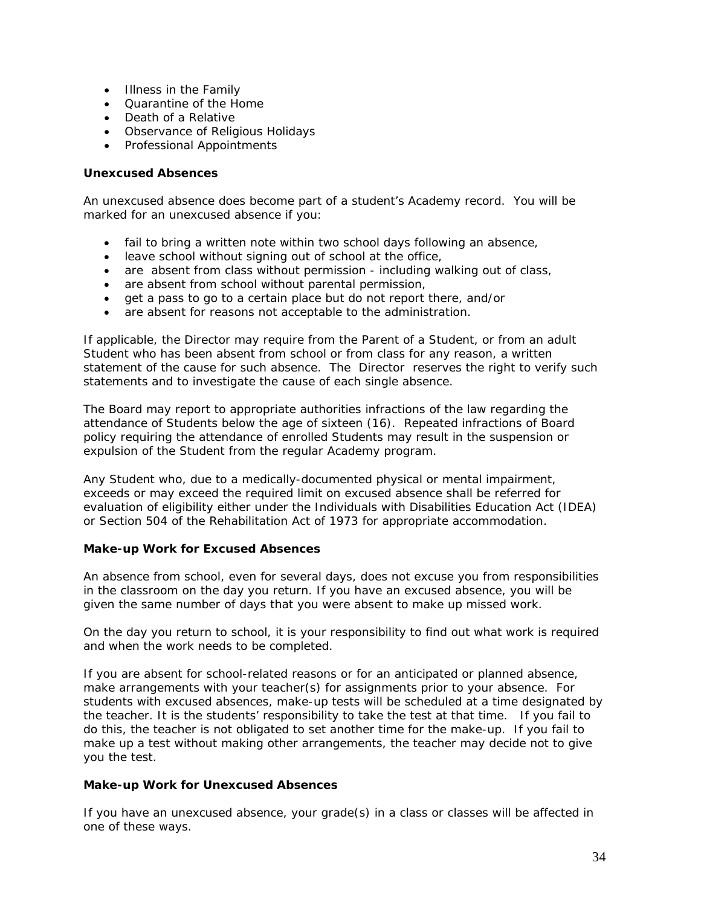- Illness in the Family
- Quarantine of the Home
- Death of a Relative
- Observance of Religious Holidays
- Professional Appointments

**Unexcused Absences**

An unexcused absence does become part of a student's Academy record. You will be marked for an unexcused absence if you:

- fail to bring a written note within two school days following an absence,
- leave school without signing out of school at the office,
- are absent from class without permission - including walking out of class,
- are absent from school without parental permission,
- get a pass to go to a certain place but do not report there, and/or
- are absent for reasons not acceptable to the administration.

If applicable, the Director may require from the Parent of a Student, or from an adult Student who has been absent from school or from class for any reason, a written statement of the cause for such absence. The Director reserves the right to verify such statements and to investigate the cause of each single absence.

The Board may report to appropriate authorities infractions of the law regarding the attendance of Students below the age of sixteen (16). Repeated infractions of Board policy requiring the attendance of enrolled Students may result in the suspension or expulsion of the Student from the regular Academy program.

Any Student who, due to a medically-documented physical or mental impairment, exceeds or may exceed the required limit on excused absence shall be referred for evaluation of eligibility either under the Individuals with Disabilities Education Act (IDEA) or Section 504 of the Rehabilitation Act of 1973 for appropriate accommodation.

**Make-up Work for Excused Absences**

An absence from school, even for several days, does not excuse you from responsibilities in the classroom on the day you return. If you have an excused absence, you will be given the same number of days that you were absent to make up missed work.

On the day you return to school, it is your responsibility to find out what work is required and when the work needs to be completed.

If you are absent for school-related reasons or for an anticipated or planned absence, make arrangements with your teacher(s) for assignments prior to your absence. For students with excused absences, make-up tests will be scheduled at a time designated by the teacher. It is the students' responsibility to take the test at that time. If you fail to do this, the teacher is not obligated to set another time for the make-up. If you fail to make up a test without making other arrangements, the teacher may decide not to give you the test.

**Make-up Work for Unexcused Absences**

If you have an unexcused absence, your grade(s) in a class or classes will be affected in one of these ways.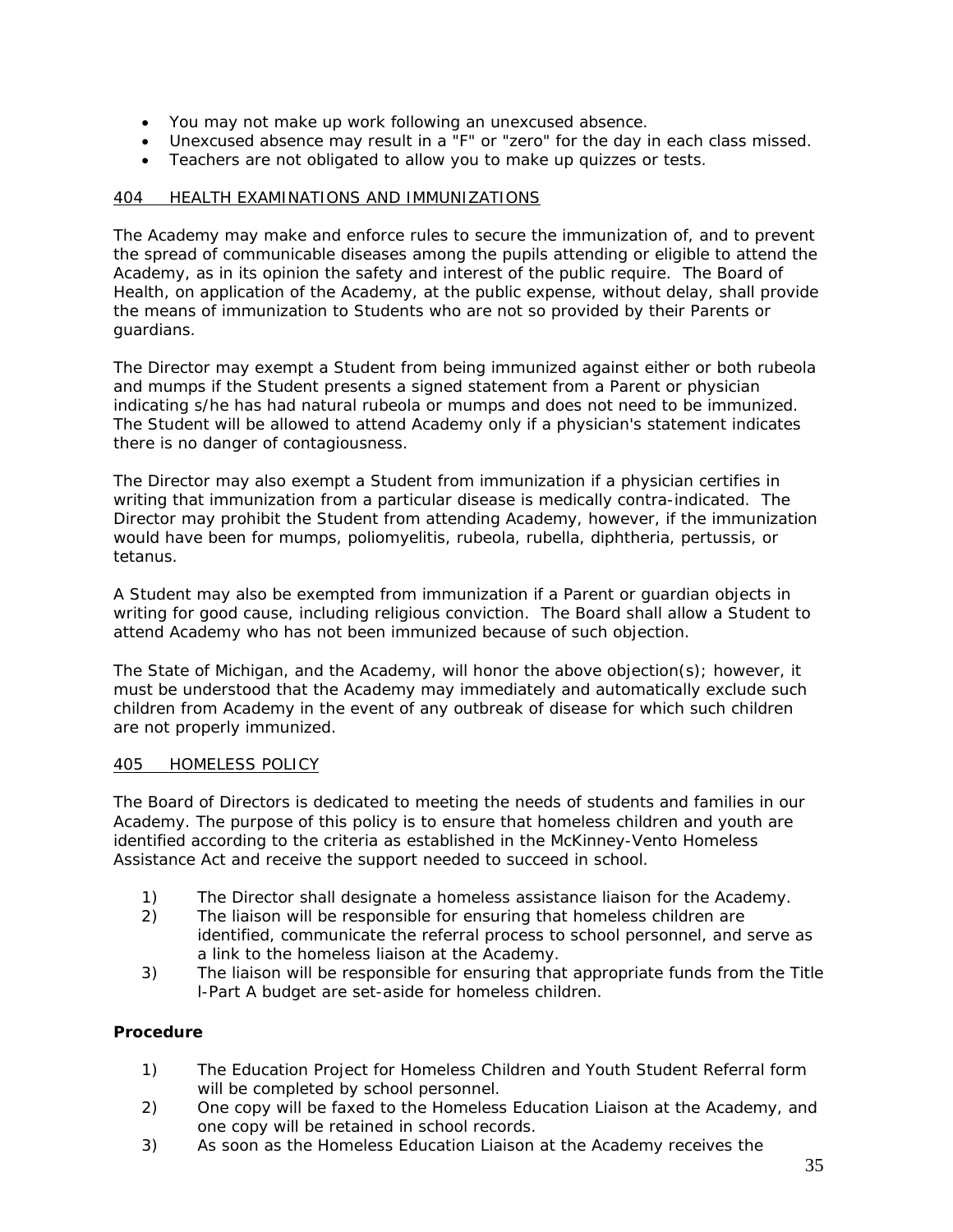- You may not make up work following an unexcused absence.
- Unexcused absence may result in a "F" or "zero" for the day in each class missed.
- Teachers are not obligated to allow you to make up quizzes or tests.

## 404 HEALTH EXAMINATIONS AND IMMUNIZATIONS

The Academy may make and enforce rules to secure the immunization of, and to prevent the spread of communicable diseases among the pupils attending or eligible to attend the Academy, as in its opinion the safety and interest of the public require. The Board of Health, on application of the Academy, at the public expense, without delay, shall provide the means of immunization to Students who are not so provided by their Parents or guardians.

The Director may exempt a Student from being immunized against either or both rubeola and mumps if the Student presents a signed statement from a Parent or physician indicating s/he has had natural rubeola or mumps and does not need to be immunized. The Student will be allowed to attend Academy only if a physician's statement indicates there is no danger of contagiousness.

The Director may also exempt a Student from immunization if a physician certifies in writing that immunization from a particular disease is medically contra-indicated. The Director may prohibit the Student from attending Academy, however, if the immunization would have been for mumps, poliomyelitis, rubeola, rubella, diphtheria, pertussis, or tetanus.

A Student may also be exempted from immunization if a Parent or guardian objects in writing for good cause, including religious conviction. The Board shall allow a Student to attend Academy who has not been immunized because of such objection.

The State of Michigan, and the Academy, will honor the above objection(s); however, it must be understood that the Academy may immediately and automatically exclude such children from Academy in the event of any outbreak of disease for which such children are not properly immunized.

## 405 HOMELESS POLICY

The Board of Directors is dedicated to meeting the needs of students and families in our Academy. The purpose of this policy is to ensure that homeless children and youth are identified according to the criteria as established in the McKinney-Vento Homeless Assistance Act and receive the support needed to succeed in school.

1) The Director shall designate a homeless assistance liaison for the Academy.
2) The liaison will be responsible for ensuring that homeless children are identified, communicate the referral process to school personnel, and serve as a link to the homeless liaison at the Academy.
3) The liaison will be responsible for ensuring that appropriate funds from the Title l-Part A budget are set-aside for homeless children.

**Procedure**

1) The Education Project for Homeless Children and Youth Student Referral form will be completed by school personnel.
2) One copy will be faxed to the Homeless Education Liaison at the Academy, and one copy will be retained in school records.
3) As soon as the Homeless Education Liaison at the Academy receives the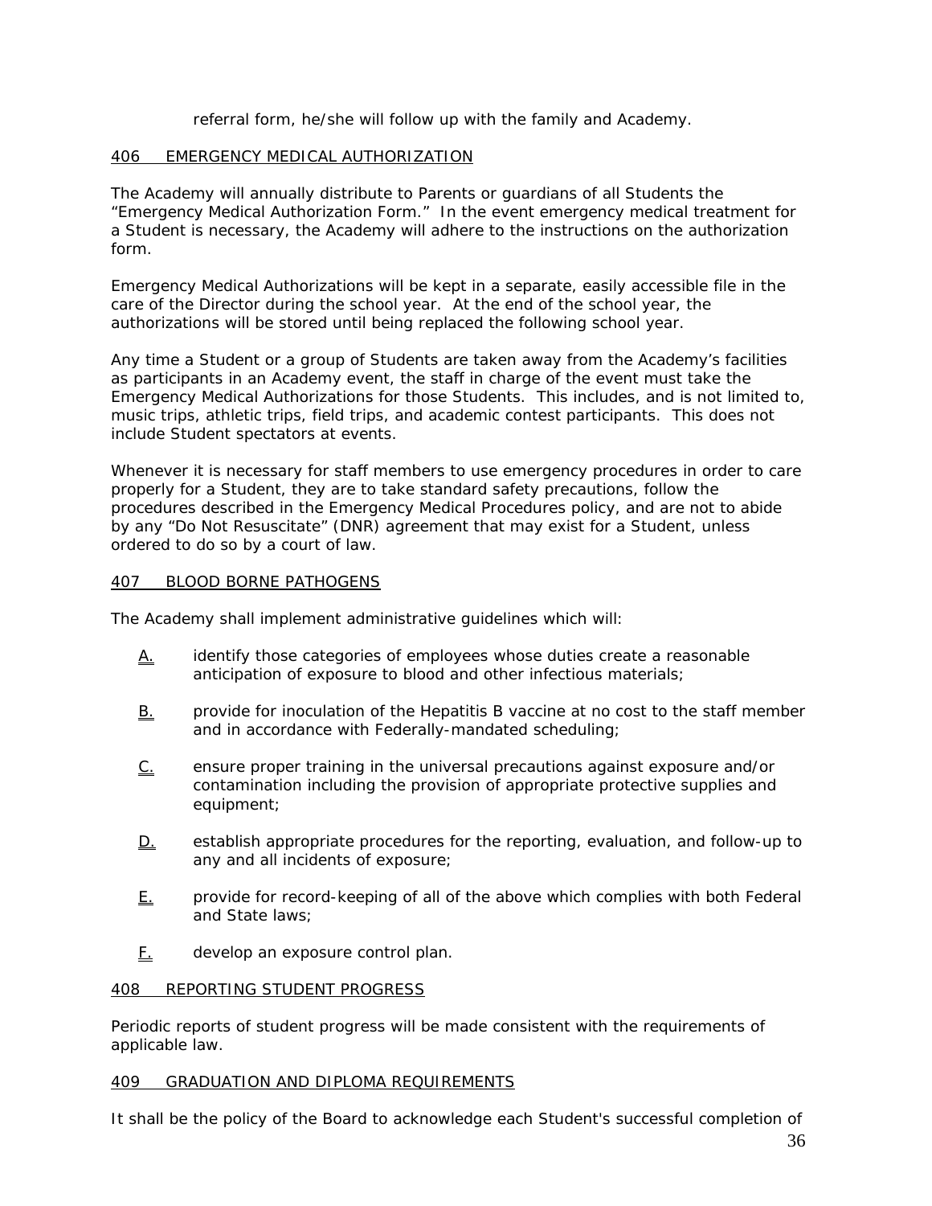referral form, he/she will follow up with the family and Academy.

## 406 EMERGENCY MEDICAL AUTHORIZATION

The Academy will annually distribute to Parents or guardians of all Students the "Emergency Medical Authorization Form." In the event emergency medical treatment for a Student is necessary, the Academy will adhere to the instructions on the authorization form.

Emergency Medical Authorizations will be kept in a separate, easily accessible file in the care of the Director during the school year. At the end of the school year, the authorizations will be stored until being replaced the following school year.

Any time a Student or a group of Students are taken away from the Academy's facilities as participants in an Academy event, the staff in charge of the event must take the Emergency Medical Authorizations for those Students. This includes, and is not limited to, music trips, athletic trips, field trips, and academic contest participants. This does not include Student spectators at events.

Whenever it is necessary for staff members to use emergency procedures in order to care properly for a Student, they are to take standard safety precautions, follow the procedures described in the Emergency Medical Procedures policy, and are not to abide by any "Do Not Resuscitate" (DNR) agreement that may exist for a Student, unless ordered to do so by a court of law.

## 407 BLOOD BORNE PATHOGENS

The Academy shall implement administrative guidelines which will:

A. identify those categories of employees whose duties create a reasonable anticipation of exposure to blood and other infectious materials;

B. provide for inoculation of the Hepatitis B vaccine at no cost to the staff member and in accordance with Federally-mandated scheduling;

C. ensure proper training in the universal precautions against exposure and/or contamination including the provision of appropriate protective supplies and equipment;

D. establish appropriate procedures for the reporting, evaluation, and follow-up to any and all incidents of exposure;

E. provide for record-keeping of all of the above which complies with both Federal and State laws;

F. develop an exposure control plan.

## 408 REPORTING STUDENT PROGRESS

Periodic reports of student progress will be made consistent with the requirements of applicable law.

## 409 GRADUATION AND DIPLOMA REQUIREMENTS

It shall be the policy of the Board to acknowledge each Student's successful completion of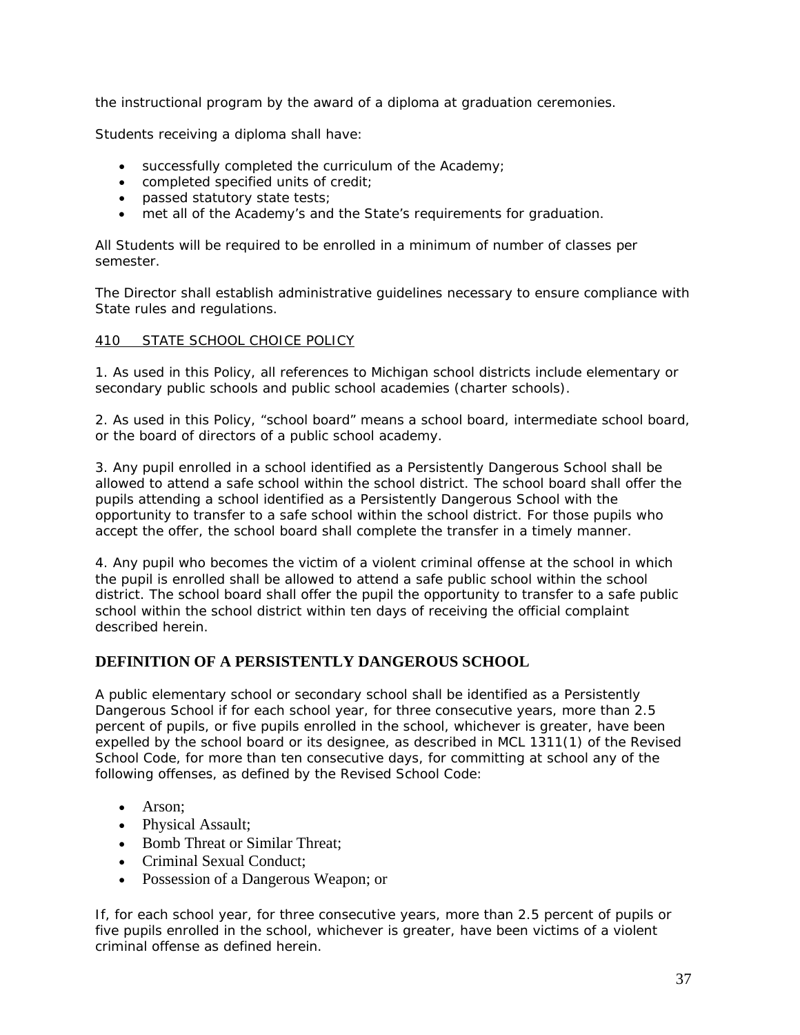the instructional program by the award of a diploma at graduation ceremonies.

Students receiving a diploma shall have:

- successfully completed the curriculum of the Academy;
- completed specified units of credit;
- passed statutory state tests;
- met all of the Academy's and the State's requirements for graduation.

All Students will be required to be enrolled in a minimum of number of classes per semester.

The Director shall establish administrative guidelines necessary to ensure compliance with State rules and regulations.

410 STATE SCHOOL CHOICE POLICY

1. As used in this Policy, all references to Michigan school districts include elementary or secondary public schools and public school academies (charter schools).

2. As used in this Policy, "school board" means a school board, intermediate school board, or the board of directors of a public school academy.

3. Any pupil enrolled in a school identified as a Persistently Dangerous School shall be allowed to attend a safe school within the school district. The school board shall offer the pupils attending a school identified as a Persistently Dangerous School with the opportunity to transfer to a safe school within the school district. For those pupils who accept the offer, the school board shall complete the transfer in a timely manner.

4. Any pupil who becomes the victim of a violent criminal offense at the school in which the pupil is enrolled shall be allowed to attend a safe public school within the school district. The school board shall offer the pupil the opportunity to transfer to a safe public school within the school district within ten days of receiving the official complaint described herein.

## DEFINITION OF A PERSISTENTLY DANGEROUS SCHOOL

A public elementary school or secondary school shall be identified as a Persistently Dangerous School if for each school year, for three consecutive years, more than 2.5 percent of pupils, or five pupils enrolled in the school, whichever is greater, have been expelled by the school board or its designee, as described in MCL 1311(1) of the Revised School Code, for more than ten consecutive days, for committing at school any of the following offenses, as defined by the Revised School Code:

- Arson;
- Physical Assault;
- Bomb Threat or Similar Threat;
- Criminal Sexual Conduct;
- Possession of a Dangerous Weapon; or

If, for each school year, for three consecutive years, more than 2.5 percent of pupils or five pupils enrolled in the school, whichever is greater, have been victims of a violent criminal offense as defined herein.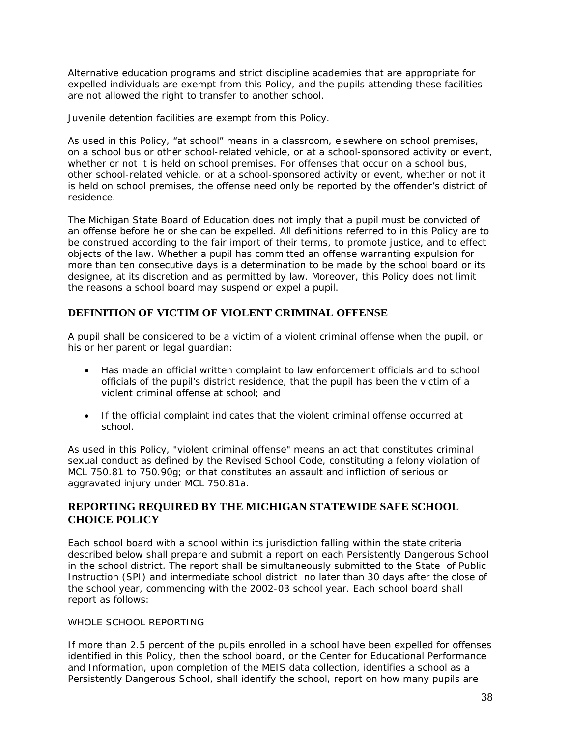Alternative education programs and strict discipline academies that are appropriate for expelled individuals are exempt from this Policy, and the pupils attending these facilities are not allowed the right to transfer to another school.

Juvenile detention facilities are exempt from this Policy.

As used in this Policy, "at school" means in a classroom, elsewhere on school premises, on a school bus or other school-related vehicle, or at a school-sponsored activity or event, whether or not it is held on school premises. For offenses that occur on a school bus, other school-related vehicle, or at a school-sponsored activity or event, whether or not it is held on school premises, the offense need only be reported by the offender's district of residence.

The Michigan State Board of Education does not imply that a pupil must be convicted of an offense before he or she can be expelled. All definitions referred to in this Policy are to be construed according to the fair import of their terms, to promote justice, and to effect objects of the law. Whether a pupil has committed an offense warranting expulsion for more than ten consecutive days is a determination to be made by the school board or its designee, at its discretion and as permitted by law. Moreover, this Policy does not limit the reasons a school board may suspend or expel a pupil.

## DEFINITION OF VICTIM OF VIOLENT CRIMINAL OFFENSE

A pupil shall be considered to be a victim of a violent criminal offense when the pupil, or his or her parent or legal guardian:

- Has made an official written complaint to law enforcement officials and to school officials of the pupil's district residence, that the pupil has been the victim of a violent criminal offense at school; and
- If the official complaint indicates that the violent criminal offense occurred at school.

As used in this Policy, "violent criminal offense" means an act that constitutes criminal sexual conduct as defined by the Revised School Code, constituting a felony violation of MCL 750.81 to 750.90g; or that constitutes an assault and infliction of serious or aggravated injury under MCL 750.81a.

## REPORTING REQUIRED BY THE MICHIGAN STATEWIDE SAFE SCHOOL CHOICE POLICY

Each school board with a school within its jurisdiction falling within the state criteria described below shall prepare and submit a report on each Persistently Dangerous School in the school district. The report shall be simultaneously submitted to the State of Public Instruction (SPI) and intermediate school district no later than 30 days after the close of the school year, commencing with the 2002-03 school year. Each school board shall report as follows:

WHOLE SCHOOL REPORTING

If more than 2.5 percent of the pupils enrolled in a school have been expelled for offenses identified in this Policy, then the school board, or the Center for Educational Performance and Information, upon completion of the MEIS data collection, identifies a school as a Persistently Dangerous School, shall identify the school, report on how many pupils are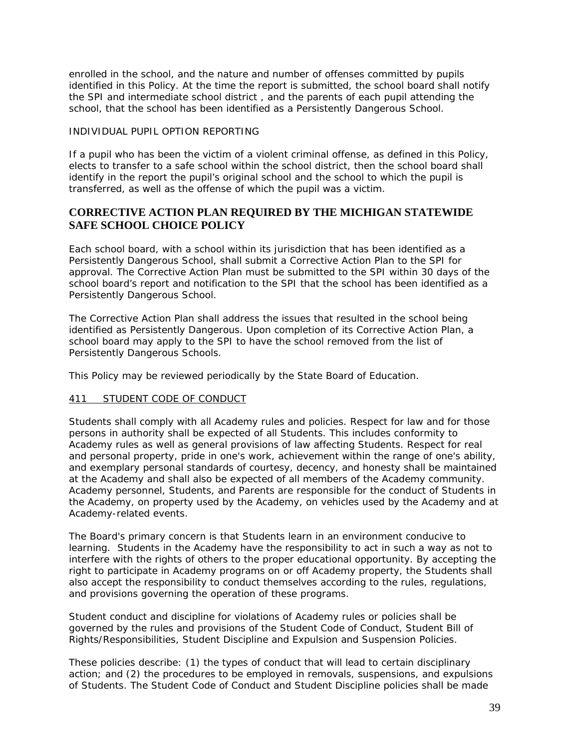enrolled in the school, and the nature and number of offenses committed by pupils identified in this Policy. At the time the report is submitted, the school board shall notify the SPI and intermediate school district , and the parents of each pupil attending the school, that the school has been identified as a Persistently Dangerous School.

INDIVIDUAL PUPIL OPTION REPORTING

If a pupil who has been the victim of a violent criminal offense, as defined in this Policy, elects to transfer to a safe school within the school district, then the school board shall identify in the report the pupil's original school and the school to which the pupil is transferred, as well as the offense of which the pupil was a victim.

## CORRECTIVE ACTION PLAN REQUIRED BY THE MICHIGAN STATEWIDE SAFE SCHOOL CHOICE POLICY

Each school board, with a school within its jurisdiction that has been identified as a Persistently Dangerous School, shall submit a Corrective Action Plan to the SPI for approval. The Corrective Action Plan must be submitted to the SPI within 30 days of the school board's report and notification to the SPI that the school has been identified as a Persistently Dangerous School.

The Corrective Action Plan shall address the issues that resulted in the school being identified as Persistently Dangerous. Upon completion of its Corrective Action Plan, a school board may apply to the SPI to have the school removed from the list of Persistently Dangerous Schools.

This Policy may be reviewed periodically by the State Board of Education.

411 STUDENT CODE OF CONDUCT

Students shall comply with all Academy rules and policies. Respect for law and for those persons in authority shall be expected of all Students. This includes conformity to Academy rules as well as general provisions of law affecting Students. Respect for real and personal property, pride in one's work, achievement within the range of one's ability, and exemplary personal standards of courtesy, decency, and honesty shall be maintained at the Academy and shall also be expected of all members of the Academy community. Academy personnel, Students, and Parents are responsible for the conduct of Students in the Academy, on property used by the Academy, on vehicles used by the Academy and at Academy-related events.

The Board's primary concern is that Students learn in an environment conducive to learning. Students in the Academy have the responsibility to act in such a way as not to interfere with the rights of others to the proper educational opportunity. By accepting the right to participate in Academy programs on or off Academy property, the Students shall also accept the responsibility to conduct themselves according to the rules, regulations, and provisions governing the operation of these programs.

Student conduct and discipline for violations of Academy rules or policies shall be governed by the rules and provisions of the Student Code of Conduct, Student Bill of Rights/Responsibilities, Student Discipline and Expulsion and Suspension Policies.

These policies describe: (1) the types of conduct that will lead to certain disciplinary action; and (2) the procedures to be employed in removals, suspensions, and expulsions of Students. The Student Code of Conduct and Student Discipline policies shall be made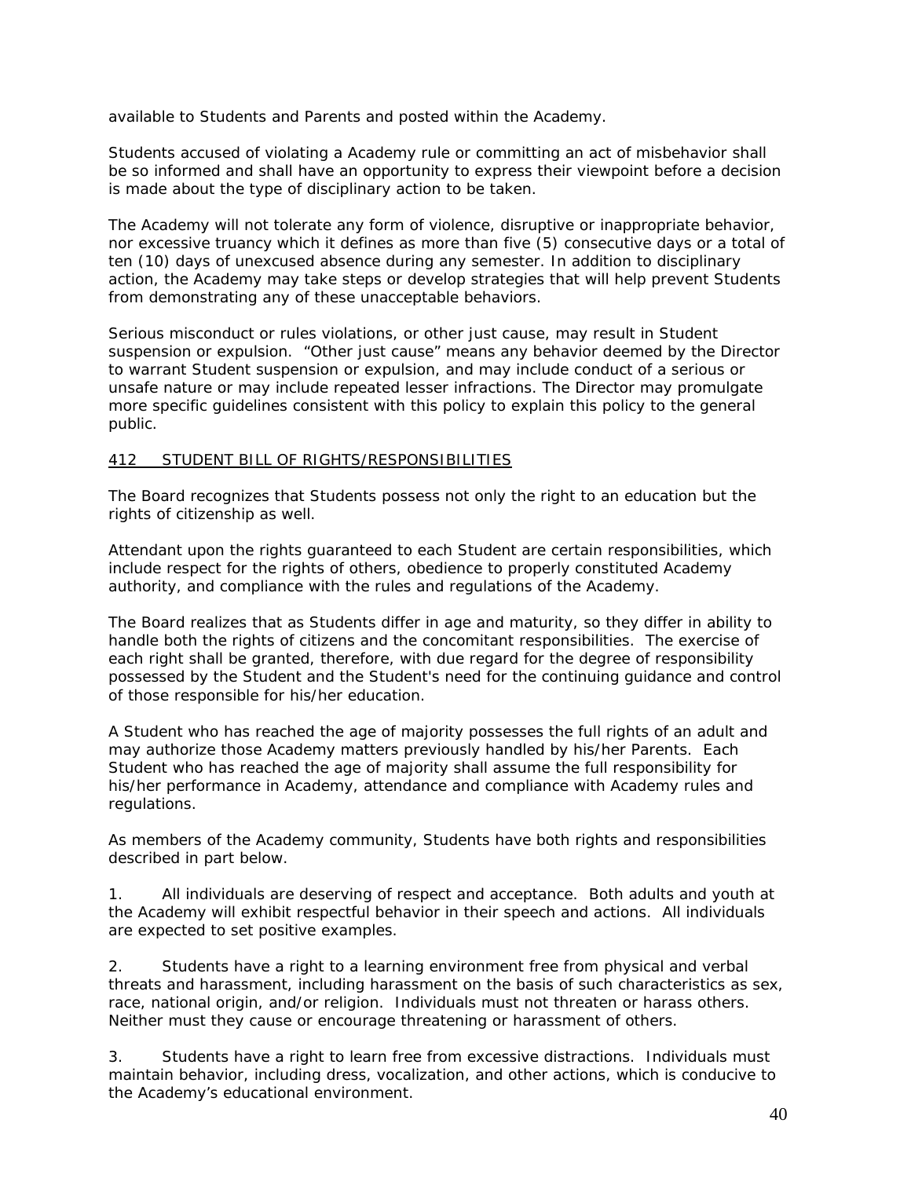available to Students and Parents and posted within the Academy.

Students accused of violating a Academy rule or committing an act of misbehavior shall be so informed and shall have an opportunity to express their viewpoint before a decision is made about the type of disciplinary action to be taken.

The Academy will not tolerate any form of violence, disruptive or inappropriate behavior, nor excessive truancy which it defines as more than five (5) consecutive days or a total of ten (10) days of unexcused absence during any semester. In addition to disciplinary action, the Academy may take steps or develop strategies that will help prevent Students from demonstrating any of these unacceptable behaviors.

Serious misconduct or rules violations, or other just cause, may result in Student suspension or expulsion. "Other just cause" means any behavior deemed by the Director to warrant Student suspension or expulsion, and may include conduct of a serious or unsafe nature or may include repeated lesser infractions. The Director may promulgate more specific guidelines consistent with this policy to explain this policy to the general public.

## 412 STUDENT BILL OF RIGHTS/RESPONSIBILITIES

The Board recognizes that Students possess not only the right to an education but the rights of citizenship as well.

Attendant upon the rights guaranteed to each Student are certain responsibilities, which include respect for the rights of others, obedience to properly constituted Academy authority, and compliance with the rules and regulations of the Academy.

The Board realizes that as Students differ in age and maturity, so they differ in ability to handle both the rights of citizens and the concomitant responsibilities. The exercise of each right shall be granted, therefore, with due regard for the degree of responsibility possessed by the Student and the Student's need for the continuing guidance and control of those responsible for his/her education.

A Student who has reached the age of majority possesses the full rights of an adult and may authorize those Academy matters previously handled by his/her Parents. Each Student who has reached the age of majority shall assume the full responsibility for his/her performance in Academy, attendance and compliance with Academy rules and regulations.

As members of the Academy community, Students have both rights and responsibilities described in part below.

1. All individuals are deserving of respect and acceptance. Both adults and youth at the Academy will exhibit respectful behavior in their speech and actions. All individuals are expected to set positive examples.

2. Students have a right to a learning environment free from physical and verbal threats and harassment, including harassment on the basis of such characteristics as sex, race, national origin, and/or religion. Individuals must not threaten or harass others. Neither must they cause or encourage threatening or harassment of others.

3. Students have a right to learn free from excessive distractions. Individuals must maintain behavior, including dress, vocalization, and other actions, which is conducive to the Academy's educational environment.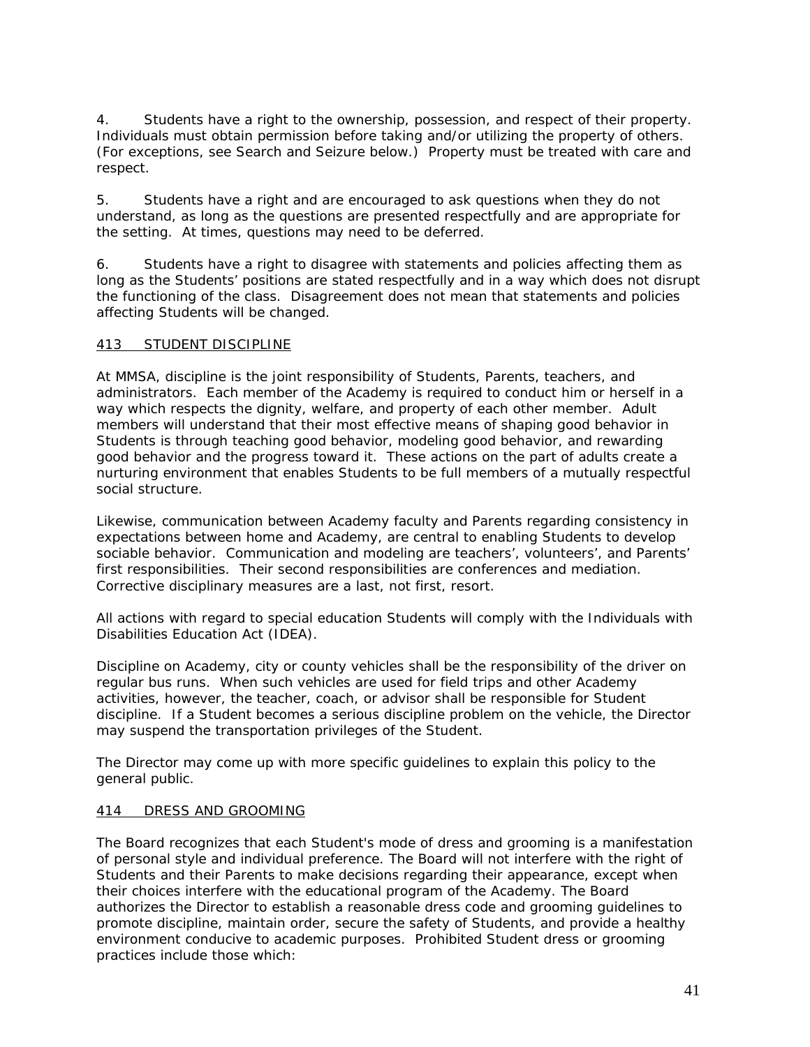4. Students have a right to the ownership, possession, and respect of their property. Individuals must obtain permission before taking and/or utilizing the property of others. (For exceptions, see Search and Seizure below.) Property must be treated with care and respect.

5. Students have a right and are encouraged to ask questions when they do not understand, as long as the questions are presented respectfully and are appropriate for the setting. At times, questions may need to be deferred.

6. Students have a right to disagree with statements and policies affecting them as long as the Students' positions are stated respectfully and in a way which does not disrupt the functioning of the class. Disagreement does not mean that statements and policies affecting Students will be changed.

## 413 STUDENT DISCIPLINE

At MMSA, discipline is the joint responsibility of Students, Parents, teachers, and administrators. Each member of the Academy is required to conduct him or herself in a way which respects the dignity, welfare, and property of each other member. Adult members will understand that their most effective means of shaping good behavior in Students is through teaching good behavior, modeling good behavior, and rewarding good behavior and the progress toward it. These actions on the part of adults create a nurturing environment that enables Students to be full members of a mutually respectful social structure.

Likewise, communication between Academy faculty and Parents regarding consistency in expectations between home and Academy, are central to enabling Students to develop sociable behavior. Communication and modeling are teachers', volunteers', and Parents' first responsibilities. Their second responsibilities are conferences and mediation. Corrective disciplinary measures are a last, not first, resort.

All actions with regard to special education Students will comply with the Individuals with Disabilities Education Act (IDEA).

Discipline on Academy, city or county vehicles shall be the responsibility of the driver on regular bus runs. When such vehicles are used for field trips and other Academy activities, however, the teacher, coach, or advisor shall be responsible for Student discipline. If a Student becomes a serious discipline problem on the vehicle, the Director may suspend the transportation privileges of the Student.

The Director may come up with more specific guidelines to explain this policy to the general public.

## 414 DRESS AND GROOMING

The Board recognizes that each Student's mode of dress and grooming is a manifestation of personal style and individual preference. The Board will not interfere with the right of Students and their Parents to make decisions regarding their appearance, except when their choices interfere with the educational program of the Academy. The Board authorizes the Director to establish a reasonable dress code and grooming guidelines to promote discipline, maintain order, secure the safety of Students, and provide a healthy environment conducive to academic purposes. Prohibited Student dress or grooming practices include those which: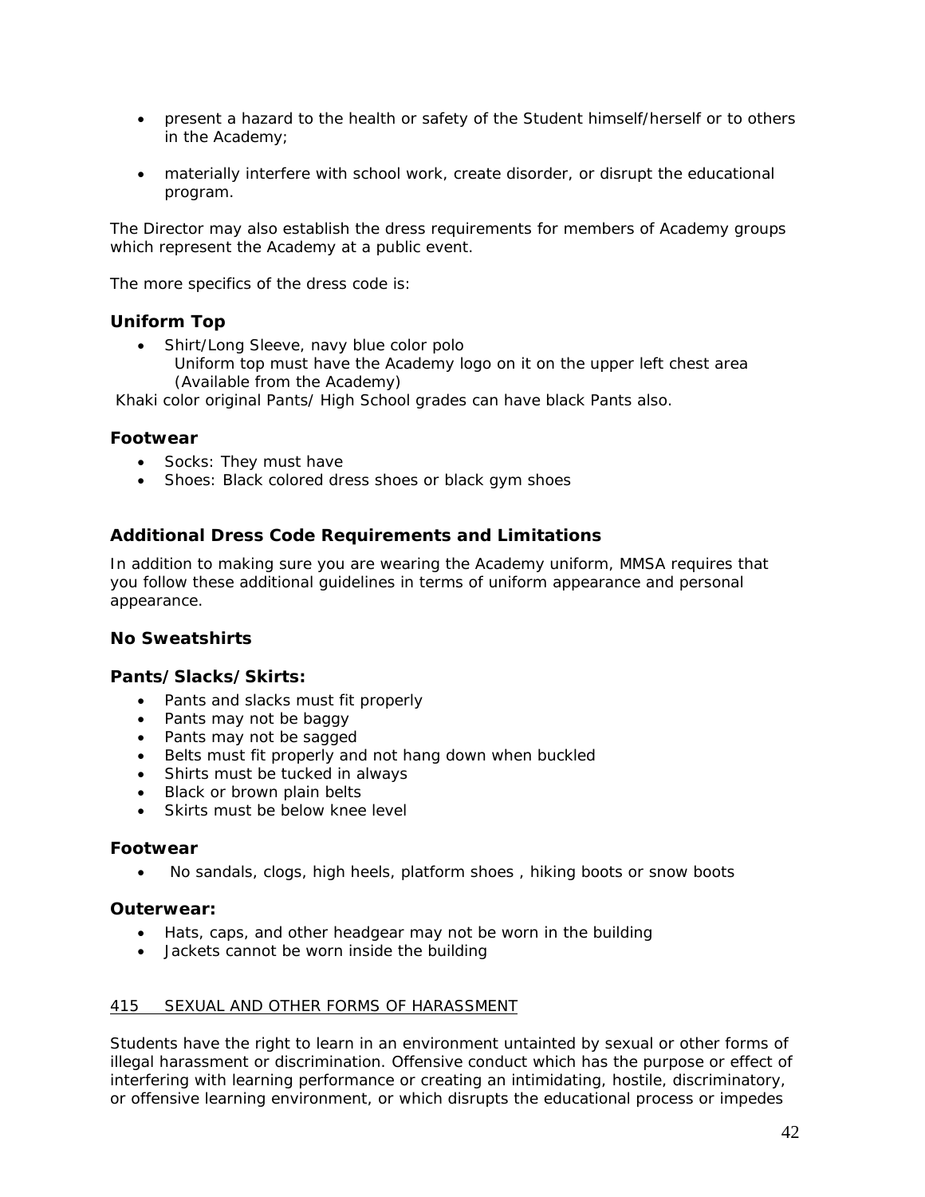- present a hazard to the health or safety of the Student himself/herself or to others in the Academy;
- materially interfere with school work, create disorder, or disrupt the educational program.

The Director may also establish the dress requirements for members of Academy groups which represent the Academy at a public event.

The more specifics of the dress code is:

### Uniform Top

- Shirt/Long Sleeve, navy blue color polo
  Uniform top must have the Academy logo on it on the upper left chest area (Available from the Academy)

Khaki color original Pants/ High School grades can have black Pants also.

### Footwear

- Socks: They must have
- Shoes: Black colored dress shoes or black gym shoes

### Additional Dress Code Requirements and Limitations

In addition to making sure you are wearing the Academy uniform, MMSA requires that you follow these additional guidelines in terms of uniform appearance and personal appearance.

### No Sweatshirts

### Pants/Slacks/Skirts:

- Pants and slacks must fit properly
- Pants may not be baggy
- Pants may not be sagged
- Belts must fit properly and not hang down when buckled
- Shirts must be tucked in always
- Black or brown plain belts
- Skirts must be below knee level

### Footwear

- No sandals, clogs, high heels, platform shoes , hiking boots or snow boots

### Outerwear:

- Hats, caps, and other headgear may not be worn in the building
- Jackets cannot be worn inside the building

415 SEXUAL AND OTHER FORMS OF HARASSMENT

Students have the right to learn in an environment untainted by sexual or other forms of illegal harassment or discrimination. Offensive conduct which has the purpose or effect of interfering with learning performance or creating an intimidating, hostile, discriminatory, or offensive learning environment, or which disrupts the educational process or impedes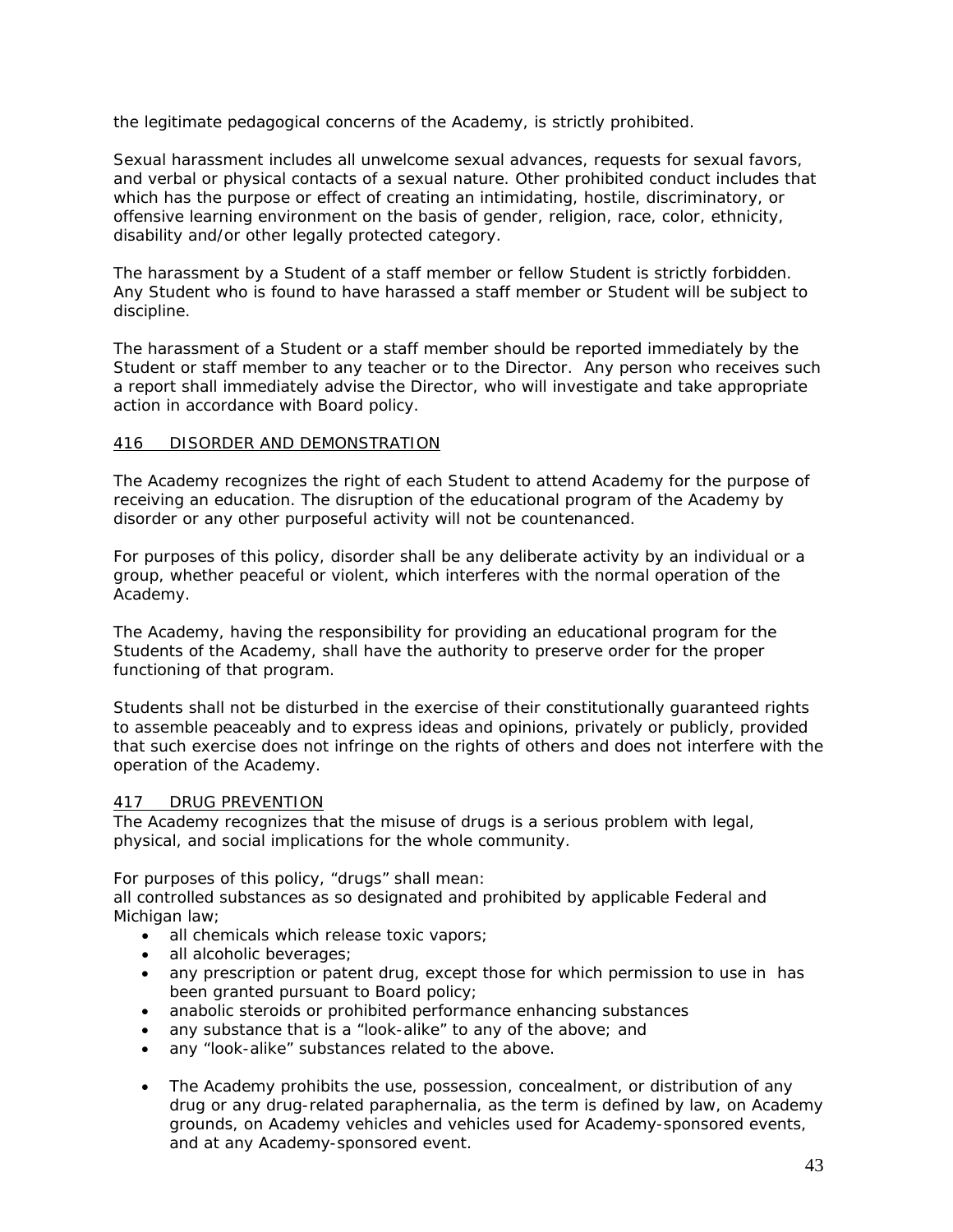the legitimate pedagogical concerns of the Academy, is strictly prohibited.

Sexual harassment includes all unwelcome sexual advances, requests for sexual favors, and verbal or physical contacts of a sexual nature. Other prohibited conduct includes that which has the purpose or effect of creating an intimidating, hostile, discriminatory, or offensive learning environment on the basis of gender, religion, race, color, ethnicity, disability and/or other legally protected category.

The harassment by a Student of a staff member or fellow Student is strictly forbidden. Any Student who is found to have harassed a staff member or Student will be subject to discipline.

The harassment of a Student or a staff member should be reported immediately by the Student or staff member to any teacher or to the Director. Any person who receives such a report shall immediately advise the Director, who will investigate and take appropriate action in accordance with Board policy.

## 416 DISORDER AND DEMONSTRATION

The Academy recognizes the right of each Student to attend Academy for the purpose of receiving an education. The disruption of the educational program of the Academy by disorder or any other purposeful activity will not be countenanced.

For purposes of this policy, disorder shall be any deliberate activity by an individual or a group, whether peaceful or violent, which interferes with the normal operation of the Academy.

The Academy, having the responsibility for providing an educational program for the Students of the Academy, shall have the authority to preserve order for the proper functioning of that program.

Students shall not be disturbed in the exercise of their constitutionally guaranteed rights to assemble peaceably and to express ideas and opinions, privately or publicly, provided that such exercise does not infringe on the rights of others and does not interfere with the operation of the Academy.

## 417 DRUG PREVENTION

The Academy recognizes that the misuse of drugs is a serious problem with legal, physical, and social implications for the whole community.

For purposes of this policy, "drugs" shall mean:
all controlled substances as so designated and prohibited by applicable Federal and Michigan law;

- all chemicals which release toxic vapors;
- all alcoholic beverages;
- any prescription or patent drug, except those for which permission to use in has been granted pursuant to Board policy;
- anabolic steroids or prohibited performance enhancing substances
- any substance that is a "look-alike" to any of the above; and
- any "look-alike" substances related to the above.

- The Academy prohibits the use, possession, concealment, or distribution of any drug or any drug-related paraphernalia, as the term is defined by law, on Academy grounds, on Academy vehicles and vehicles used for Academy-sponsored events, and at any Academy-sponsored event.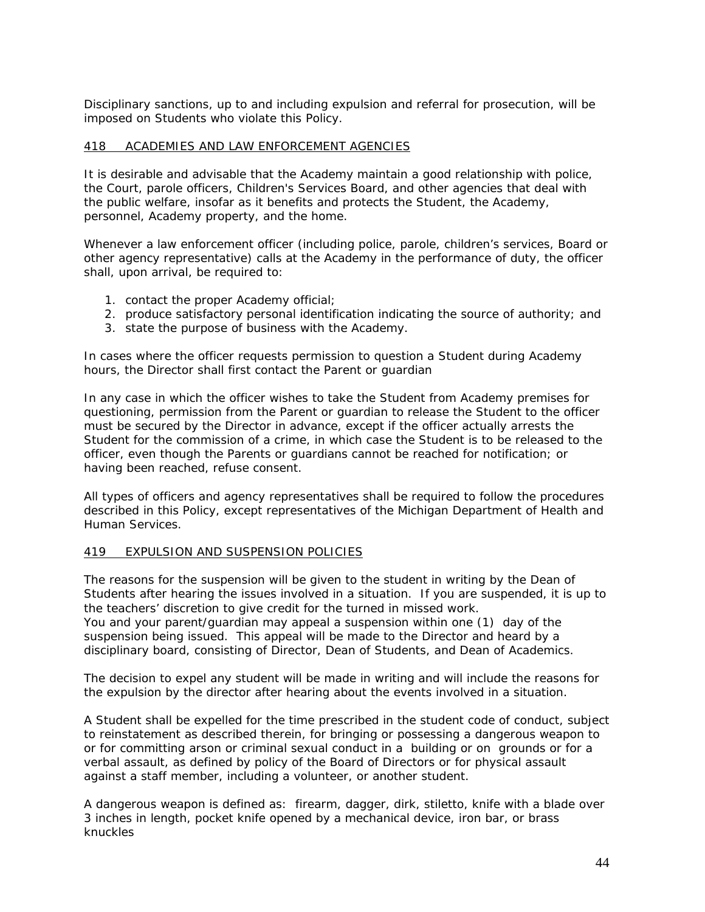Disciplinary sanctions, up to and including expulsion and referral for prosecution, will be imposed on Students who violate this Policy.

## 418 ACADEMIES AND LAW ENFORCEMENT AGENCIES

It is desirable and advisable that the Academy maintain a good relationship with police, the Court, parole officers, Children's Services Board, and other agencies that deal with the public welfare, insofar as it benefits and protects the Student, the Academy, personnel, Academy property, and the home.

Whenever a law enforcement officer (including police, parole, children's services, Board or other agency representative) calls at the Academy in the performance of duty, the officer shall, upon arrival, be required to:

1. contact the proper Academy official;
2. produce satisfactory personal identification indicating the source of authority; and
3. state the purpose of business with the Academy.

In cases where the officer requests permission to question a Student during Academy hours, the Director shall first contact the Parent or guardian

In any case in which the officer wishes to take the Student from Academy premises for questioning, permission from the Parent or guardian to release the Student to the officer must be secured by the Director in advance, except if the officer actually arrests the Student for the commission of a crime, in which case the Student is to be released to the officer, even though the Parents or guardians cannot be reached for notification; or having been reached, refuse consent.

All types of officers and agency representatives shall be required to follow the procedures described in this Policy, except representatives of the Michigan Department of Health and Human Services.

## 419 EXPULSION AND SUSPENSION POLICIES

The reasons for the suspension will be given to the student in writing by the Dean of Students after hearing the issues involved in a situation. If you are suspended, it is up to the teachers' discretion to give credit for the turned in missed work.
You and your parent/guardian may appeal a suspension within one (1) day of the suspension being issued. This appeal will be made to the Director and heard by a disciplinary board, consisting of Director, Dean of Students, and Dean of Academics.

The decision to expel any student will be made in writing and will include the reasons for the expulsion by the director after hearing about the events involved in a situation.

A Student shall be expelled for the time prescribed in the student code of conduct, subject to reinstatement as described therein, for bringing or possessing a dangerous weapon to or for committing arson or criminal sexual conduct in a building or on grounds or for a verbal assault, as defined by policy of the Board of Directors or for physical assault against a staff member, including a volunteer, or another student.

A dangerous weapon is defined as: firearm, dagger, dirk, stiletto, knife with a blade over 3 inches in length, pocket knife opened by a mechanical device, iron bar, or brass knuckles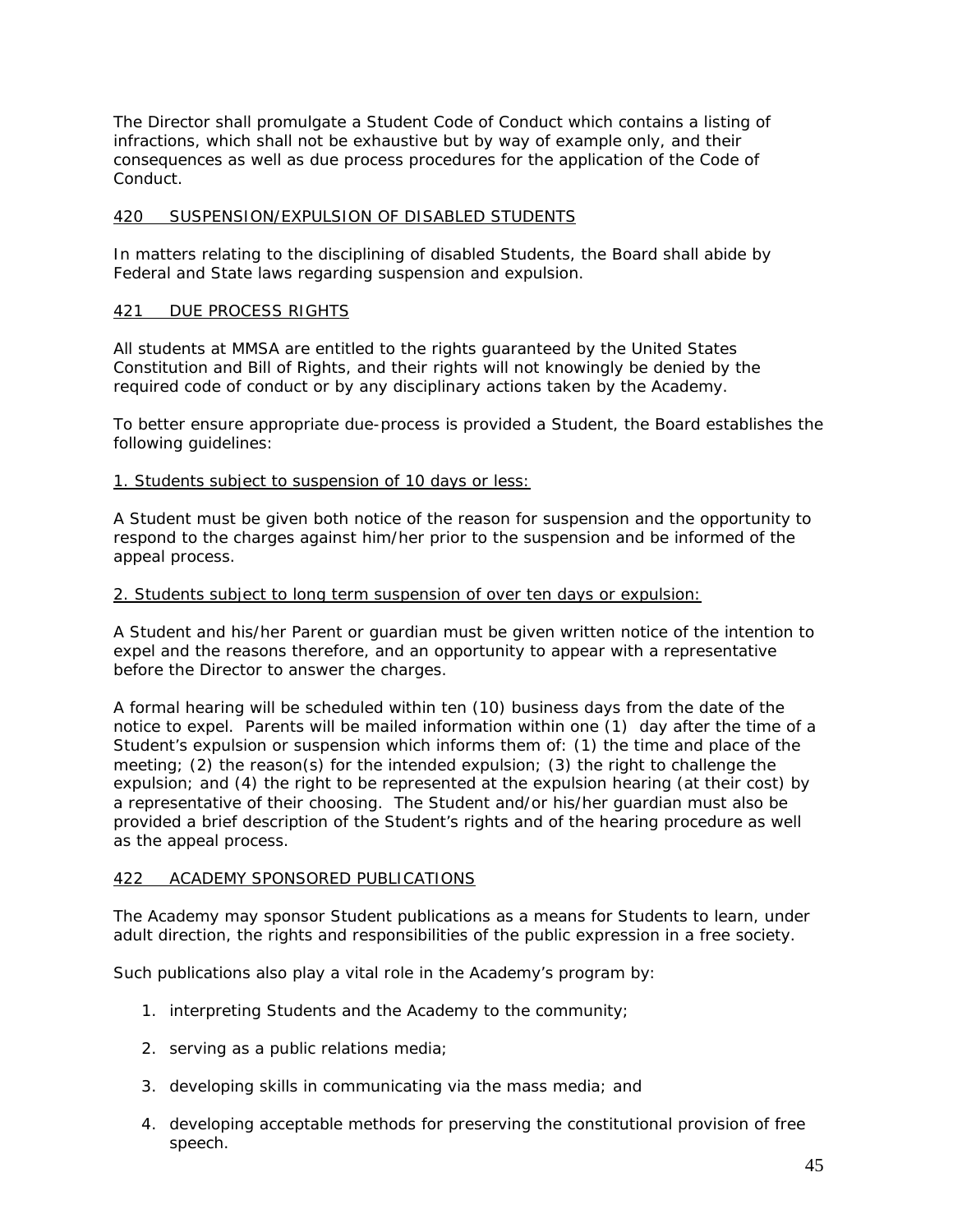The Director shall promulgate a Student Code of Conduct which contains a listing of infractions, which shall not be exhaustive but by way of example only, and their consequences as well as due process procedures for the application of the Code of Conduct.

## 420 SUSPENSION/EXPULSION OF DISABLED STUDENTS

In matters relating to the disciplining of disabled Students, the Board shall abide by Federal and State laws regarding suspension and expulsion.

## 421 DUE PROCESS RIGHTS

All students at MMSA are entitled to the rights guaranteed by the United States Constitution and Bill of Rights, and their rights will not knowingly be denied by the required code of conduct or by any disciplinary actions taken by the Academy.

To better ensure appropriate due-process is provided a Student, the Board establishes the following guidelines:

1. Students subject to suspension of 10 days or less:

A Student must be given both notice of the reason for suspension and the opportunity to respond to the charges against him/her prior to the suspension and be informed of the appeal process.

2. Students subject to long term suspension of over ten days or expulsion:

A Student and his/her Parent or guardian must be given written notice of the intention to expel and the reasons therefore, and an opportunity to appear with a representative before the Director to answer the charges.

A formal hearing will be scheduled within ten (10) business days from the date of the notice to expel. Parents will be mailed information within one (1) day after the time of a Student's expulsion or suspension which informs them of: (1) the time and place of the meeting; (2) the reason(s) for the intended expulsion; (3) the right to challenge the expulsion; and (4) the right to be represented at the expulsion hearing (at their cost) by a representative of their choosing. The Student and/or his/her guardian must also be provided a brief description of the Student's rights and of the hearing procedure as well as the appeal process.

## 422 ACADEMY SPONSORED PUBLICATIONS

The Academy may sponsor Student publications as a means for Students to learn, under adult direction, the rights and responsibilities of the public expression in a free society.

Such publications also play a vital role in the Academy's program by:

1. interpreting Students and the Academy to the community;
2. serving as a public relations media;
3. developing skills in communicating via the mass media; and
4. developing acceptable methods for preserving the constitutional provision of free speech.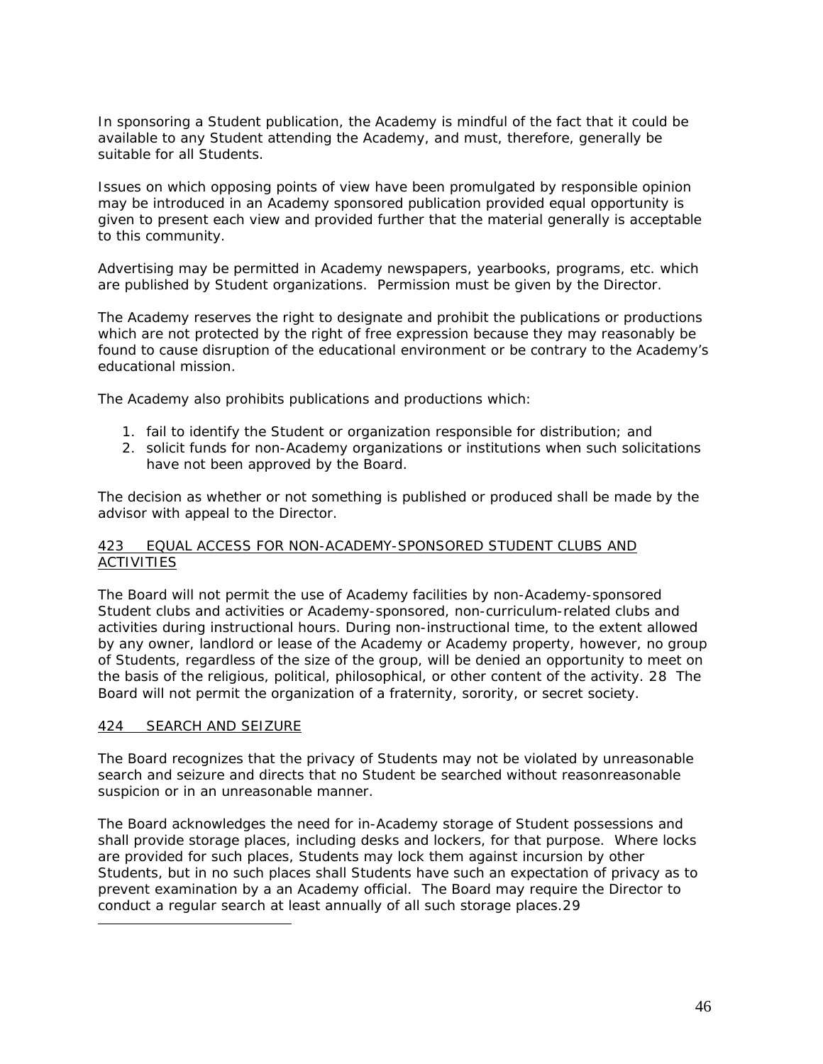In sponsoring a Student publication, the Academy is mindful of the fact that it could be available to any Student attending the Academy, and must, therefore, generally be suitable for all Students.

Issues on which opposing points of view have been promulgated by responsible opinion may be introduced in an Academy sponsored publication provided equal opportunity is given to present each view and provided further that the material generally is acceptable to this community.

Advertising may be permitted in Academy newspapers, yearbooks, programs, etc. which are published by Student organizations. Permission must be given by the Director.

The Academy reserves the right to designate and prohibit the publications or productions which are not protected by the right of free expression because they may reasonably be found to cause disruption of the educational environment or be contrary to the Academy's educational mission.

The Academy also prohibits publications and productions which:

1. fail to identify the Student or organization responsible for distribution; and
2. solicit funds for non-Academy organizations or institutions when such solicitations have not been approved by the Board.

The decision as whether or not something is published or produced shall be made by the advisor with appeal to the Director.

## 423 EQUAL ACCESS FOR NON-ACADEMY-SPONSORED STUDENT CLUBS AND ACTIVITIES

The Board will not permit the use of Academy facilities by non-Academy-sponsored Student clubs and activities or Academy-sponsored, non-curriculum-related clubs and activities during instructional hours. During non-instructional time, to the extent allowed by any owner, landlord or lease of the Academy or Academy property, however, no group of Students, regardless of the size of the group, will be denied an opportunity to meet on the basis of the religious, political, philosophical, or other content of the activity. [28] The Board will not permit the organization of a fraternity, sorority, or secret society.

## 424 SEARCH AND SEIZURE

The Board recognizes that the privacy of Students may not be violated by unreasonable search and seizure and directs that no Student be searched without reasonreasonable suspicion or in an unreasonable manner.

The Board acknowledges the need for in-Academy storage of Student possessions and shall provide storage places, including desks and lockers, for that purpose. Where locks are provided for such places, Students may lock them against incursion by other Students, but in no such places shall Students have such an expectation of privacy as to prevent examination by a an Academy official. The Board may require the Director to conduct a regular search at least annually of all such storage places.[29]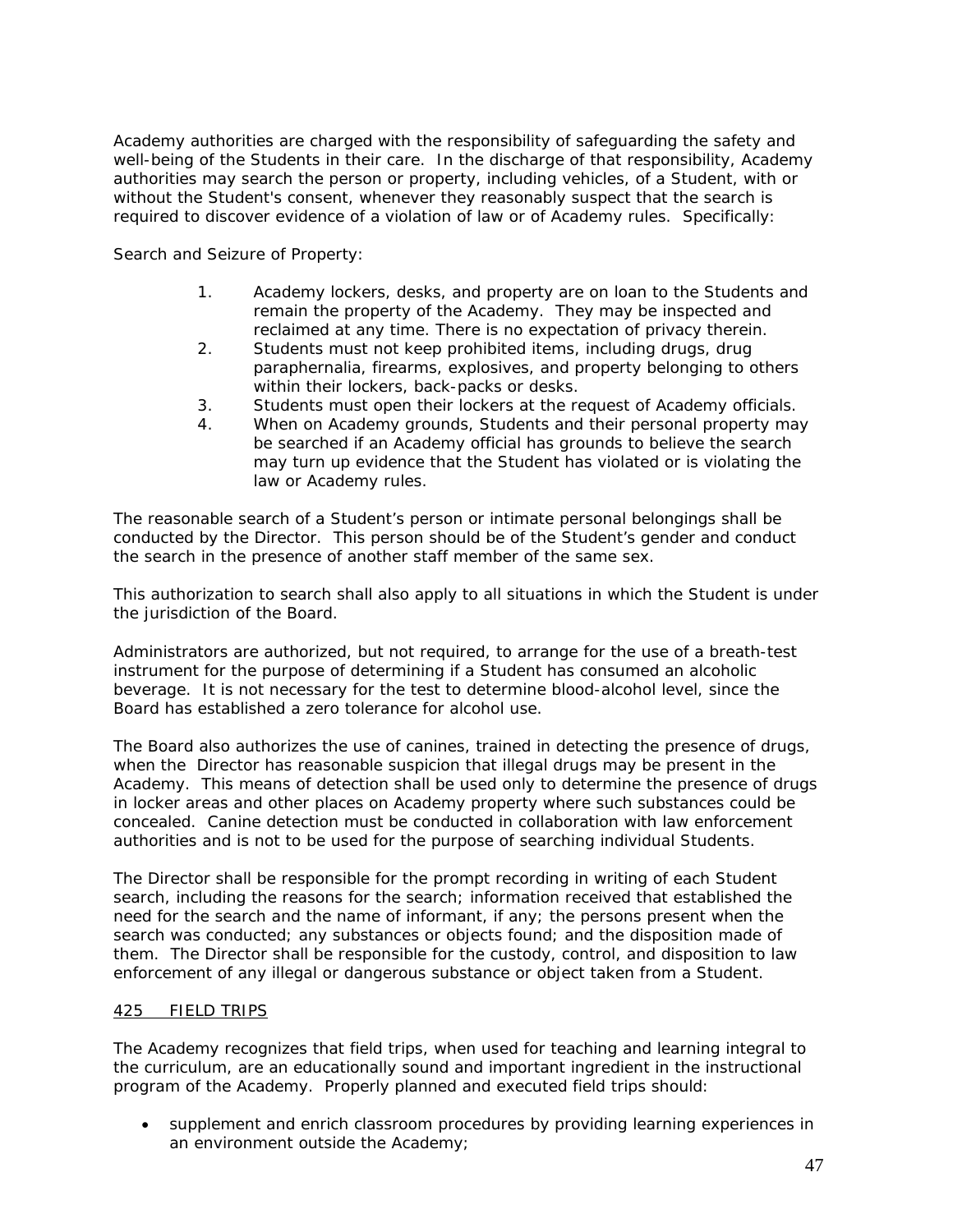Academy authorities are charged with the responsibility of safeguarding the safety and well-being of the Students in their care. In the discharge of that responsibility, Academy authorities may search the person or property, including vehicles, of a Student, with or without the Student's consent, whenever they reasonably suspect that the search is required to discover evidence of a violation of law or of Academy rules. Specifically:

Search and Seizure of Property:

1. Academy lockers, desks, and property are on loan to the Students and remain the property of the Academy. They may be inspected and reclaimed at any time. There is no expectation of privacy therein.
2. Students must not keep prohibited items, including drugs, drug paraphernalia, firearms, explosives, and property belonging to others within their lockers, back-packs or desks.
3. Students must open their lockers at the request of Academy officials.
4. When on Academy grounds, Students and their personal property may be searched if an Academy official has grounds to believe the search may turn up evidence that the Student has violated or is violating the law or Academy rules.

The reasonable search of a Student's person or intimate personal belongings shall be conducted by the Director. This person should be of the Student's gender and conduct the search in the presence of another staff member of the same sex.

This authorization to search shall also apply to all situations in which the Student is under the jurisdiction of the Board.

Administrators are authorized, but not required, to arrange for the use of a breath-test instrument for the purpose of determining if a Student has consumed an alcoholic beverage. It is not necessary for the test to determine blood-alcohol level, since the Board has established a zero tolerance for alcohol use.

The Board also authorizes the use of canines, trained in detecting the presence of drugs, when the Director has reasonable suspicion that illegal drugs may be present in the Academy. This means of detection shall be used only to determine the presence of drugs in locker areas and other places on Academy property where such substances could be concealed. Canine detection must be conducted in collaboration with law enforcement authorities and is not to be used for the purpose of searching individual Students.

The Director shall be responsible for the prompt recording in writing of each Student search, including the reasons for the search; information received that established the need for the search and the name of informant, if any; the persons present when the search was conducted; any substances or objects found; and the disposition made of them. The Director shall be responsible for the custody, control, and disposition to law enforcement of any illegal or dangerous substance or object taken from a Student.

## 425 FIELD TRIPS

The Academy recognizes that field trips, when used for teaching and learning integral to the curriculum, are an educationally sound and important ingredient in the instructional program of the Academy. Properly planned and executed field trips should:

- supplement and enrich classroom procedures by providing learning experiences in an environment outside the Academy;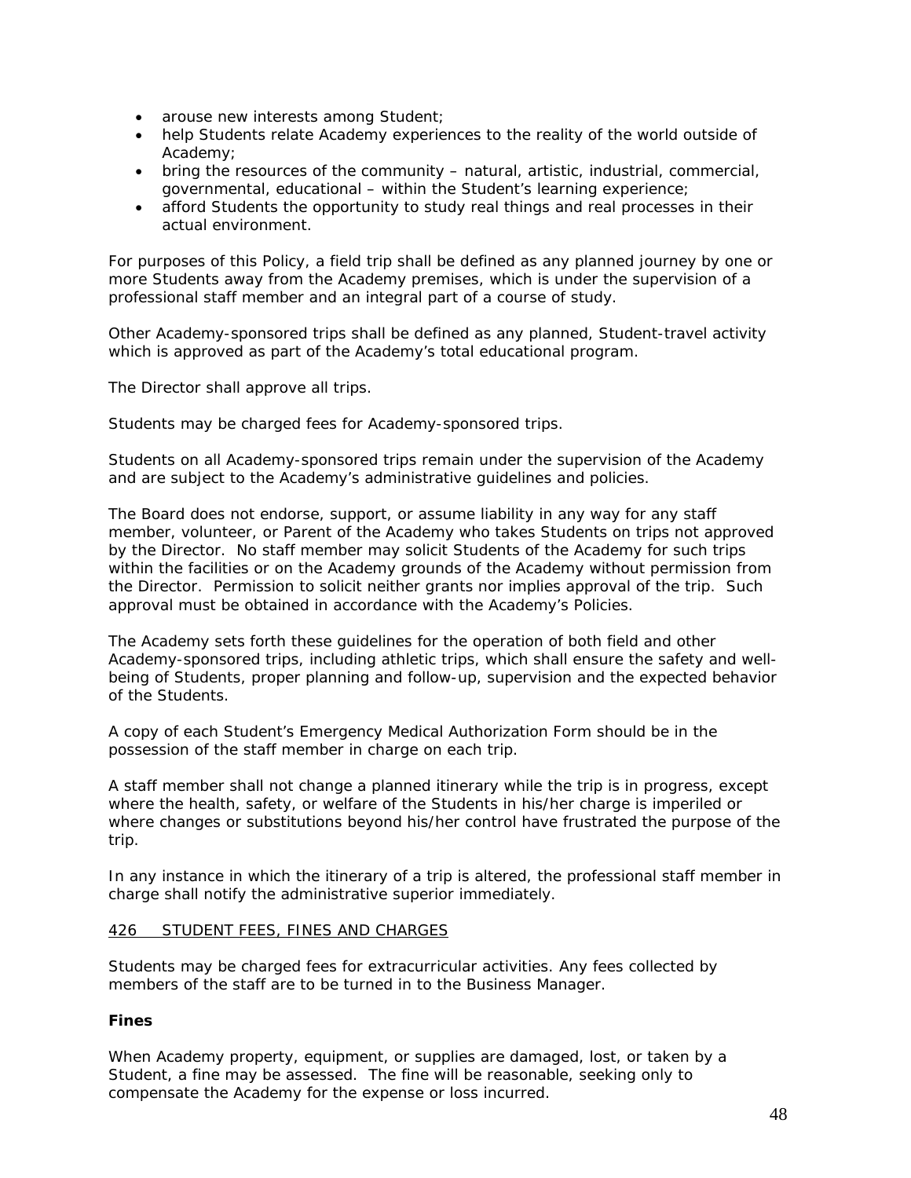- arouse new interests among Student;
- help Students relate Academy experiences to the reality of the world outside of Academy;
- bring the resources of the community – natural, artistic, industrial, commercial, governmental, educational – within the Student's learning experience;
- afford Students the opportunity to study real things and real processes in their actual environment.

For purposes of this Policy, a field trip shall be defined as any planned journey by one or more Students away from the Academy premises, which is under the supervision of a professional staff member and an integral part of a course of study.

Other Academy-sponsored trips shall be defined as any planned, Student-travel activity which is approved as part of the Academy's total educational program.

The Director shall approve all trips.

Students may be charged fees for Academy-sponsored trips.

Students on all Academy-sponsored trips remain under the supervision of the Academy and are subject to the Academy's administrative guidelines and policies.

The Board does not endorse, support, or assume liability in any way for any staff member, volunteer, or Parent of the Academy who takes Students on trips not approved by the Director. No staff member may solicit Students of the Academy for such trips within the facilities or on the Academy grounds of the Academy without permission from the Director. Permission to solicit neither grants nor implies approval of the trip. Such approval must be obtained in accordance with the Academy's Policies.

The Academy sets forth these guidelines for the operation of both field and other Academy-sponsored trips, including athletic trips, which shall ensure the safety and well-being of Students, proper planning and follow-up, supervision and the expected behavior of the Students.

A copy of each Student's Emergency Medical Authorization Form should be in the possession of the staff member in charge on each trip.

A staff member shall not change a planned itinerary while the trip is in progress, except where the health, safety, or welfare of the Students in his/her charge is imperiled or where changes or substitutions beyond his/her control have frustrated the purpose of the trip.

In any instance in which the itinerary of a trip is altered, the professional staff member in charge shall notify the administrative superior immediately.

## 426 STUDENT FEES, FINES AND CHARGES

Students may be charged fees for extracurricular activities. Any fees collected by members of the staff are to be turned in to the Business Manager.

### Fines

When Academy property, equipment, or supplies are damaged, lost, or taken by a Student, a fine may be assessed. The fine will be reasonable, seeking only to compensate the Academy for the expense or loss incurred.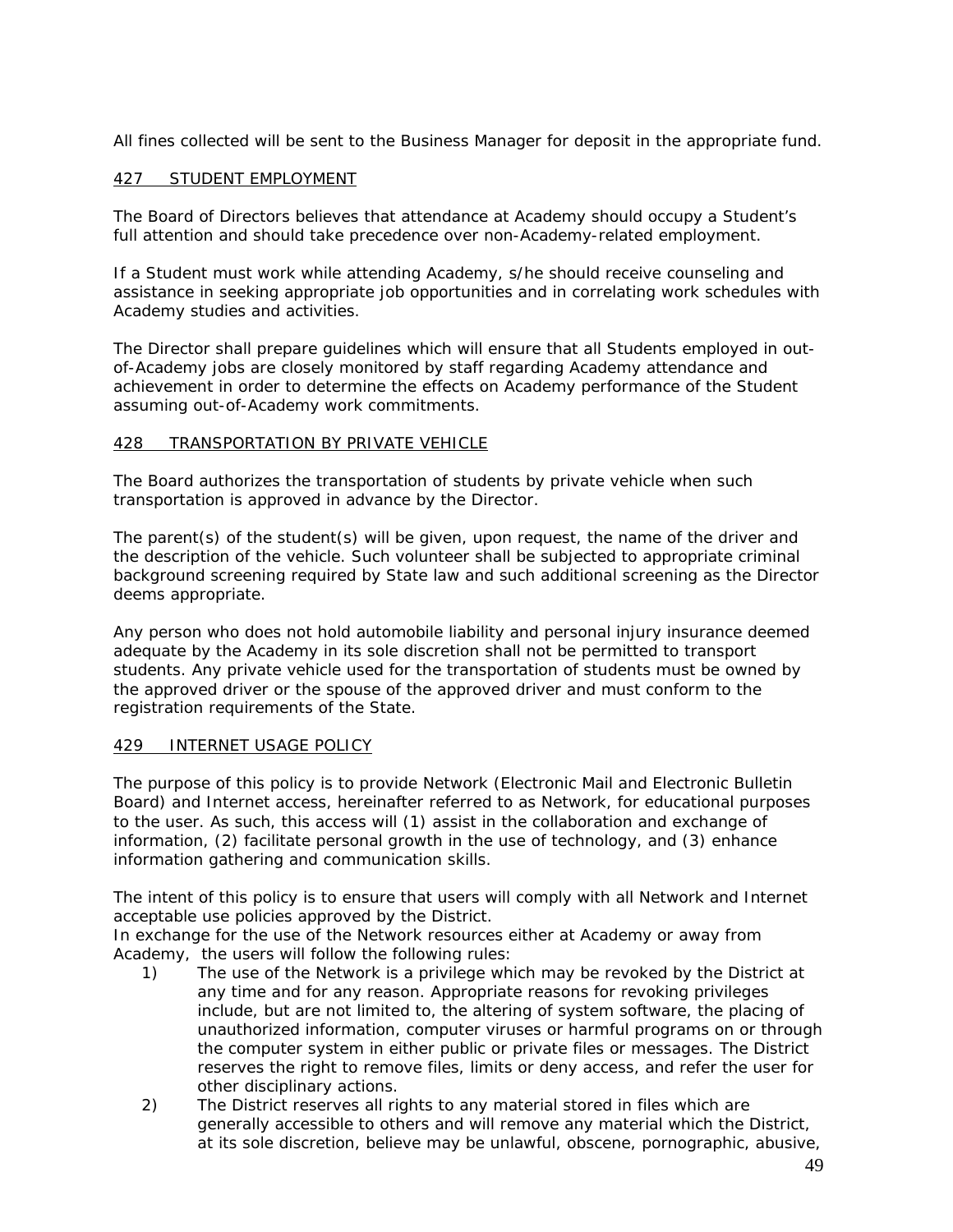All fines collected will be sent to the Business Manager for deposit in the appropriate fund.

## 427 STUDENT EMPLOYMENT

The Board of Directors believes that attendance at Academy should occupy a Student's full attention and should take precedence over non-Academy-related employment.

If a Student must work while attending Academy, s/he should receive counseling and assistance in seeking appropriate job opportunities and in correlating work schedules with Academy studies and activities.

The Director shall prepare guidelines which will ensure that all Students employed in out-of-Academy jobs are closely monitored by staff regarding Academy attendance and achievement in order to determine the effects on Academy performance of the Student assuming out-of-Academy work commitments.

## 428 TRANSPORTATION BY PRIVATE VEHICLE

The Board authorizes the transportation of students by private vehicle when such transportation is approved in advance by the Director.

The parent(s) of the student(s) will be given, upon request, the name of the driver and the description of the vehicle. Such volunteer shall be subjected to appropriate criminal background screening required by State law and such additional screening as the Director deems appropriate.

Any person who does not hold automobile liability and personal injury insurance deemed adequate by the Academy in its sole discretion shall not be permitted to transport students. Any private vehicle used for the transportation of students must be owned by the approved driver or the spouse of the approved driver and must conform to the registration requirements of the State.

## 429 INTERNET USAGE POLICY

The purpose of this policy is to provide Network (Electronic Mail and Electronic Bulletin Board) and Internet access, hereinafter referred to as Network, for educational purposes to the user. As such, this access will (1) assist in the collaboration and exchange of information, (2) facilitate personal growth in the use of technology, and (3) enhance information gathering and communication skills.

The intent of this policy is to ensure that users will comply with all Network and Internet acceptable use policies approved by the District.
In exchange for the use of the Network resources either at Academy or away from Academy, the users will follow the following rules:

1) The use of the Network is a privilege which may be revoked by the District at any time and for any reason. Appropriate reasons for revoking privileges include, but are not limited to, the altering of system software, the placing of unauthorized information, computer viruses or harmful programs on or through the computer system in either public or private files or messages. The District reserves the right to remove files, limits or deny access, and refer the user for other disciplinary actions.
2) The District reserves all rights to any material stored in files which are generally accessible to others and will remove any material which the District, at its sole discretion, believe may be unlawful, obscene, pornographic, abusive,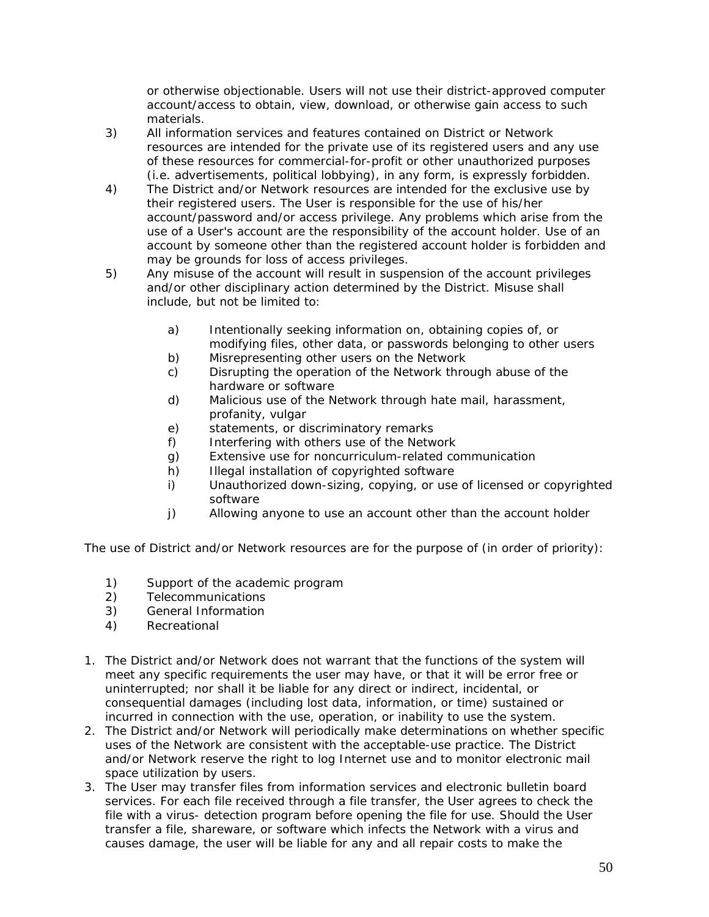or otherwise objectionable. Users will not use their district-approved computer account/access to obtain, view, download, or otherwise gain access to such materials.

3) All information services and features contained on District or Network resources are intended for the private use of its registered users and any use of these resources for commercial-for-profit or other unauthorized purposes (i.e. advertisements, political lobbying), in any form, is expressly forbidden.
4) The District and/or Network resources are intended for the exclusive use by their registered users. The User is responsible for the use of his/her account/password and/or access privilege. Any problems which arise from the use of a User's account are the responsibility of the account holder. Use of an account by someone other than the registered account holder is forbidden and may be grounds for loss of access privileges.
5) Any misuse of the account will result in suspension of the account privileges and/or other disciplinary action determined by the District. Misuse shall include, but not be limited to:

   a) Intentionally seeking information on, obtaining copies of, or modifying files, other data, or passwords belonging to other users
   b) Misrepresenting other users on the Network
   c) Disrupting the operation of the Network through abuse of the hardware or software
   d) Malicious use of the Network through hate mail, harassment, profanity, vulgar
   e) statements, or discriminatory remarks
   f) Interfering with others use of the Network
   g) Extensive use for noncurriculum-related communication
   h) Illegal installation of copyrighted software
   i) Unauthorized down-sizing, copying, or use of licensed or copyrighted software
   j) Allowing anyone to use an account other than the account holder

The use of District and/or Network resources are for the purpose of (in order of priority):

1) Support of the academic program
2) Telecommunications
3) General Information
4) Recreational

1. The District and/or Network does not warrant that the functions of the system will meet any specific requirements the user may have, or that it will be error free or uninterrupted; nor shall it be liable for any direct or indirect, incidental, or consequential damages (including lost data, information, or time) sustained or incurred in connection with the use, operation, or inability to use the system.
2. The District and/or Network will periodically make determinations on whether specific uses of the Network are consistent with the acceptable-use practice. The District and/or Network reserve the right to log Internet use and to monitor electronic mail space utilization by users.
3. The User may transfer files from information services and electronic bulletin board services. For each file received through a file transfer, the User agrees to check the file with a virus- detection program before opening the file for use. Should the User transfer a file, shareware, or software which infects the Network with a virus and causes damage, the user will be liable for any and all repair costs to make the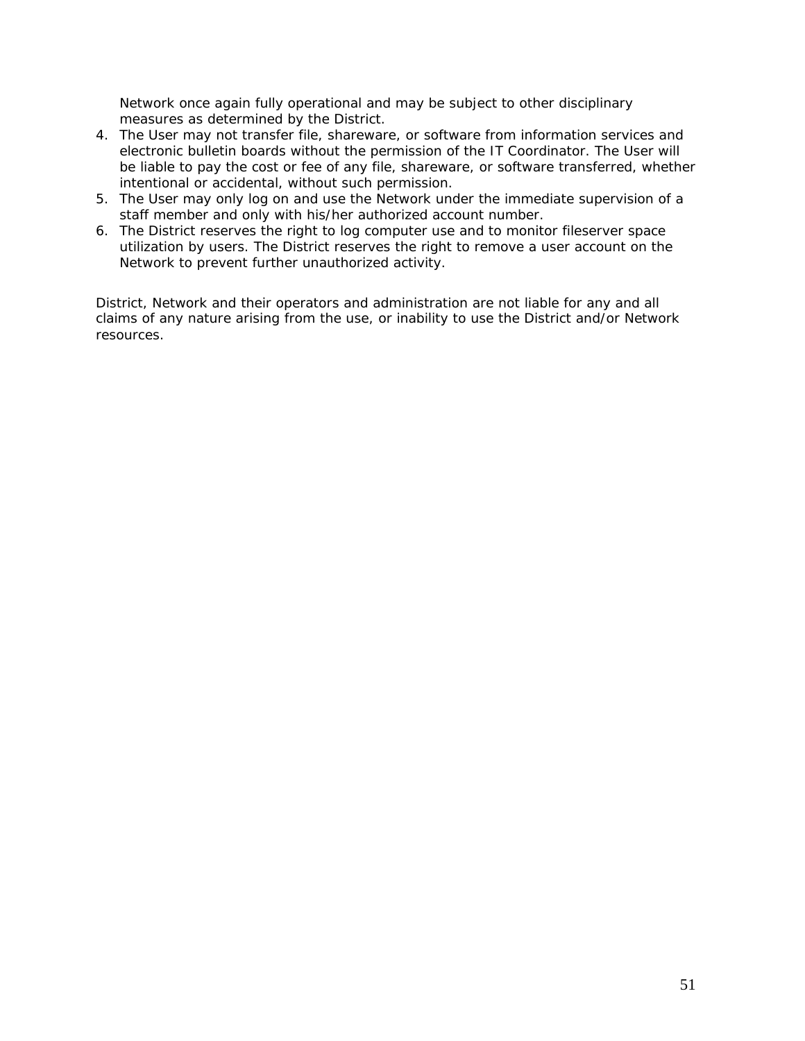Network once again fully operational and may be subject to other disciplinary measures as determined by the District.

4. The User may not transfer file, shareware, or software from information services and electronic bulletin boards without the permission of the IT Coordinator. The User will be liable to pay the cost or fee of any file, shareware, or software transferred, whether intentional or accidental, without such permission.
5. The User may only log on and use the Network under the immediate supervision of a staff member and only with his/her authorized account number.
6. The District reserves the right to log computer use and to monitor fileserver space utilization by users. The District reserves the right to remove a user account on the Network to prevent further unauthorized activity.

District, Network and their operators and administration are not liable for any and all claims of any nature arising from the use, or inability to use the District and/or Network resources.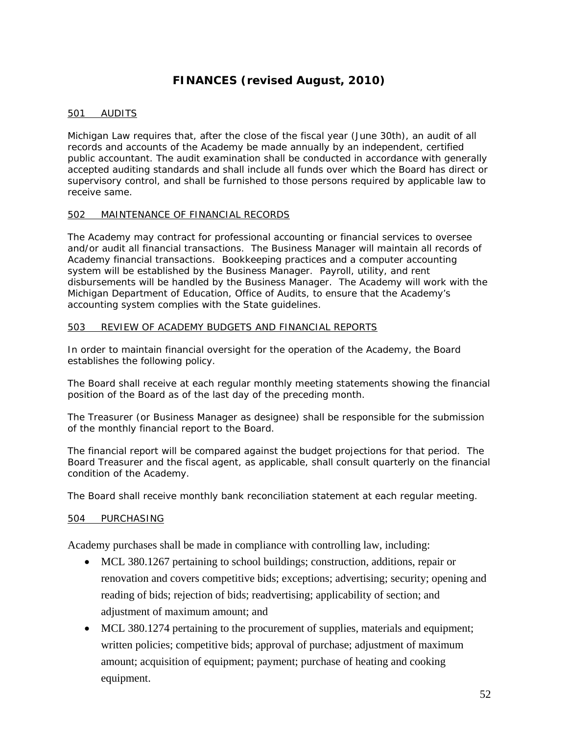# FINANCES (revised August, 2010)

## 501 AUDITS

Michigan Law requires that, after the close of the fiscal year (June 30th), an audit of all records and accounts of the Academy be made annually by an independent, certified public accountant. The audit examination shall be conducted in accordance with generally accepted auditing standards and shall include all funds over which the Board has direct or supervisory control, and shall be furnished to those persons required by applicable law to receive same.

## 502 MAINTENANCE OF FINANCIAL RECORDS

The Academy may contract for professional accounting or financial services to oversee and/or audit all financial transactions. The Business Manager will maintain all records of Academy financial transactions. Bookkeeping practices and a computer accounting system will be established by the Business Manager. Payroll, utility, and rent disbursements will be handled by the Business Manager. The Academy will work with the Michigan Department of Education, Office of Audits, to ensure that the Academy's accounting system complies with the State guidelines.

## 503 REVIEW OF ACADEMY BUDGETS AND FINANCIAL REPORTS

In order to maintain financial oversight for the operation of the Academy, the Board establishes the following policy.

The Board shall receive at each regular monthly meeting statements showing the financial position of the Board as of the last day of the preceding month.

The Treasurer (or Business Manager as designee) shall be responsible for the submission of the monthly financial report to the Board.

The financial report will be compared against the budget projections for that period. The Board Treasurer and the fiscal agent, as applicable, shall consult quarterly on the financial condition of the Academy.

The Board shall receive monthly bank reconciliation statement at each regular meeting.

## 504 PURCHASING

Academy purchases shall be made in compliance with controlling law, including:

- MCL 380.1267 pertaining to school buildings; construction, additions, repair or renovation and covers competitive bids; exceptions; advertising; security; opening and reading of bids; rejection of bids; readvertising; applicability of section; and adjustment of maximum amount; and
- MCL 380.1274 pertaining to the procurement of supplies, materials and equipment; written policies; competitive bids; approval of purchase; adjustment of maximum amount; acquisition of equipment; payment; purchase of heating and cooking equipment.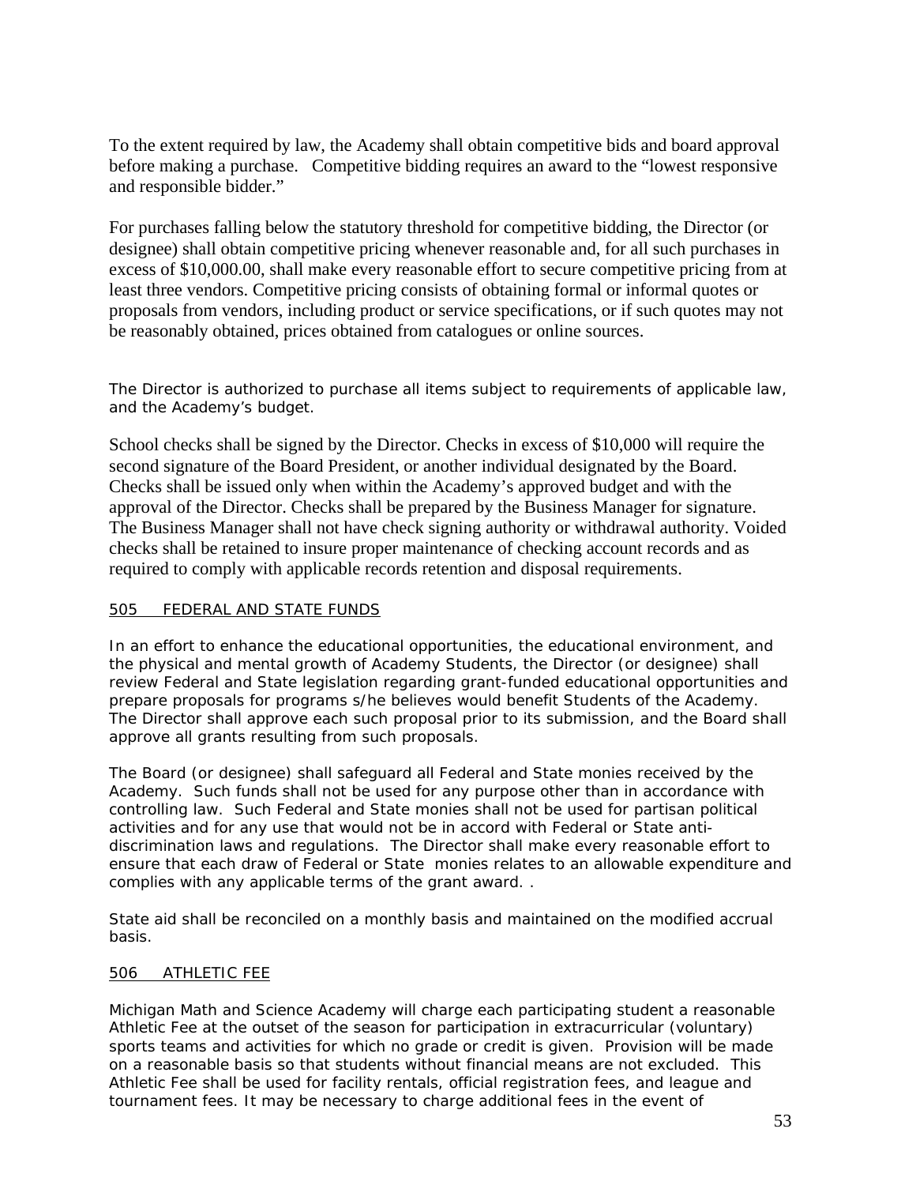To the extent required by law, the Academy shall obtain competitive bids and board approval before making a purchase. Competitive bidding requires an award to the "lowest responsive and responsible bidder."

For purchases falling below the statutory threshold for competitive bidding, the Director (or designee) shall obtain competitive pricing whenever reasonable and, for all such purchases in excess of $10,000.00, shall make every reasonable effort to secure competitive pricing from at least three vendors. Competitive pricing consists of obtaining formal or informal quotes or proposals from vendors, including product or service specifications, or if such quotes may not be reasonably obtained, prices obtained from catalogues or online sources.

The Director is authorized to purchase all items subject to requirements of applicable law, and the Academy's budget.

School checks shall be signed by the Director. Checks in excess of $10,000 will require the second signature of the Board President, or another individual designated by the Board. Checks shall be issued only when within the Academy's approved budget and with the approval of the Director. Checks shall be prepared by the Business Manager for signature. The Business Manager shall not have check signing authority or withdrawal authority. Voided checks shall be retained to insure proper maintenance of checking account records and as required to comply with applicable records retention and disposal requirements.

## 505 FEDERAL AND STATE FUNDS

In an effort to enhance the educational opportunities, the educational environment, and the physical and mental growth of Academy Students, the Director (or designee) shall review Federal and State legislation regarding grant-funded educational opportunities and prepare proposals for programs s/he believes would benefit Students of the Academy. The Director shall approve each such proposal prior to its submission, and the Board shall approve all grants resulting from such proposals.

The Board (or designee) shall safeguard all Federal and State monies received by the Academy. Such funds shall not be used for any purpose other than in accordance with controlling law. Such Federal and State monies shall not be used for partisan political activities and for any use that would not be in accord with Federal or State anti-discrimination laws and regulations. The Director shall make every reasonable effort to ensure that each draw of Federal or State monies relates to an allowable expenditure and complies with any applicable terms of the grant award. .

State aid shall be reconciled on a monthly basis and maintained on the modified accrual basis.

## 506 ATHLETIC FEE

Michigan Math and Science Academy will charge each participating student a reasonable Athletic Fee at the outset of the season for participation in extracurricular (voluntary) sports teams and activities for which no grade or credit is given. Provision will be made on a reasonable basis so that students without financial means are not excluded. This Athletic Fee shall be used for facility rentals, official registration fees, and league and tournament fees. It may be necessary to charge additional fees in the event of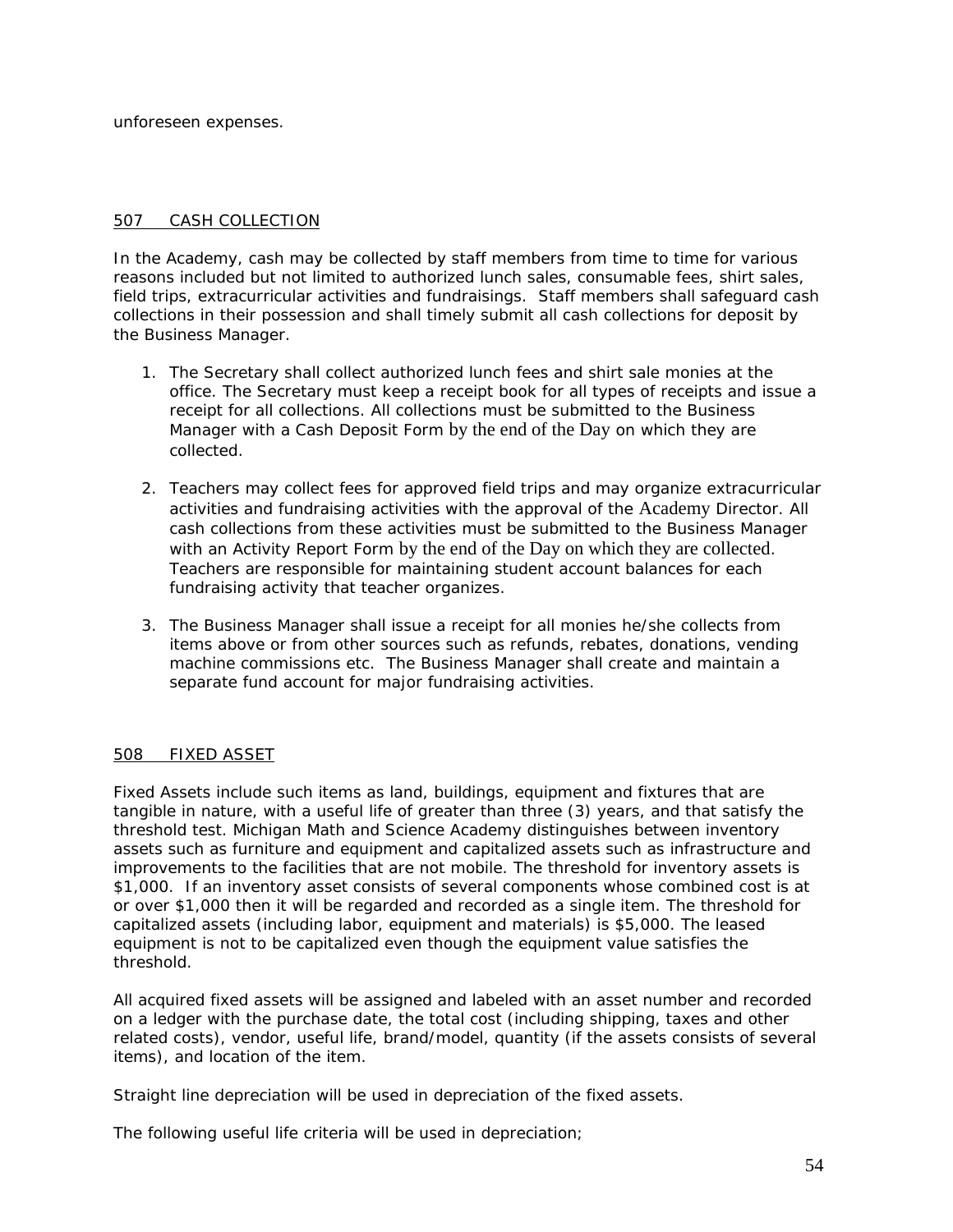unforeseen expenses.

## 507 CASH COLLECTION

In the Academy, cash may be collected by staff members from time to time for various reasons included but not limited to authorized lunch sales, consumable fees, shirt sales, field trips, extracurricular activities and fundraisings. Staff members shall safeguard cash collections in their possession and shall timely submit all cash collections for deposit by the Business Manager.

1. The Secretary shall collect authorized lunch fees and shirt sale monies at the office. The Secretary must keep a receipt book for all types of receipts and issue a receipt for all collections. All collections must be submitted to the Business Manager with a Cash Deposit Form by the end of the Day on which they are collected.

2. Teachers may collect fees for approved field trips and may organize extracurricular activities and fundraising activities with the approval of the Academy Director. All cash collections from these activities must be submitted to the Business Manager with an Activity Report Form by the end of the Day on which they are collected. Teachers are responsible for maintaining student account balances for each fundraising activity that teacher organizes.

3. The Business Manager shall issue a receipt for all monies he/she collects from items above or from other sources such as refunds, rebates, donations, vending machine commissions etc. The Business Manager shall create and maintain a separate fund account for major fundraising activities.

## 508 FIXED ASSET

Fixed Assets include such items as land, buildings, equipment and fixtures that are tangible in nature, with a useful life of greater than three (3) years, and that satisfy the threshold test. Michigan Math and Science Academy distinguishes between inventory assets such as furniture and equipment and capitalized assets such as infrastructure and improvements to the facilities that are not mobile. The threshold for inventory assets is $1,000. If an inventory asset consists of several components whose combined cost is at or over $1,000 then it will be regarded and recorded as a single item. The threshold for capitalized assets (including labor, equipment and materials) is $5,000. The leased equipment is not to be capitalized even though the equipment value satisfies the threshold.

All acquired fixed assets will be assigned and labeled with an asset number and recorded on a ledger with the purchase date, the total cost (including shipping, taxes and other related costs), vendor, useful life, brand/model, quantity (if the assets consists of several items), and location of the item.

Straight line depreciation will be used in depreciation of the fixed assets.

The following useful life criteria will be used in depreciation;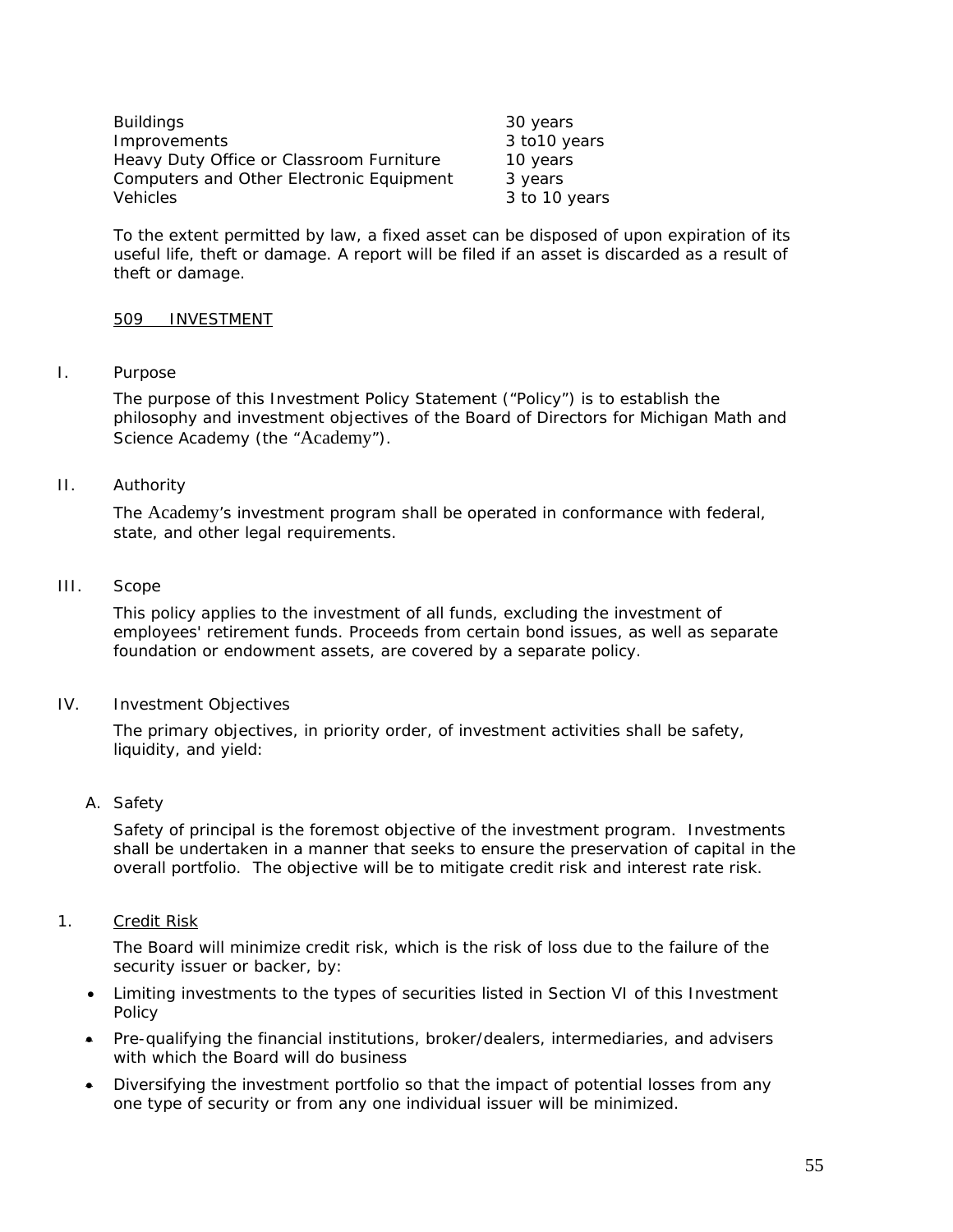| | |
|---|---|
| Buildings | 30 years |
| Improvements | 3 to10 years |
| Heavy Duty Office or Classroom Furniture | 10 years |
| Computers and Other Electronic Equipment | 3 years |
| Vehicles | 3 to 10 years |

To the extent permitted by law, a fixed asset can be disposed of upon expiration of its useful life, theft or damage. A report will be filed if an asset is discarded as a result of theft or damage.

## 509 INVESTMENT

I. Purpose

The purpose of this Investment Policy Statement ("Policy") is to establish the philosophy and investment objectives of the Board of Directors for Michigan Math and Science Academy (the "Academy").

II. Authority

The Academy's investment program shall be operated in conformance with federal, state, and other legal requirements.

III. Scope

This policy applies to the investment of all funds, excluding the investment of employees' retirement funds. Proceeds from certain bond issues, as well as separate foundation or endowment assets, are covered by a separate policy.

IV. Investment Objectives

The primary objectives, in priority order, of investment activities shall be safety, liquidity, and yield:

A. Safety

Safety of principal is the foremost objective of the investment program. Investments shall be undertaken in a manner that seeks to ensure the preservation of capital in the overall portfolio. The objective will be to mitigate credit risk and interest rate risk.

1. Credit Risk

The Board will minimize credit risk, which is the risk of loss due to the failure of the security issuer or backer, by:

- Limiting investments to the types of securities listed in Section VI of this Investment Policy
- Pre-qualifying the financial institutions, broker/dealers, intermediaries, and advisers with which the Board will do business
- Diversifying the investment portfolio so that the impact of potential losses from any one type of security or from any one individual issuer will be minimized.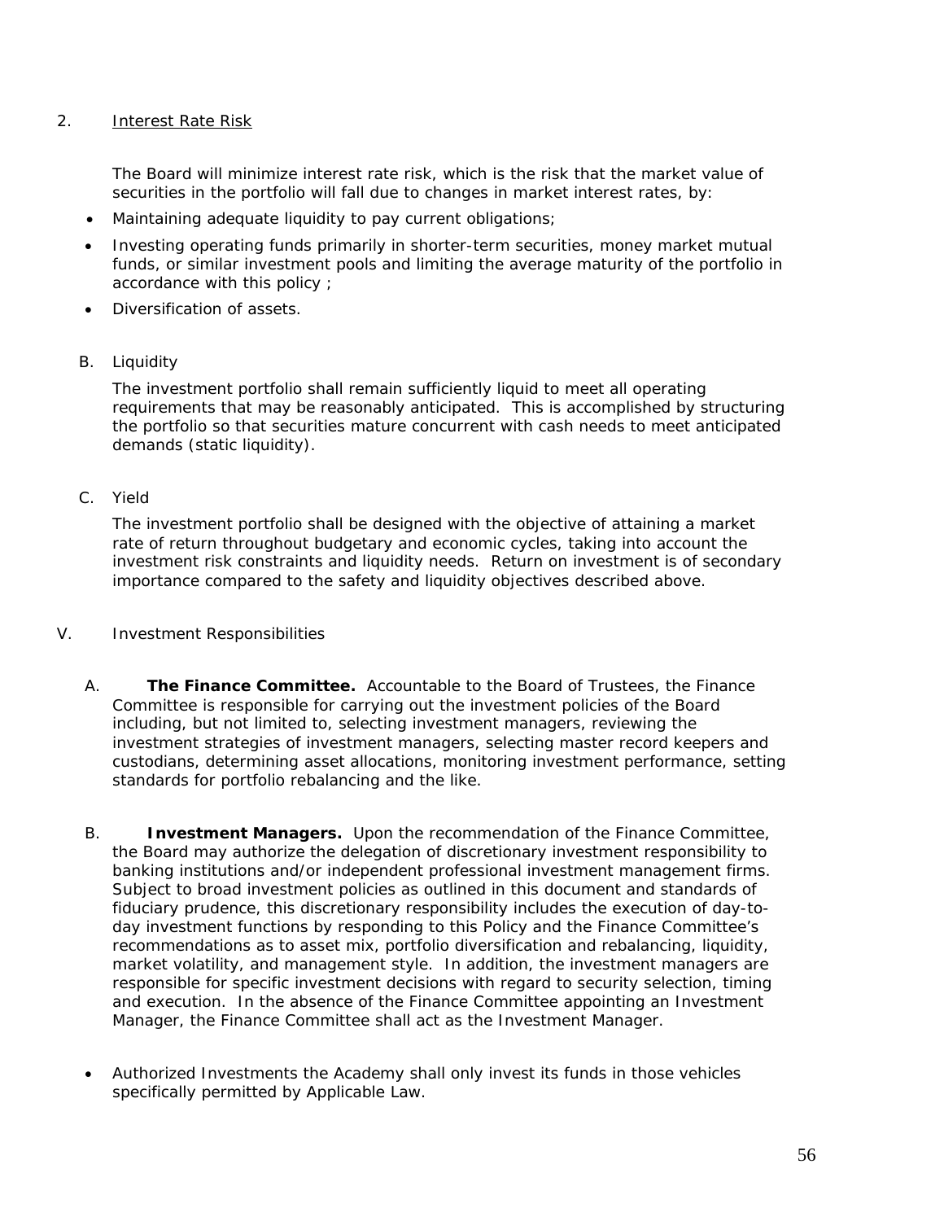2. Interest Rate Risk

The Board will minimize interest rate risk, which is the risk that the market value of securities in the portfolio will fall due to changes in market interest rates, by:

- Maintaining adequate liquidity to pay current obligations;
- Investing operating funds primarily in shorter-term securities, money market mutual funds, or similar investment pools and limiting the average maturity of the portfolio in accordance with this policy ;
- Diversification of assets.

B. Liquidity

The investment portfolio shall remain sufficiently liquid to meet all operating requirements that may be reasonably anticipated. This is accomplished by structuring the portfolio so that securities mature concurrent with cash needs to meet anticipated demands (static liquidity).

C. Yield

The investment portfolio shall be designed with the objective of attaining a market rate of return throughout budgetary and economic cycles, taking into account the investment risk constraints and liquidity needs. Return on investment is of secondary importance compared to the safety and liquidity objectives described above.

V. Investment Responsibilities

A. **The Finance Committee.** Accountable to the Board of Trustees, the Finance Committee is responsible for carrying out the investment policies of the Board including, but not limited to, selecting investment managers, reviewing the investment strategies of investment managers, selecting master record keepers and custodians, determining asset allocations, monitoring investment performance, setting standards for portfolio rebalancing and the like.

B. **Investment Managers.** Upon the recommendation of the Finance Committee, the Board may authorize the delegation of discretionary investment responsibility to banking institutions and/or independent professional investment management firms. Subject to broad investment policies as outlined in this document and standards of fiduciary prudence, this discretionary responsibility includes the execution of day-to-day investment functions by responding to this Policy and the Finance Committee's recommendations as to asset mix, portfolio diversification and rebalancing, liquidity, market volatility, and management style. In addition, the investment managers are responsible for specific investment decisions with regard to security selection, timing and execution. In the absence of the Finance Committee appointing an Investment Manager, the Finance Committee shall act as the Investment Manager.

- Authorized Investments the Academy shall only invest its funds in those vehicles specifically permitted by Applicable Law.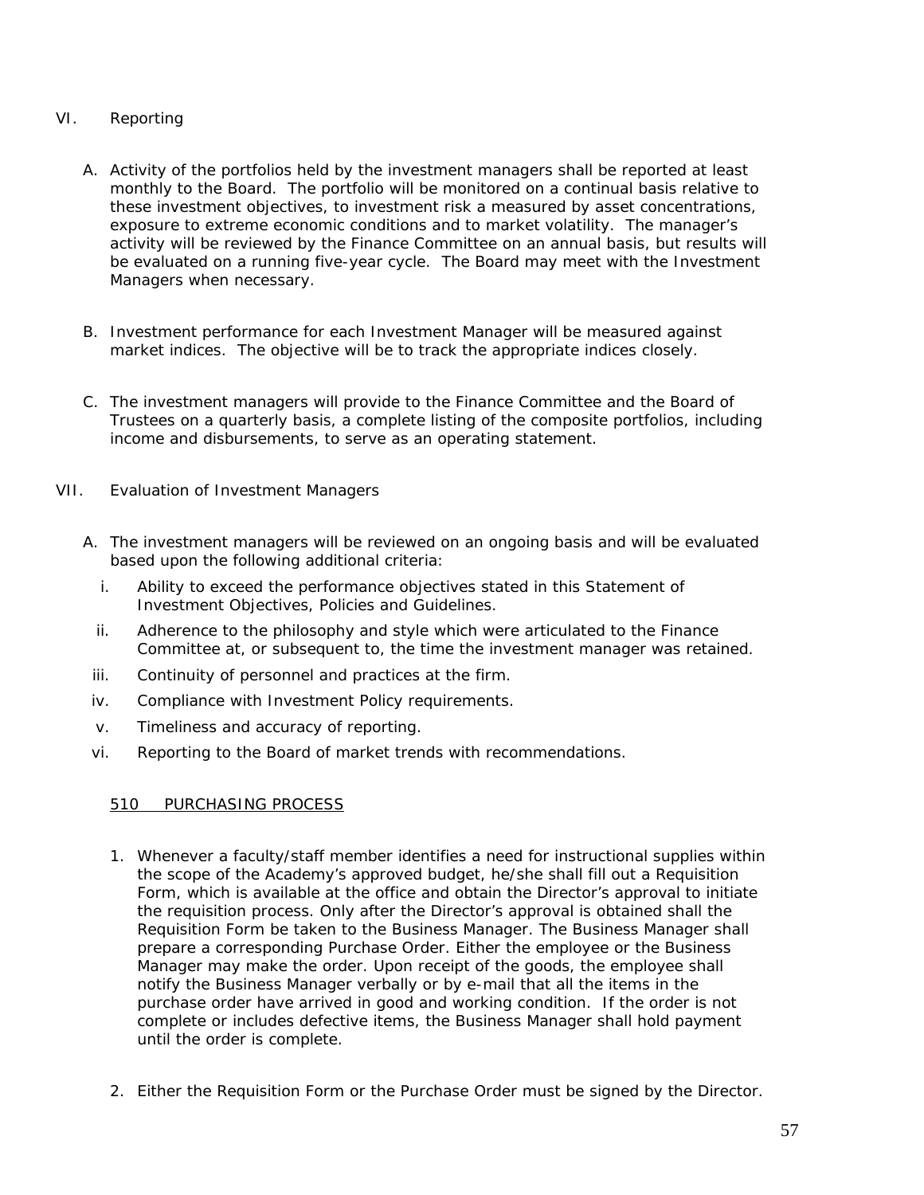## VI. Reporting

A. Activity of the portfolios held by the investment managers shall be reported at least monthly to the Board. The portfolio will be monitored on a continual basis relative to these investment objectives, to investment risk a measured by asset concentrations, exposure to extreme economic conditions and to market volatility. The manager's activity will be reviewed by the Finance Committee on an annual basis, but results will be evaluated on a running five-year cycle. The Board may meet with the Investment Managers when necessary.

B. Investment performance for each Investment Manager will be measured against market indices. The objective will be to track the appropriate indices closely.

C. The investment managers will provide to the Finance Committee and the Board of Trustees on a quarterly basis, a complete listing of the composite portfolios, including income and disbursements, to serve as an operating statement.

## VII. Evaluation of Investment Managers

A. The investment managers will be reviewed on an ongoing basis and will be evaluated based upon the following additional criteria:

   i. Ability to exceed the performance objectives stated in this Statement of Investment Objectives, Policies and Guidelines.
   ii. Adherence to the philosophy and style which were articulated to the Finance Committee at, or subsequent to, the time the investment manager was retained.
   iii. Continuity of personnel and practices at the firm.
   iv. Compliance with Investment Policy requirements.
   v. Timeliness and accuracy of reporting.
   vi. Reporting to the Board of market trends with recommendations.

## 510 PURCHASING PROCESS

1. Whenever a faculty/staff member identifies a need for instructional supplies within the scope of the Academy's approved budget, he/she shall fill out a Requisition Form, which is available at the office and obtain the Director's approval to initiate the requisition process. Only after the Director's approval is obtained shall the Requisition Form be taken to the Business Manager. The Business Manager shall prepare a corresponding Purchase Order. Either the employee or the Business Manager may make the order. Upon receipt of the goods, the employee shall notify the Business Manager verbally or by e-mail that all the items in the purchase order have arrived in good and working condition. If the order is not complete or includes defective items, the Business Manager shall hold payment until the order is complete.

2. Either the Requisition Form or the Purchase Order must be signed by the Director.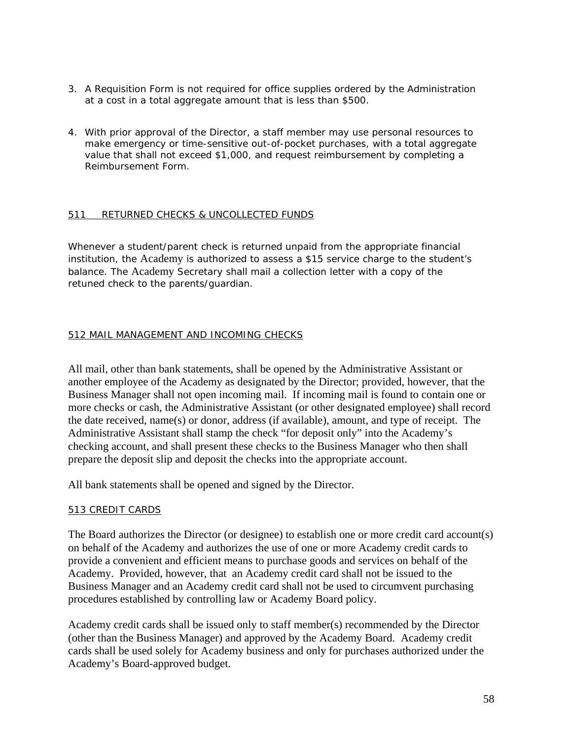3. A Requisition Form is not required for office supplies ordered by the Administration at a cost in a total aggregate amount that is less than $500.

4. With prior approval of the Director, a staff member may use personal resources to make emergency or time-sensitive out-of-pocket purchases, with a total aggregate value that shall not exceed $1,000, and request reimbursement by completing a Reimbursement Form.

## 511 RETURNED CHECKS & UNCOLLECTED FUNDS

Whenever a student/parent check is returned unpaid from the appropriate financial institution, the Academy is authorized to assess a $15 service charge to the student's balance. The Academy Secretary shall mail a collection letter with a copy of the retuned check to the parents/guardian.

## 512 MAIL MANAGEMENT AND INCOMING CHECKS

All mail, other than bank statements, shall be opened by the Administrative Assistant or another employee of the Academy as designated by the Director; provided, however, that the Business Manager shall not open incoming mail. If incoming mail is found to contain one or more checks or cash, the Administrative Assistant (or other designated employee) shall record the date received, name(s) or donor, address (if available), amount, and type of receipt. The Administrative Assistant shall stamp the check "for deposit only" into the Academy's checking account, and shall present these checks to the Business Manager who then shall prepare the deposit slip and deposit the checks into the appropriate account.

All bank statements shall be opened and signed by the Director.

## 513 CREDIT CARDS

The Board authorizes the Director (or designee) to establish one or more credit card account(s) on behalf of the Academy and authorizes the use of one or more Academy credit cards to provide a convenient and efficient means to purchase goods and services on behalf of the Academy. Provided, however, that an Academy credit card shall not be issued to the Business Manager and an Academy credit card shall not be used to circumvent purchasing procedures established by controlling law or Academy Board policy.

Academy credit cards shall be issued only to staff member(s) recommended by the Director (other than the Business Manager) and approved by the Academy Board. Academy credit cards shall be used solely for Academy business and only for purchases authorized under the Academy's Board-approved budget.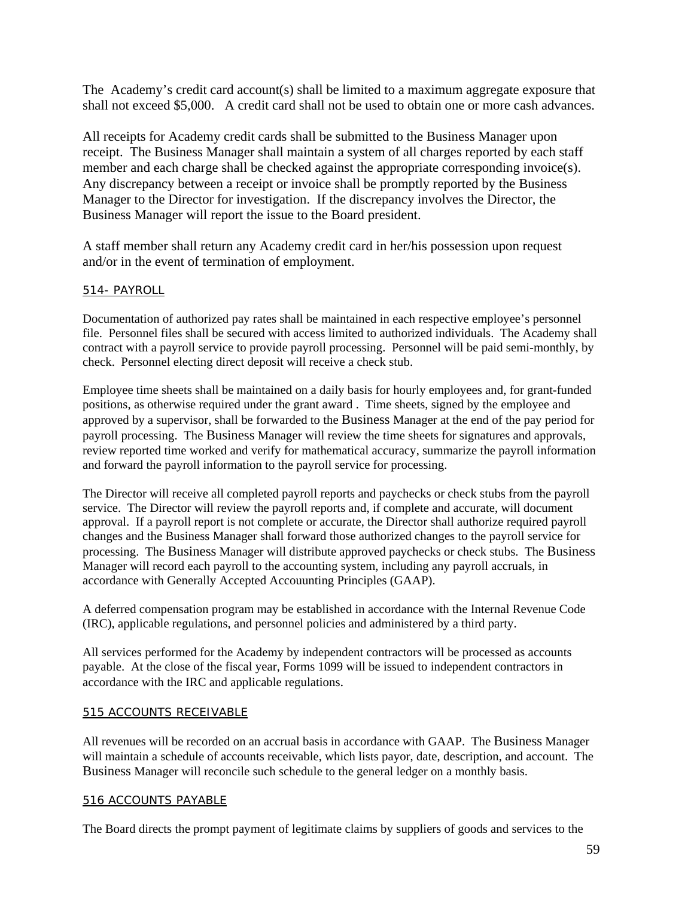The Academy's credit card account(s) shall be limited to a maximum aggregate exposure that shall not exceed $5,000. A credit card shall not be used to obtain one or more cash advances.

All receipts for Academy credit cards shall be submitted to the Business Manager upon receipt. The Business Manager shall maintain a system of all charges reported by each staff member and each charge shall be checked against the appropriate corresponding invoice(s). Any discrepancy between a receipt or invoice shall be promptly reported by the Business Manager to the Director for investigation. If the discrepancy involves the Director, the Business Manager will report the issue to the Board president.

A staff member shall return any Academy credit card in her/his possession upon request and/or in the event of termination of employment.

## 514- PAYROLL

Documentation of authorized pay rates shall be maintained in each respective employee's personnel file. Personnel files shall be secured with access limited to authorized individuals. The Academy shall contract with a payroll service to provide payroll processing. Personnel will be paid semi-monthly, by check. Personnel electing direct deposit will receive a check stub.

Employee time sheets shall be maintained on a daily basis for hourly employees and, for grant-funded positions, as otherwise required under the grant award . Time sheets, signed by the employee and approved by a supervisor, shall be forwarded to the Business Manager at the end of the pay period for payroll processing. The Business Manager will review the time sheets for signatures and approvals, review reported time worked and verify for mathematical accuracy, summarize the payroll information and forward the payroll information to the payroll service for processing.

The Director will receive all completed payroll reports and paychecks or check stubs from the payroll service. The Director will review the payroll reports and, if complete and accurate, will document approval. If a payroll report is not complete or accurate, the Director shall authorize required payroll changes and the Business Manager shall forward those authorized changes to the payroll service for processing. The Business Manager will distribute approved paychecks or check stubs. The Business Manager will record each payroll to the accounting system, including any payroll accruals, in accordance with Generally Accepted Accouunting Principles (GAAP).

A deferred compensation program may be established in accordance with the Internal Revenue Code (IRC), applicable regulations, and personnel policies and administered by a third party.

All services performed for the Academy by independent contractors will be processed as accounts payable. At the close of the fiscal year, Forms 1099 will be issued to independent contractors in accordance with the IRC and applicable regulations.

## 515 ACCOUNTS RECEIVABLE

All revenues will be recorded on an accrual basis in accordance with GAAP. The Business Manager will maintain a schedule of accounts receivable, which lists payor, date, description, and account. The Business Manager will reconcile such schedule to the general ledger on a monthly basis.

## 516 ACCOUNTS PAYABLE

The Board directs the prompt payment of legitimate claims by suppliers of goods and services to the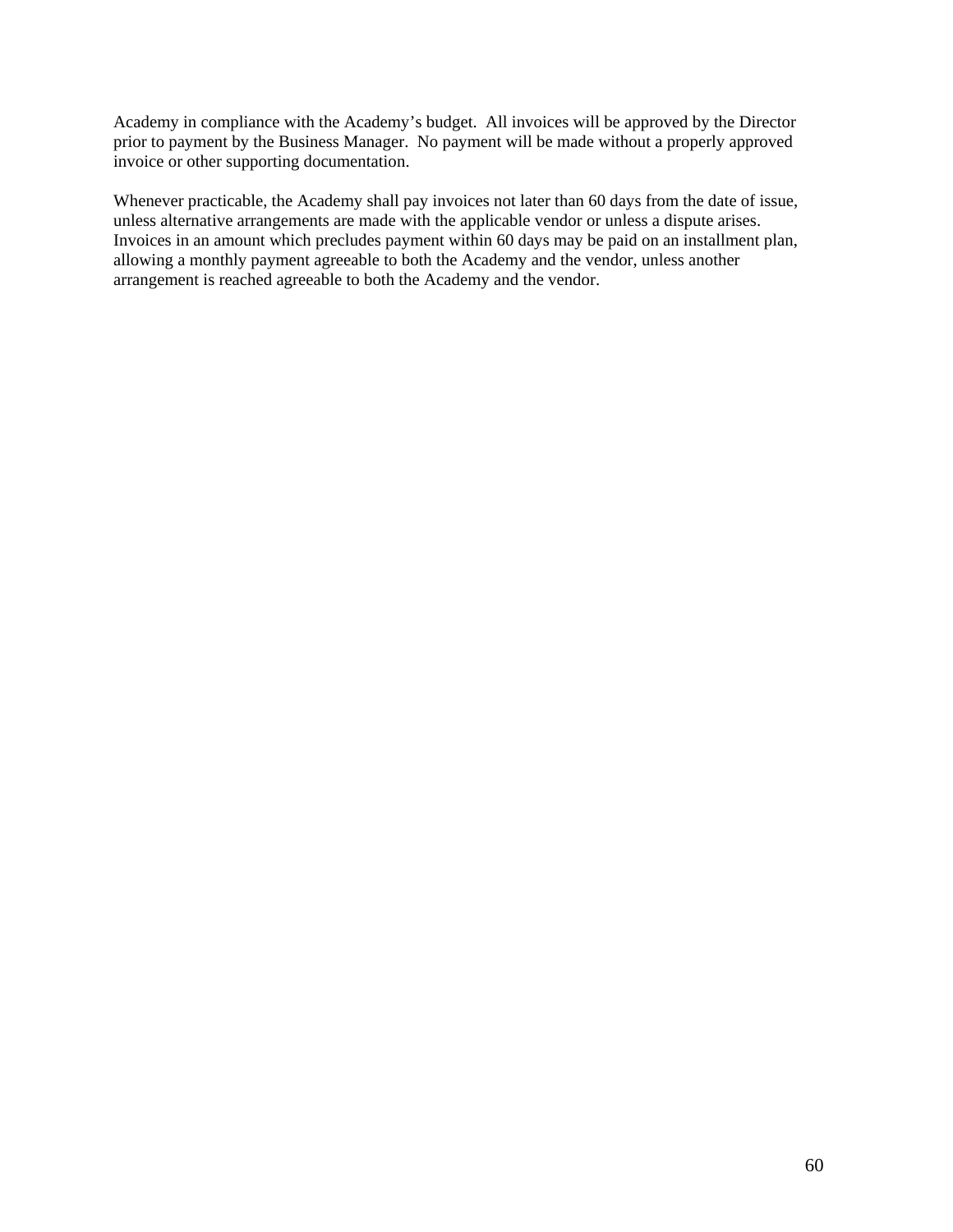Academy in compliance with the Academy's budget. All invoices will be approved by the Director prior to payment by the Business Manager. No payment will be made without a properly approved invoice or other supporting documentation.

Whenever practicable, the Academy shall pay invoices not later than 60 days from the date of issue, unless alternative arrangements are made with the applicable vendor or unless a dispute arises. Invoices in an amount which precludes payment within 60 days may be paid on an installment plan, allowing a monthly payment agreeable to both the Academy and the vendor, unless another arrangement is reached agreeable to both the Academy and the vendor.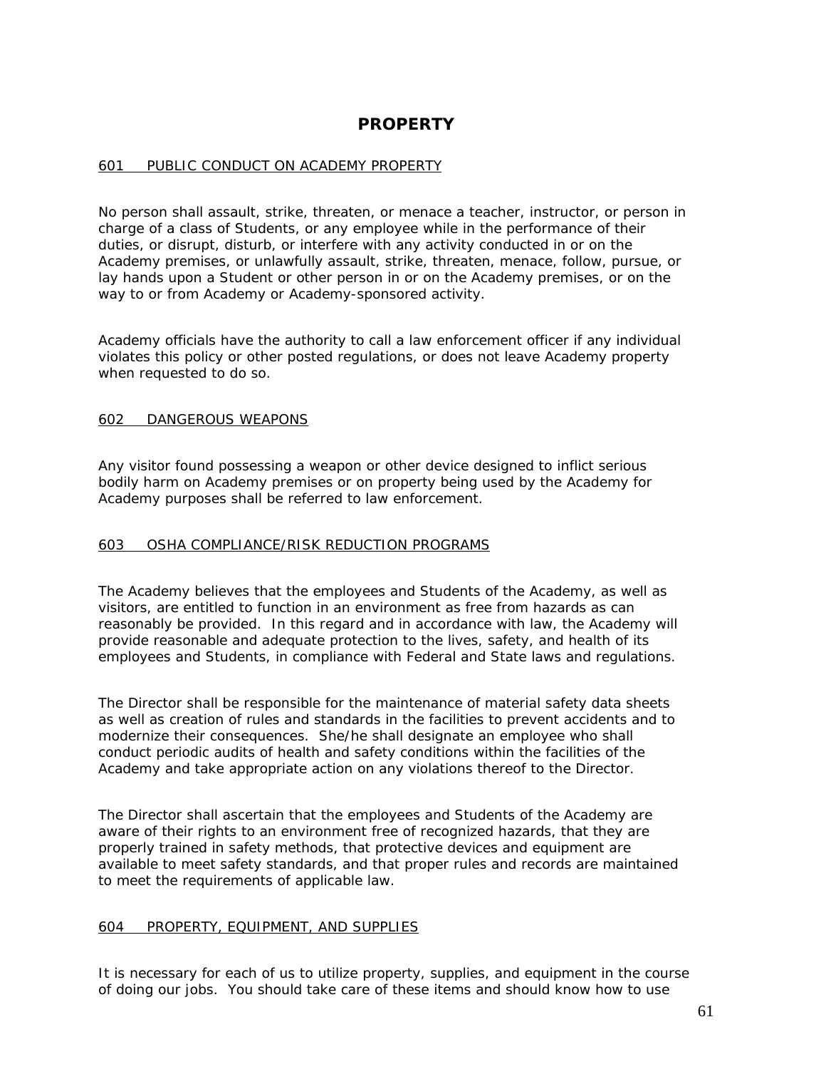# PROPERTY

## 601 PUBLIC CONDUCT ON ACADEMY PROPERTY

No person shall assault, strike, threaten, or menace a teacher, instructor, or person in charge of a class of Students, or any employee while in the performance of their duties, or disrupt, disturb, or interfere with any activity conducted in or on the Academy premises, or unlawfully assault, strike, threaten, menace, follow, pursue, or lay hands upon a Student or other person in or on the Academy premises, or on the way to or from Academy or Academy-sponsored activity.

Academy officials have the authority to call a law enforcement officer if any individual violates this policy or other posted regulations, or does not leave Academy property when requested to do so.

## 602 DANGEROUS WEAPONS

Any visitor found possessing a weapon or other device designed to inflict serious bodily harm on Academy premises or on property being used by the Academy for Academy purposes shall be referred to law enforcement.

## 603 OSHA COMPLIANCE/RISK REDUCTION PROGRAMS

The Academy believes that the employees and Students of the Academy, as well as visitors, are entitled to function in an environment as free from hazards as can reasonably be provided. In this regard and in accordance with law, the Academy will provide reasonable and adequate protection to the lives, safety, and health of its employees and Students, in compliance with Federal and State laws and regulations.

The Director shall be responsible for the maintenance of material safety data sheets as well as creation of rules and standards in the facilities to prevent accidents and to modernize their consequences. She/he shall designate an employee who shall conduct periodic audits of health and safety conditions within the facilities of the Academy and take appropriate action on any violations thereof to the Director.

The Director shall ascertain that the employees and Students of the Academy are aware of their rights to an environment free of recognized hazards, that they are properly trained in safety methods, that protective devices and equipment are available to meet safety standards, and that proper rules and records are maintained to meet the requirements of applicable law.

## 604 PROPERTY, EQUIPMENT, AND SUPPLIES

It is necessary for each of us to utilize property, supplies, and equipment in the course of doing our jobs. You should take care of these items and should know how to use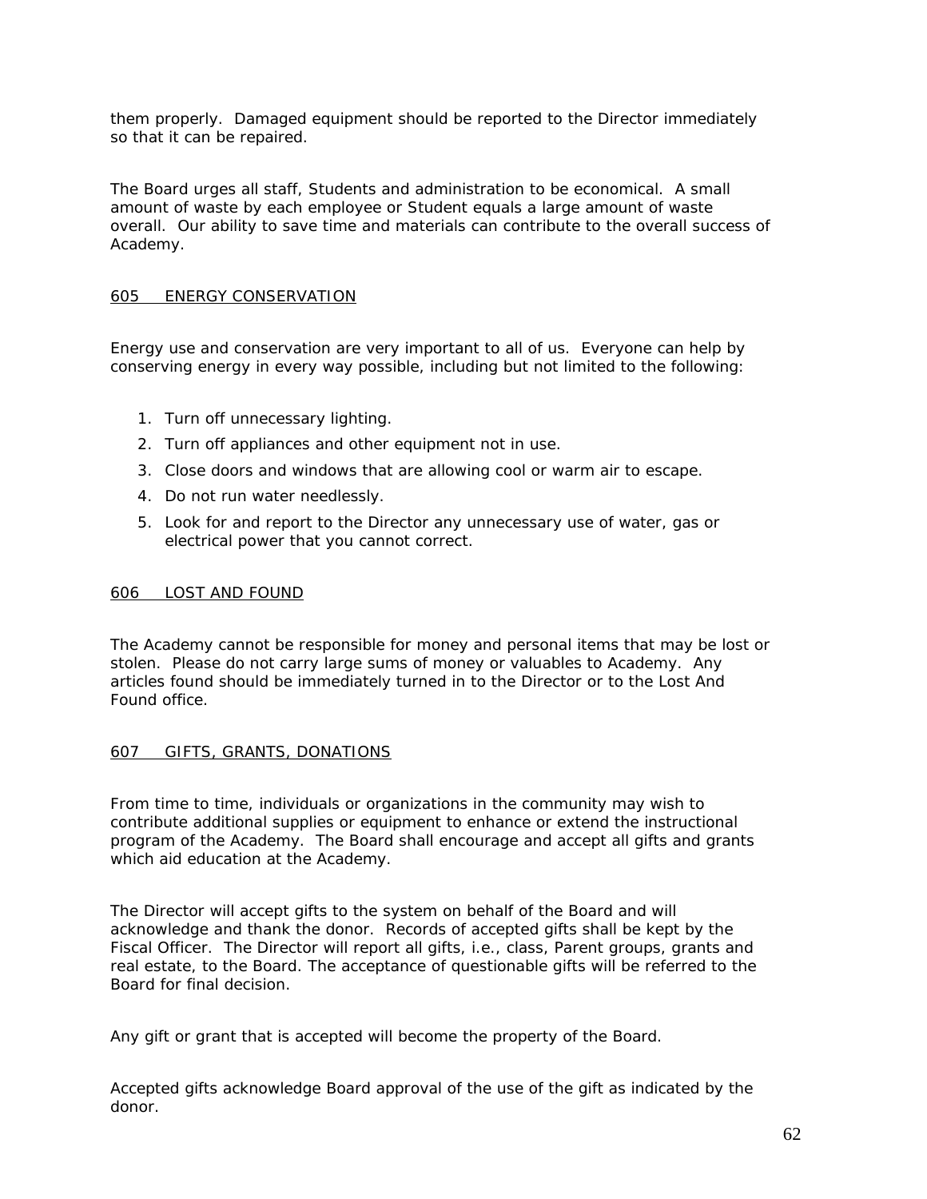them properly. Damaged equipment should be reported to the Director immediately so that it can be repaired.

The Board urges all staff, Students and administration to be economical. A small amount of waste by each employee or Student equals a large amount of waste overall. Our ability to save time and materials can contribute to the overall success of Academy.

## 605 ENERGY CONSERVATION

Energy use and conservation are very important to all of us. Everyone can help by conserving energy in every way possible, including but not limited to the following:

1. Turn off unnecessary lighting.
2. Turn off appliances and other equipment not in use.
3. Close doors and windows that are allowing cool or warm air to escape.
4. Do not run water needlessly.
5. Look for and report to the Director any unnecessary use of water, gas or electrical power that you cannot correct.

## 606 LOST AND FOUND

The Academy cannot be responsible for money and personal items that may be lost or stolen. Please do not carry large sums of money or valuables to Academy. Any articles found should be immediately turned in to the Director or to the Lost And Found office.

## 607 GIFTS, GRANTS, DONATIONS

From time to time, individuals or organizations in the community may wish to contribute additional supplies or equipment to enhance or extend the instructional program of the Academy. The Board shall encourage and accept all gifts and grants which aid education at the Academy.

The Director will accept gifts to the system on behalf of the Board and will acknowledge and thank the donor. Records of accepted gifts shall be kept by the Fiscal Officer. The Director will report all gifts, i.e., class, Parent groups, grants and real estate, to the Board. The acceptance of questionable gifts will be referred to the Board for final decision.

Any gift or grant that is accepted will become the property of the Board.

Accepted gifts acknowledge Board approval of the use of the gift as indicated by the donor.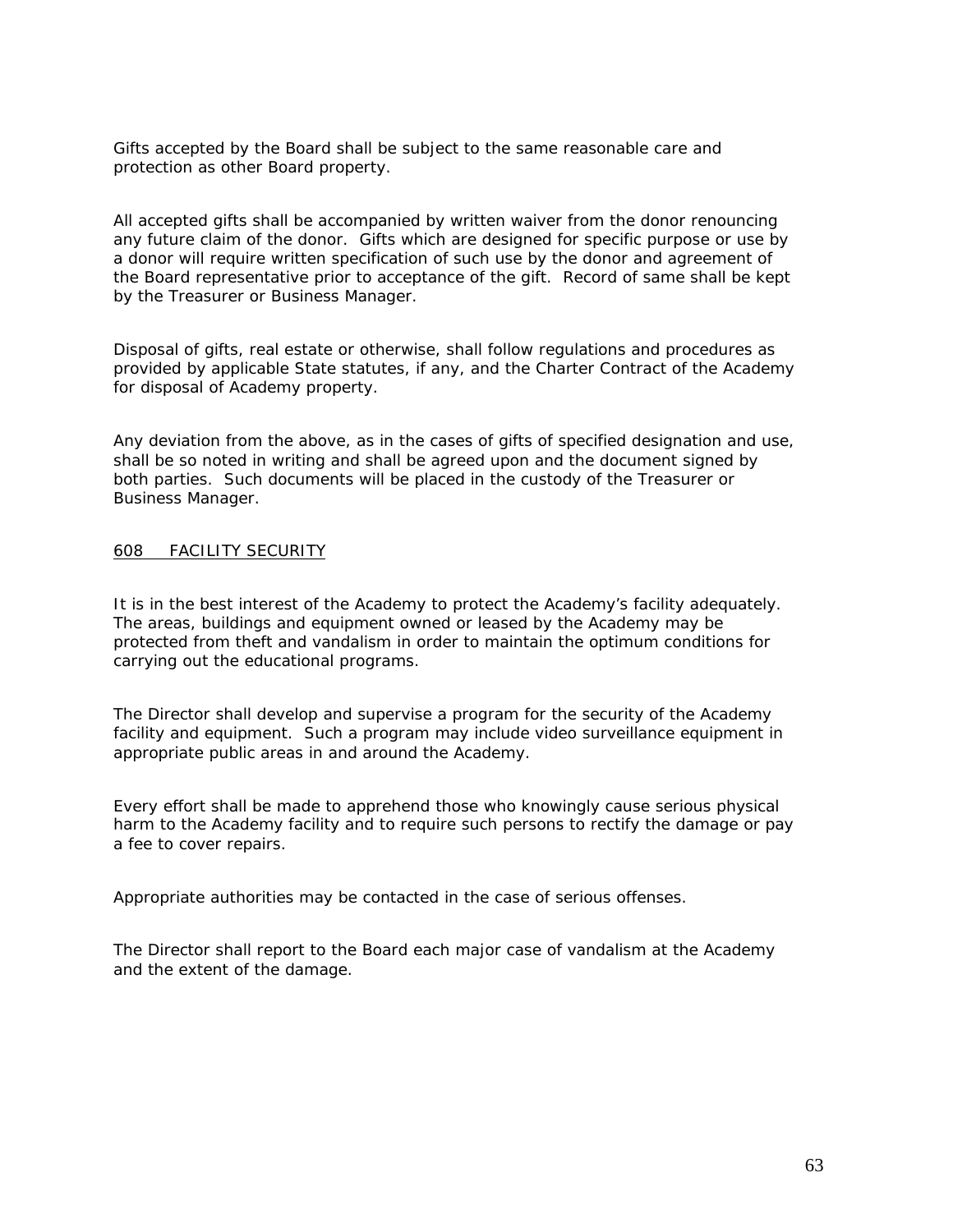Gifts accepted by the Board shall be subject to the same reasonable care and protection as other Board property.

All accepted gifts shall be accompanied by written waiver from the donor renouncing any future claim of the donor. Gifts which are designed for specific purpose or use by a donor will require written specification of such use by the donor and agreement of the Board representative prior to acceptance of the gift. Record of same shall be kept by the Treasurer or Business Manager.

Disposal of gifts, real estate or otherwise, shall follow regulations and procedures as provided by applicable State statutes, if any, and the Charter Contract of the Academy for disposal of Academy property.

Any deviation from the above, as in the cases of gifts of specified designation and use, shall be so noted in writing and shall be agreed upon and the document signed by both parties. Such documents will be placed in the custody of the Treasurer or Business Manager.

## 608 FACILITY SECURITY

It is in the best interest of the Academy to protect the Academy's facility adequately. The areas, buildings and equipment owned or leased by the Academy may be protected from theft and vandalism in order to maintain the optimum conditions for carrying out the educational programs.

The Director shall develop and supervise a program for the security of the Academy facility and equipment. Such a program may include video surveillance equipment in appropriate public areas in and around the Academy.

Every effort shall be made to apprehend those who knowingly cause serious physical harm to the Academy facility and to require such persons to rectify the damage or pay a fee to cover repairs.

Appropriate authorities may be contacted in the case of serious offenses.

The Director shall report to the Board each major case of vandalism at the Academy and the extent of the damage.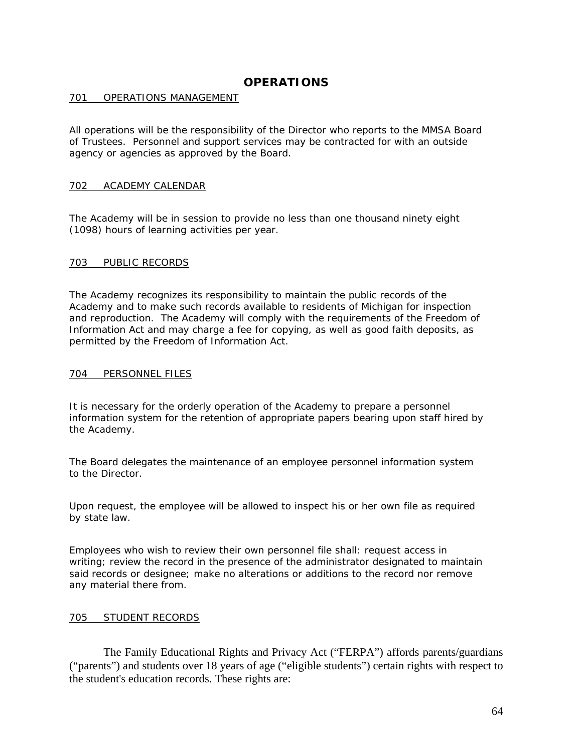# OPERATIONS

## 701 OPERATIONS MANAGEMENT

All operations will be the responsibility of the Director who reports to the MMSA Board of Trustees. Personnel and support services may be contracted for with an outside agency or agencies as approved by the Board.

## 702 ACADEMY CALENDAR

The Academy will be in session to provide no less than one thousand ninety eight (1098) hours of learning activities per year.

## 703 PUBLIC RECORDS

The Academy recognizes its responsibility to maintain the public records of the Academy and to make such records available to residents of Michigan for inspection and reproduction. The Academy will comply with the requirements of the Freedom of Information Act and may charge a fee for copying, as well as good faith deposits, as permitted by the Freedom of Information Act.

## 704 PERSONNEL FILES

It is necessary for the orderly operation of the Academy to prepare a personnel information system for the retention of appropriate papers bearing upon staff hired by the Academy.

The Board delegates the maintenance of an employee personnel information system to the Director.

Upon request, the employee will be allowed to inspect his or her own file as required by state law.

Employees who wish to review their own personnel file shall: request access in writing; review the record in the presence of the administrator designated to maintain said records or designee; make no alterations or additions to the record nor remove any material there from.

## 705 STUDENT RECORDS

The Family Educational Rights and Privacy Act ("FERPA") affords parents/guardians ("parents") and students over 18 years of age ("eligible students") certain rights with respect to the student's education records. These rights are: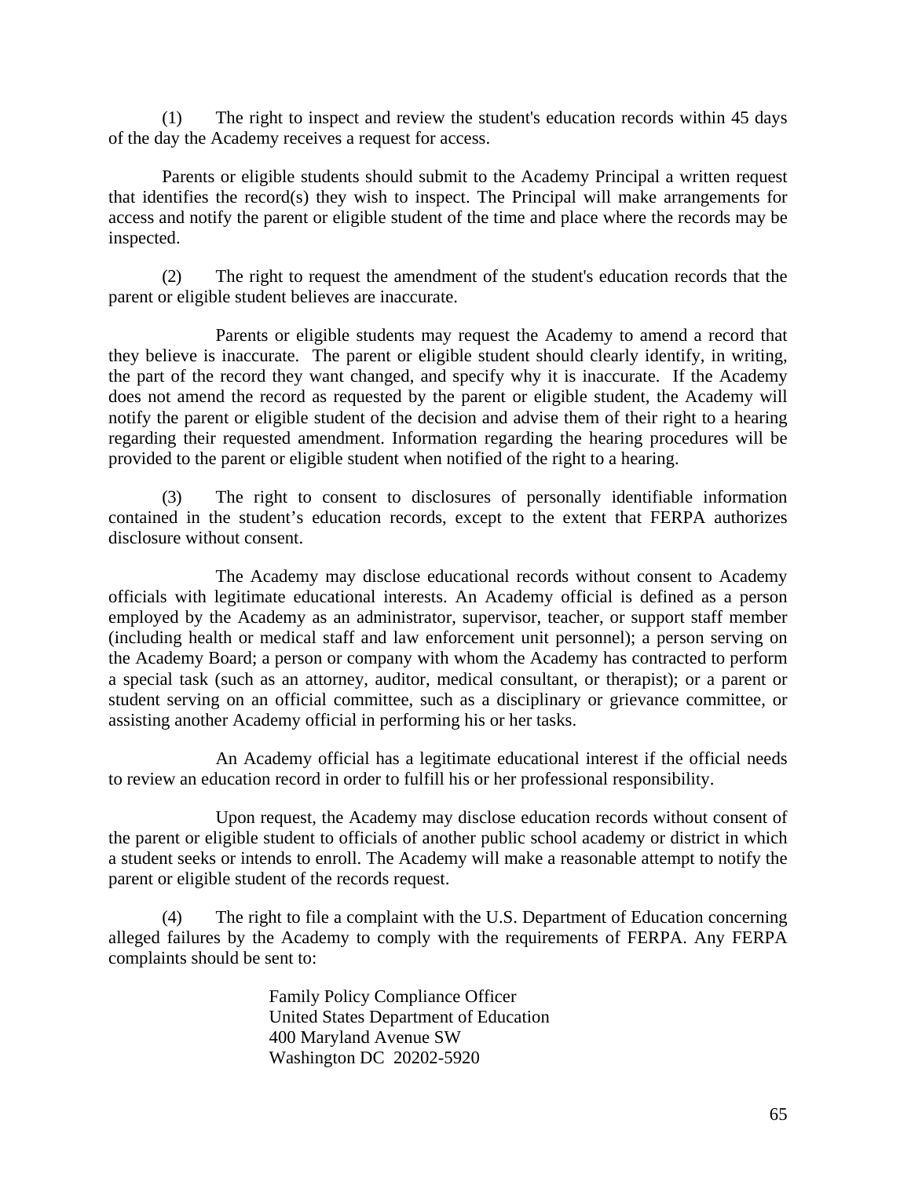(1) The right to inspect and review the student's education records within 45 days of the day the Academy receives a request for access.

Parents or eligible students should submit to the Academy Principal a written request that identifies the record(s) they wish to inspect. The Principal will make arrangements for access and notify the parent or eligible student of the time and place where the records may be inspected.

(2) The right to request the amendment of the student's education records that the parent or eligible student believes are inaccurate.

Parents or eligible students may request the Academy to amend a record that they believe is inaccurate. The parent or eligible student should clearly identify, in writing, the part of the record they want changed, and specify why it is inaccurate. If the Academy does not amend the record as requested by the parent or eligible student, the Academy will notify the parent or eligible student of the decision and advise them of their right to a hearing regarding their requested amendment. Information regarding the hearing procedures will be provided to the parent or eligible student when notified of the right to a hearing.

(3) The right to consent to disclosures of personally identifiable information contained in the student's education records, except to the extent that FERPA authorizes disclosure without consent.

The Academy may disclose educational records without consent to Academy officials with legitimate educational interests. An Academy official is defined as a person employed by the Academy as an administrator, supervisor, teacher, or support staff member (including health or medical staff and law enforcement unit personnel); a person serving on the Academy Board; a person or company with whom the Academy has contracted to perform a special task (such as an attorney, auditor, medical consultant, or therapist); or a parent or student serving on an official committee, such as a disciplinary or grievance committee, or assisting another Academy official in performing his or her tasks.

An Academy official has a legitimate educational interest if the official needs to review an education record in order to fulfill his or her professional responsibility.

Upon request, the Academy may disclose education records without consent of the parent or eligible student to officials of another public school academy or district in which a student seeks or intends to enroll. The Academy will make a reasonable attempt to notify the parent or eligible student of the records request.

(4) The right to file a complaint with the U.S. Department of Education concerning alleged failures by the Academy to comply with the requirements of FERPA. Any FERPA complaints should be sent to:

Family Policy Compliance Officer
United States Department of Education
400 Maryland Avenue SW
Washington DC 20202-5920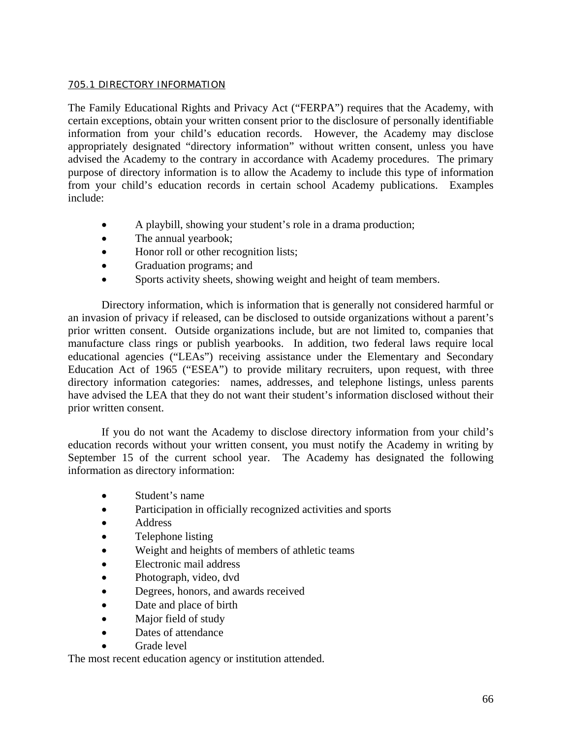## 705.1 DIRECTORY INFORMATION

The Family Educational Rights and Privacy Act ("FERPA") requires that the Academy, with certain exceptions, obtain your written consent prior to the disclosure of personally identifiable information from your child's education records. However, the Academy may disclose appropriately designated "directory information" without written consent, unless you have advised the Academy to the contrary in accordance with Academy procedures. The primary purpose of directory information is to allow the Academy to include this type of information from your child's education records in certain school Academy publications. Examples include:

- A playbill, showing your student's role in a drama production;
- The annual yearbook;
- Honor roll or other recognition lists;
- Graduation programs; and
- Sports activity sheets, showing weight and height of team members.

Directory information, which is information that is generally not considered harmful or an invasion of privacy if released, can be disclosed to outside organizations without a parent's prior written consent. Outside organizations include, but are not limited to, companies that manufacture class rings or publish yearbooks. In addition, two federal laws require local educational agencies ("LEAs") receiving assistance under the Elementary and Secondary Education Act of 1965 ("ESEA") to provide military recruiters, upon request, with three directory information categories: names, addresses, and telephone listings, unless parents have advised the LEA that they do not want their student's information disclosed without their prior written consent.

If you do not want the Academy to disclose directory information from your child's education records without your written consent, you must notify the Academy in writing by September 15 of the current school year. The Academy has designated the following information as directory information:

- Student's name
- Participation in officially recognized activities and sports
- Address
- Telephone listing
- Weight and heights of members of athletic teams
- Electronic mail address
- Photograph, video, dvd
- Degrees, honors, and awards received
- Date and place of birth
- Major field of study
- Dates of attendance
- Grade level

The most recent education agency or institution attended.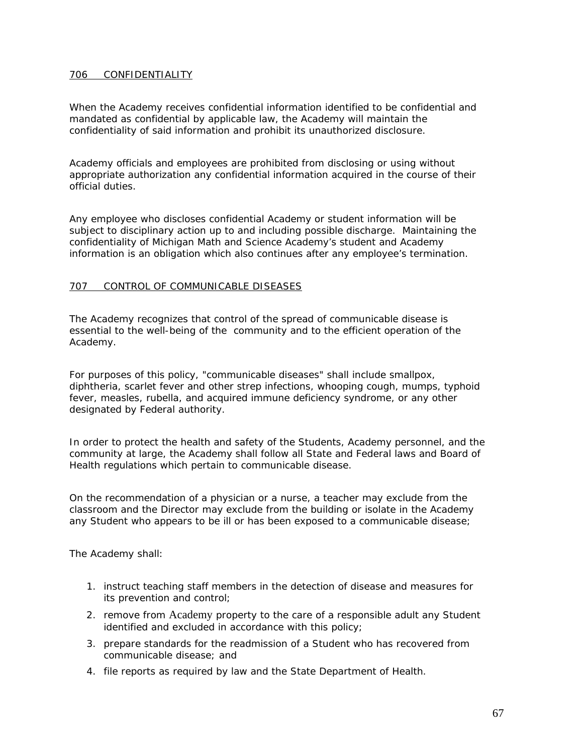## 706 CONFIDENTIALITY

When the Academy receives confidential information identified to be confidential and mandated as confidential by applicable law, the Academy will maintain the confidentiality of said information and prohibit its unauthorized disclosure.

Academy officials and employees are prohibited from disclosing or using without appropriate authorization any confidential information acquired in the course of their official duties.

Any employee who discloses confidential Academy or student information will be subject to disciplinary action up to and including possible discharge. Maintaining the confidentiality of Michigan Math and Science Academy's student and Academy information is an obligation which also continues after any employee's termination.

## 707 CONTROL OF COMMUNICABLE DISEASES

The Academy recognizes that control of the spread of communicable disease is essential to the well-being of the community and to the efficient operation of the Academy.

For purposes of this policy, "communicable diseases" shall include smallpox, diphtheria, scarlet fever and other strep infections, whooping cough, mumps, typhoid fever, measles, rubella, and acquired immune deficiency syndrome, or any other designated by Federal authority.

In order to protect the health and safety of the Students, Academy personnel, and the community at large, the Academy shall follow all State and Federal laws and Board of Health regulations which pertain to communicable disease.

On the recommendation of a physician or a nurse, a teacher may exclude from the classroom and the Director may exclude from the building or isolate in the Academy any Student who appears to be ill or has been exposed to a communicable disease;

The Academy shall:

1. instruct teaching staff members in the detection of disease and measures for its prevention and control;
2. remove from Academy property to the care of a responsible adult any Student identified and excluded in accordance with this policy;
3. prepare standards for the readmission of a Student who has recovered from communicable disease; and
4. file reports as required by law and the State Department of Health.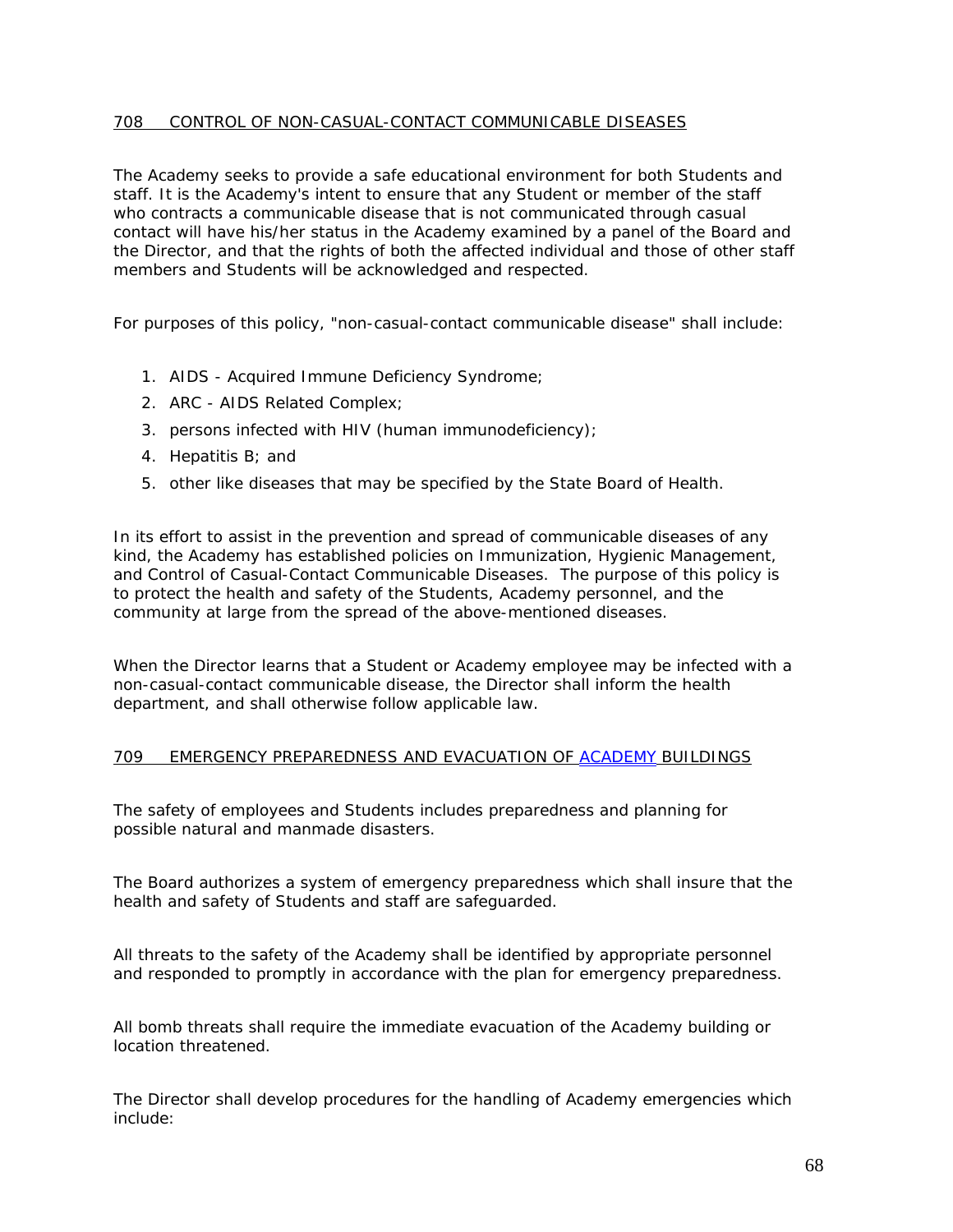## 708 CONTROL OF NON-CASUAL-CONTACT COMMUNICABLE DISEASES

The Academy seeks to provide a safe educational environment for both Students and staff. It is the Academy's intent to ensure that any Student or member of the staff who contracts a communicable disease that is not communicated through casual contact will have his/her status in the Academy examined by a panel of the Board and the Director, and that the rights of both the affected individual and those of other staff members and Students will be acknowledged and respected.

For purposes of this policy, "non-casual-contact communicable disease" shall include:

1. AIDS - Acquired Immune Deficiency Syndrome;
2. ARC - AIDS Related Complex;
3. persons infected with HIV (human immunodeficiency);
4. Hepatitis B; and
5. other like diseases that may be specified by the State Board of Health.

In its effort to assist in the prevention and spread of communicable diseases of any kind, the Academy has established policies on Immunization, Hygienic Management, and Control of Casual-Contact Communicable Diseases. The purpose of this policy is to protect the health and safety of the Students, Academy personnel, and the community at large from the spread of the above-mentioned diseases.

When the Director learns that a Student or Academy employee may be infected with a non-casual-contact communicable disease, the Director shall inform the health department, and shall otherwise follow applicable law.

## 709 EMERGENCY PREPAREDNESS AND EVACUATION OF ACADEMY BUILDINGS

The safety of employees and Students includes preparedness and planning for possible natural and manmade disasters.

The Board authorizes a system of emergency preparedness which shall insure that the health and safety of Students and staff are safeguarded.

All threats to the safety of the Academy shall be identified by appropriate personnel and responded to promptly in accordance with the plan for emergency preparedness.

All bomb threats shall require the immediate evacuation of the Academy building or location threatened.

The Director shall develop procedures for the handling of Academy emergencies which include: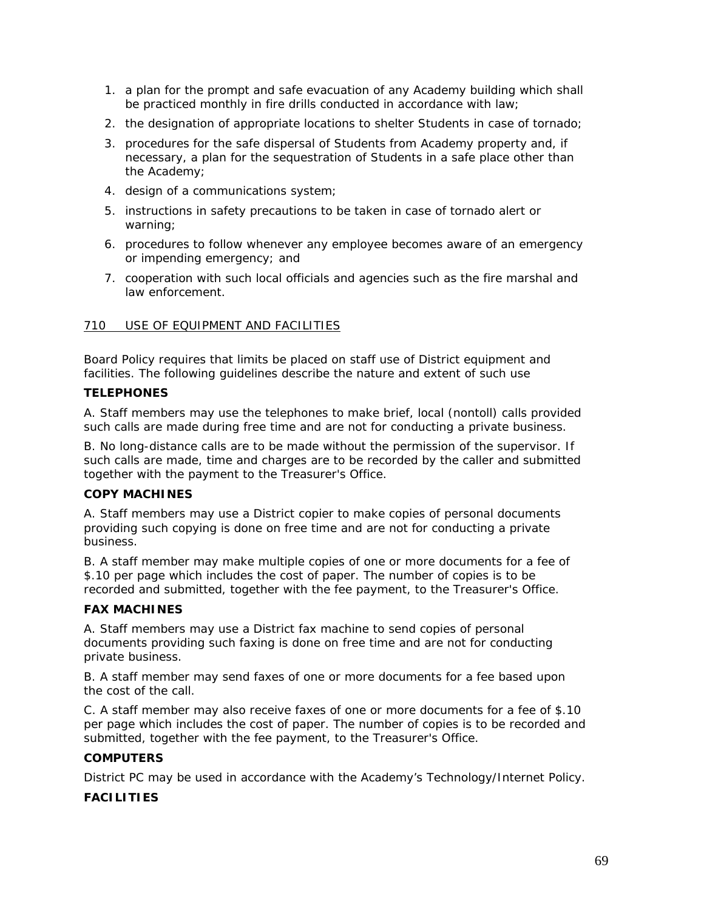1. a plan for the prompt and safe evacuation of any Academy building which shall be practiced monthly in fire drills conducted in accordance with law;
2. the designation of appropriate locations to shelter Students in case of tornado;
3. procedures for the safe dispersal of Students from Academy property and, if necessary, a plan for the sequestration of Students in a safe place other than the Academy;
4. design of a communications system;
5. instructions in safety precautions to be taken in case of tornado alert or warning;
6. procedures to follow whenever any employee becomes aware of an emergency or impending emergency; and
7. cooperation with such local officials and agencies such as the fire marshal and law enforcement.

## 710 USE OF EQUIPMENT AND FACILITIES

Board Policy requires that limits be placed on staff use of District equipment and facilities. The following guidelines describe the nature and extent of such use

### TELEPHONES

A. Staff members may use the telephones to make brief, local (nontoll) calls provided such calls are made during free time and are not for conducting a private business.

B. No long-distance calls are to be made without the permission of the supervisor. If such calls are made, time and charges are to be recorded by the caller and submitted together with the payment to the Treasurer's Office.

### COPY MACHINES

A. Staff members may use a District copier to make copies of personal documents providing such copying is done on free time and are not for conducting a private business.

B. A staff member may make multiple copies of one or more documents for a fee of $.10 per page which includes the cost of paper. The number of copies is to be recorded and submitted, together with the fee payment, to the Treasurer's Office.

### FAX MACHINES

A. Staff members may use a District fax machine to send copies of personal documents providing such faxing is done on free time and are not for conducting private business.

B. A staff member may send faxes of one or more documents for a fee based upon the cost of the call.

C. A staff member may also receive faxes of one or more documents for a fee of $.10 per page which includes the cost of paper. The number of copies is to be recorded and submitted, together with the fee payment, to the Treasurer's Office.

### COMPUTERS

District PC may be used in accordance with the Academy's Technology/Internet Policy.

### FACILITIES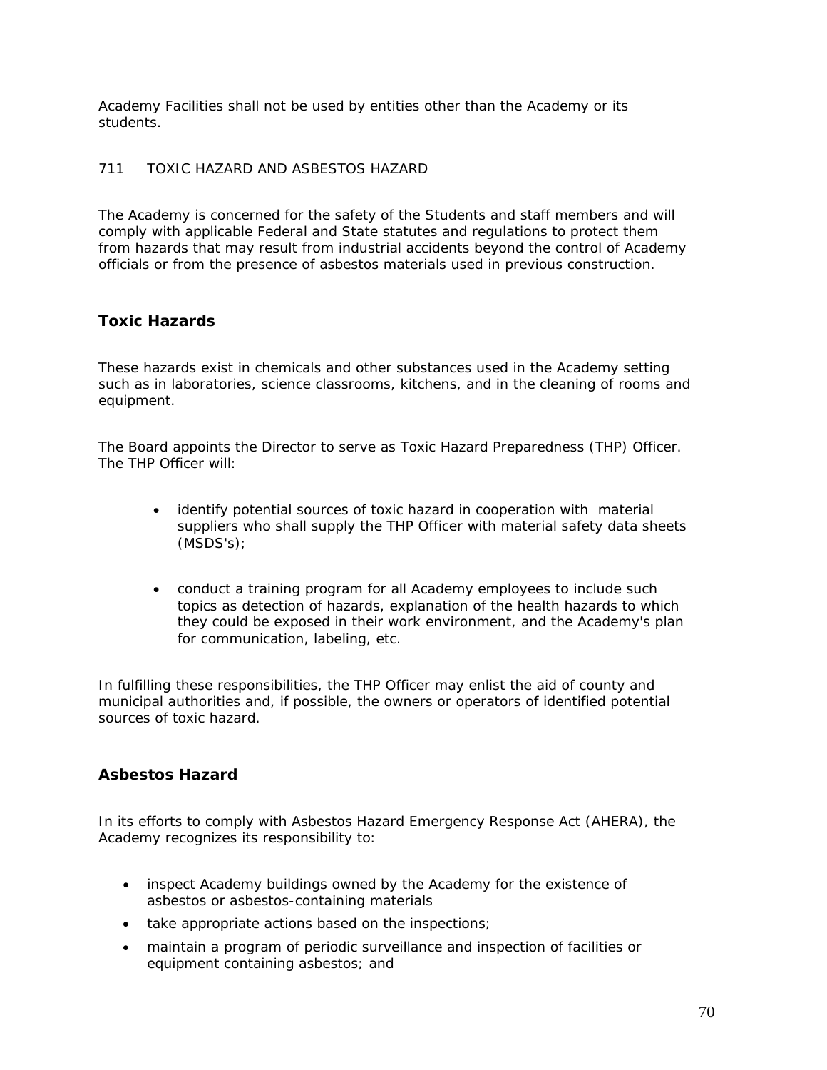Academy Facilities shall not be used by entities other than the Academy or its students.

## 711 TOXIC HAZARD AND ASBESTOS HAZARD

The Academy is concerned for the safety of the Students and staff members and will comply with applicable Federal and State statutes and regulations to protect them from hazards that may result from industrial accidents beyond the control of Academy officials or from the presence of asbestos materials used in previous construction.

### Toxic Hazards

These hazards exist in chemicals and other substances used in the Academy setting such as in laboratories, science classrooms, kitchens, and in the cleaning of rooms and equipment.

The Board appoints the Director to serve as Toxic Hazard Preparedness (THP) Officer. The THP Officer will:

- identify potential sources of toxic hazard in cooperation with material suppliers who shall supply the THP Officer with material safety data sheets (MSDS's);

- conduct a training program for all Academy employees to include such topics as detection of hazards, explanation of the health hazards to which they could be exposed in their work environment, and the Academy's plan for communication, labeling, etc.

In fulfilling these responsibilities, the THP Officer may enlist the aid of county and municipal authorities and, if possible, the owners or operators of identified potential sources of toxic hazard.

### Asbestos Hazard

In its efforts to comply with Asbestos Hazard Emergency Response Act (AHERA), the Academy recognizes its responsibility to:

- inspect Academy buildings owned by the Academy for the existence of asbestos or asbestos-containing materials
- take appropriate actions based on the inspections;
- maintain a program of periodic surveillance and inspection of facilities or equipment containing asbestos; and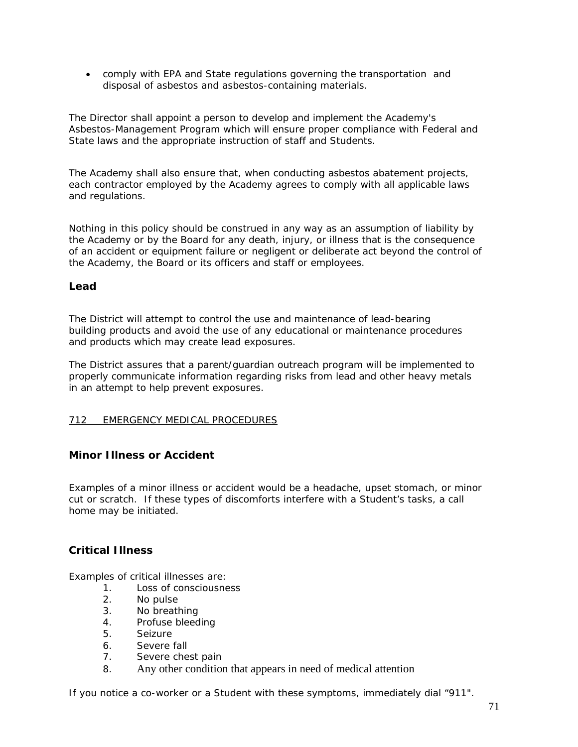- comply with EPA and State regulations governing the transportation and disposal of asbestos and asbestos-containing materials.

The Director shall appoint a person to develop and implement the Academy's Asbestos-Management Program which will ensure proper compliance with Federal and State laws and the appropriate instruction of staff and Students.

The Academy shall also ensure that, when conducting asbestos abatement projects, each contractor employed by the Academy agrees to comply with all applicable laws and regulations.

Nothing in this policy should be construed in any way as an assumption of liability by the Academy or by the Board for any death, injury, or illness that is the consequence of an accident or equipment failure or negligent or deliberate act beyond the control of the Academy, the Board or its officers and staff or employees.

### Lead

The District will attempt to control the use and maintenance of lead-bearing building products and avoid the use of any educational or maintenance procedures and products which may create lead exposures.

The District assures that a parent/guardian outreach program will be implemented to properly communicate information regarding risks from lead and other heavy metals in an attempt to help prevent exposures.

## 712 EMERGENCY MEDICAL PROCEDURES

### Minor Illness or Accident

Examples of a minor illness or accident would be a headache, upset stomach, or minor cut or scratch. If these types of discomforts interfere with a Student's tasks, a call home may be initiated.

### Critical Illness

Examples of critical illnesses are:

1. Loss of consciousness
2. No pulse
3. No breathing
4. Profuse bleeding
5. Seizure
6. Severe fall
7. Severe chest pain
8. Any other condition that appears in need of medical attention

If you notice a co-worker or a Student with these symptoms, immediately dial "911".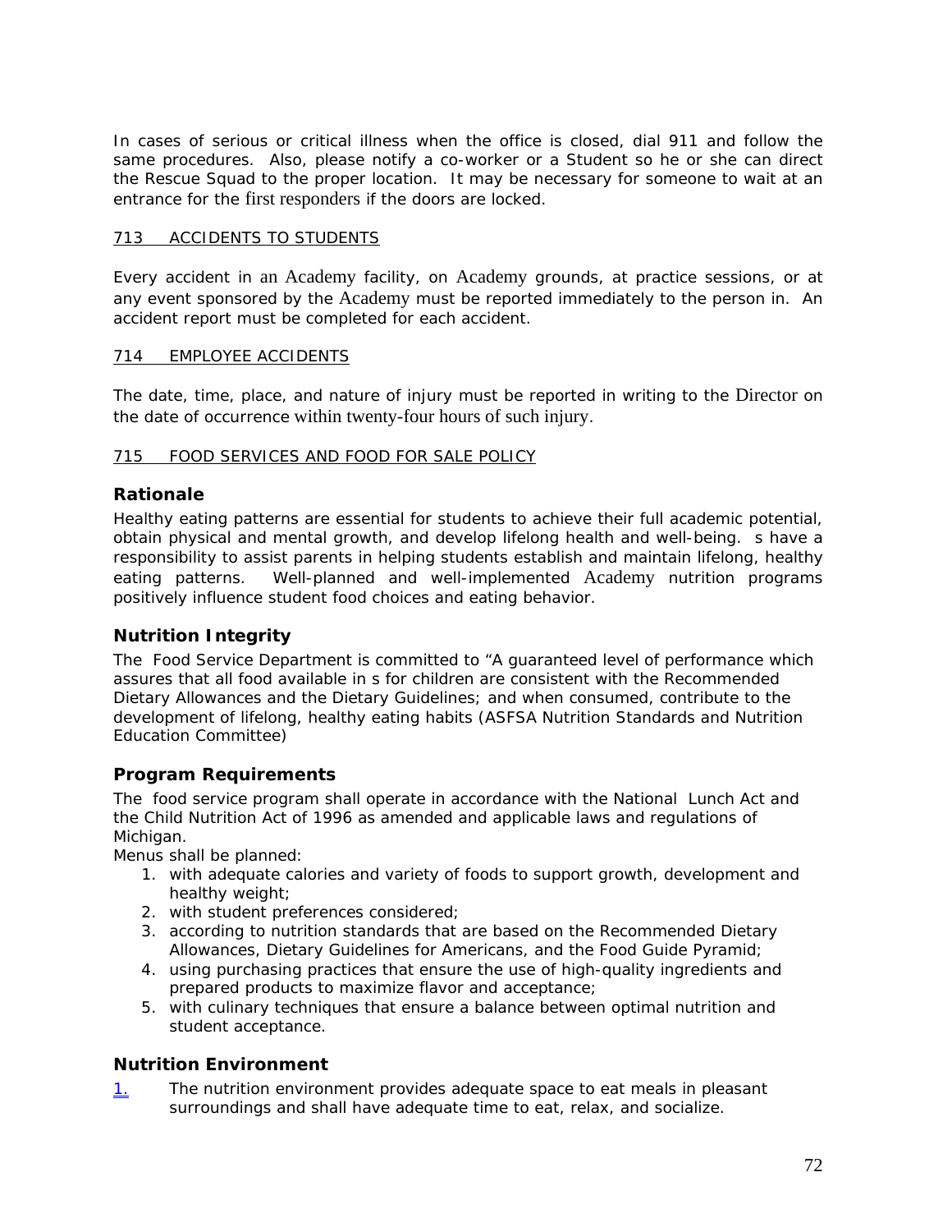In cases of serious or critical illness when the office is closed, dial 911 and follow the same procedures. Also, please notify a co-worker or a Student so he or she can direct the Rescue Squad to the proper location. It may be necessary for someone to wait at an entrance for the first responders if the doors are locked.

713 ACCIDENTS TO STUDENTS

Every accident in an Academy facility, on Academy grounds, at practice sessions, or at any event sponsored by the Academy must be reported immediately to the person in. An accident report must be completed for each accident.

714 EMPLOYEE ACCIDENTS

The date, time, place, and nature of injury must be reported in writing to the Director on the date of occurrence within twenty-four hours of such injury.

715 FOOD SERVICES AND FOOD FOR SALE POLICY

## Rationale

Healthy eating patterns are essential for students to achieve their full academic potential, obtain physical and mental growth, and develop lifelong health and well-being. s have a responsibility to assist parents in helping students establish and maintain lifelong, healthy eating patterns. Well-planned and well-implemented Academy nutrition programs positively influence student food choices and eating behavior.

## Nutrition Integrity

The Food Service Department is committed to "A guaranteed level of performance which assures that all food available in s for children are consistent with the Recommended Dietary Allowances and the Dietary Guidelines; and when consumed, contribute to the development of lifelong, healthy eating habits (ASFSA Nutrition Standards and Nutrition Education Committee)

## Program Requirements

The food service program shall operate in accordance with the National Lunch Act and the Child Nutrition Act of 1996 as amended and applicable laws and regulations of Michigan.

Menus shall be planned:

1. with adequate calories and variety of foods to support growth, development and healthy weight;
2. with student preferences considered;
3. according to nutrition standards that are based on the Recommended Dietary Allowances, Dietary Guidelines for Americans, and the Food Guide Pyramid;
4. using purchasing practices that ensure the use of high-quality ingredients and prepared products to maximize flavor and acceptance;
5. with culinary techniques that ensure a balance between optimal nutrition and student acceptance.

## Nutrition Environment

1. The nutrition environment provides adequate space to eat meals in pleasant surroundings and shall have adequate time to eat, relax, and socialize.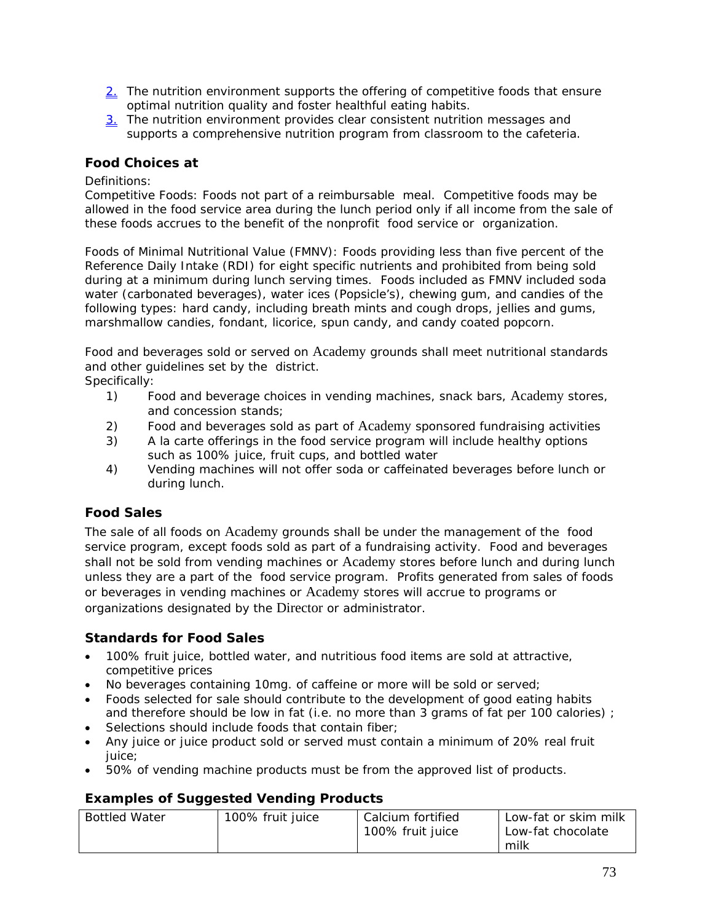2. The nutrition environment supports the offering of competitive foods that ensure optimal nutrition quality and foster healthful eating habits.
3. The nutrition environment provides clear consistent nutrition messages and supports a comprehensive nutrition program from classroom to the cafeteria.

### Food Choices at

Definitions:

Competitive Foods: Foods not part of a reimbursable meal. Competitive foods may be allowed in the food service area during the lunch period only if all income from the sale of these foods accrues to the benefit of the nonprofit food service or organization.

Foods of Minimal Nutritional Value (FMNV): Foods providing less than five percent of the Reference Daily Intake (RDI) for eight specific nutrients and prohibited from being sold during at a minimum during lunch serving times. Foods included as FMNV included soda water (carbonated beverages), water ices (Popsicle's), chewing gum, and candies of the following types: hard candy, including breath mints and cough drops, jellies and gums, marshmallow candies, fondant, licorice, spun candy, and candy coated popcorn.

Food and beverages sold or served on Academy grounds shall meet nutritional standards and other guidelines set by the district.

Specifically:

1) Food and beverage choices in vending machines, snack bars, Academy stores, and concession stands;
2) Food and beverages sold as part of Academy sponsored fundraising activities
3) A la carte offerings in the food service program will include healthy options such as 100% juice, fruit cups, and bottled water
4) Vending machines will not offer soda or caffeinated beverages before lunch or during lunch.

### Food Sales

The sale of all foods on Academy grounds shall be under the management of the food service program, except foods sold as part of a fundraising activity. Food and beverages shall not be sold from vending machines or Academy stores before lunch and during lunch unless they are a part of the food service program. Profits generated from sales of foods or beverages in vending machines or Academy stores will accrue to programs or organizations designated by the Director or administrator.

### Standards for Food Sales

- 100% fruit juice, bottled water, and nutritious food items are sold at attractive, competitive prices
- No beverages containing 10mg. of caffeine or more will be sold or served;
- Foods selected for sale should contribute to the development of good eating habits and therefore should be low in fat (i.e. no more than 3 grams of fat per 100 calories) ;
- Selections should include foods that contain fiber;
- Any juice or juice product sold or served must contain a minimum of 20% real fruit juice;
- 50% of vending machine products must be from the approved list of products.

### Examples of Suggested Vending Products

| Bottled Water | 100% fruit juice | Calcium fortified 100% fruit juice | Low-fat or skim milk Low-fat chocolate milk |
|---|---|---|---|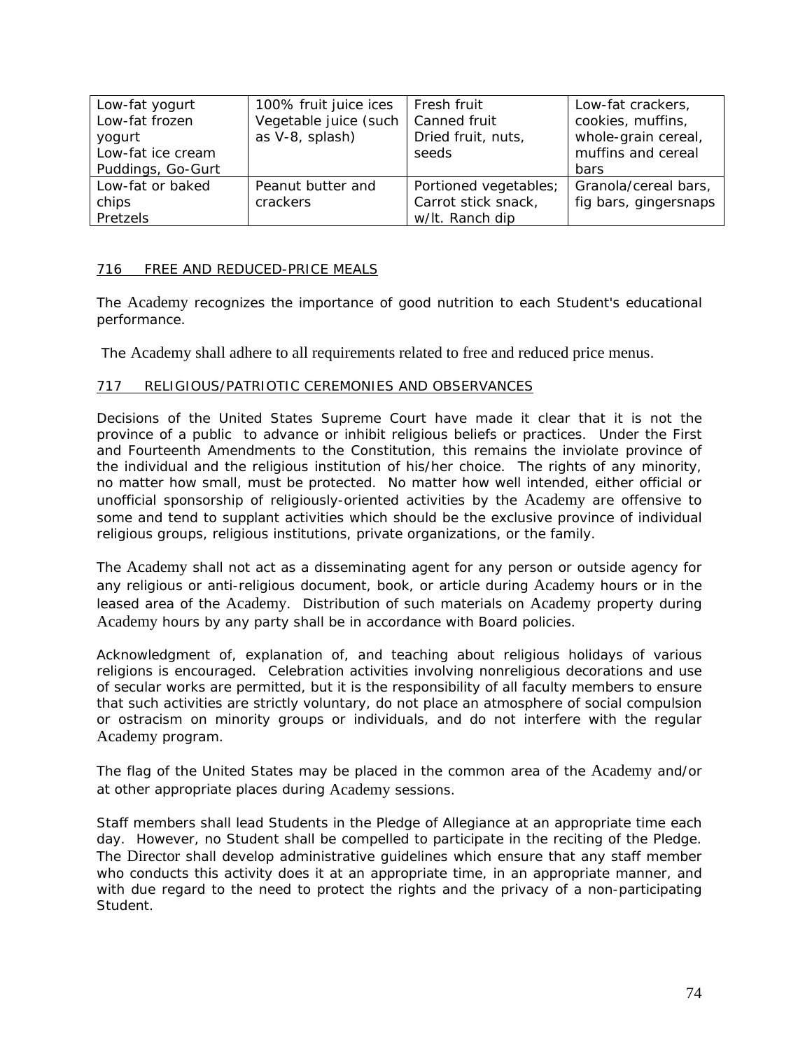| Low-fat yogurt<br>Low-fat frozen yogurt<br>Low-fat ice cream<br>Puddings, Go-Gurt | 100% fruit juice ices<br>Vegetable juice (such as V-8, splash) | Fresh fruit<br>Canned fruit<br>Dried fruit, nuts, seeds | Low-fat crackers, cookies, muffins, whole-grain cereal, muffins and cereal bars |
|---|---|---|---|
| Low-fat or baked chips<br>Pretzels | Peanut butter and crackers | Portioned vegetables; Carrot stick snack, w/lt. Ranch dip | Granola/cereal bars, fig bars, gingersnaps |

## 716 FREE AND REDUCED-PRICE MEALS

The Academy recognizes the importance of good nutrition to each Student's educational performance.

The Academy shall adhere to all requirements related to free and reduced price menus.

## 717 RELIGIOUS/PATRIOTIC CEREMONIES AND OBSERVANCES

Decisions of the United States Supreme Court have made it clear that it is not the province of a public to advance or inhibit religious beliefs or practices. Under the First and Fourteenth Amendments to the Constitution, this remains the inviolate province of the individual and the religious institution of his/her choice. The rights of any minority, no matter how small, must be protected. No matter how well intended, either official or unofficial sponsorship of religiously-oriented activities by the Academy are offensive to some and tend to supplant activities which should be the exclusive province of individual religious groups, religious institutions, private organizations, or the family.

The Academy shall not act as a disseminating agent for any person or outside agency for any religious or anti-religious document, book, or article during Academy hours or in the leased area of the Academy. Distribution of such materials on Academy property during Academy hours by any party shall be in accordance with Board policies.

Acknowledgment of, explanation of, and teaching about religious holidays of various religions is encouraged. Celebration activities involving nonreligious decorations and use of secular works are permitted, but it is the responsibility of all faculty members to ensure that such activities are strictly voluntary, do not place an atmosphere of social compulsion or ostracism on minority groups or individuals, and do not interfere with the regular Academy program.

The flag of the United States may be placed in the common area of the Academy and/or at other appropriate places during Academy sessions.

Staff members shall lead Students in the Pledge of Allegiance at an appropriate time each day. However, no Student shall be compelled to participate in the reciting of the Pledge. The Director shall develop administrative guidelines which ensure that any staff member who conducts this activity does it at an appropriate time, in an appropriate manner, and with due regard to the need to protect the rights and the privacy of a non-participating Student.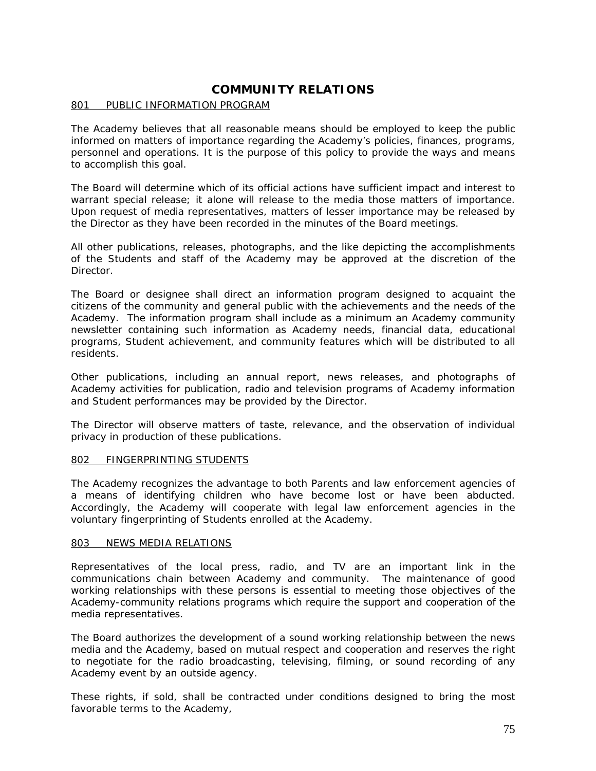# COMMUNITY RELATIONS

## 801 PUBLIC INFORMATION PROGRAM

The Academy believes that all reasonable means should be employed to keep the public informed on matters of importance regarding the Academy's policies, finances, programs, personnel and operations. It is the purpose of this policy to provide the ways and means to accomplish this goal.

The Board will determine which of its official actions have sufficient impact and interest to warrant special release; it alone will release to the media those matters of importance. Upon request of media representatives, matters of lesser importance may be released by the Director as they have been recorded in the minutes of the Board meetings.

All other publications, releases, photographs, and the like depicting the accomplishments of the Students and staff of the Academy may be approved at the discretion of the Director.

The Board or designee shall direct an information program designed to acquaint the citizens of the community and general public with the achievements and the needs of the Academy. The information program shall include as a minimum an Academy community newsletter containing such information as Academy needs, financial data, educational programs, Student achievement, and community features which will be distributed to all residents.

Other publications, including an annual report, news releases, and photographs of Academy activities for publication, radio and television programs of Academy information and Student performances may be provided by the Director.

The Director will observe matters of taste, relevance, and the observation of individual privacy in production of these publications.

## 802 FINGERPRINTING STUDENTS

The Academy recognizes the advantage to both Parents and law enforcement agencies of a means of identifying children who have become lost or have been abducted. Accordingly, the Academy will cooperate with legal law enforcement agencies in the voluntary fingerprinting of Students enrolled at the Academy.

## 803 NEWS MEDIA RELATIONS

Representatives of the local press, radio, and TV are an important link in the communications chain between Academy and community. The maintenance of good working relationships with these persons is essential to meeting those objectives of the Academy-community relations programs which require the support and cooperation of the media representatives.

The Board authorizes the development of a sound working relationship between the news media and the Academy, based on mutual respect and cooperation and reserves the right to negotiate for the radio broadcasting, televising, filming, or sound recording of any Academy event by an outside agency.

These rights, if sold, shall be contracted under conditions designed to bring the most favorable terms to the Academy,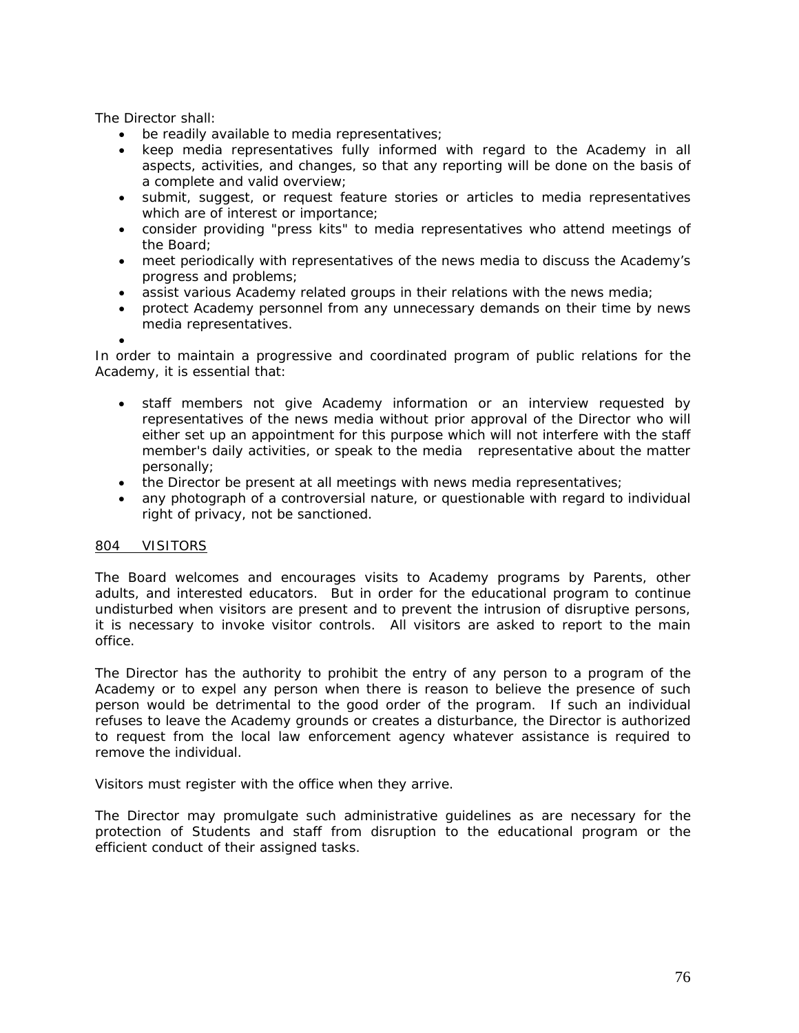The Director shall:

- be readily available to media representatives;
- keep media representatives fully informed with regard to the Academy in all aspects, activities, and changes, so that any reporting will be done on the basis of a complete and valid overview;
- submit, suggest, or request feature stories or articles to media representatives which are of interest or importance;
- consider providing "press kits" to media representatives who attend meetings of the Board;
- meet periodically with representatives of the news media to discuss the Academy's progress and problems;
- assist various Academy related groups in their relations with the news media;
- protect Academy personnel from any unnecessary demands on their time by news media representatives.

In order to maintain a progressive and coordinated program of public relations for the Academy, it is essential that:

- staff members not give Academy information or an interview requested by representatives of the news media without prior approval of the Director who will either set up an appointment for this purpose which will not interfere with the staff member's daily activities, or speak to the media representative about the matter personally;
- the Director be present at all meetings with news media representatives;
- any photograph of a controversial nature, or questionable with regard to individual right of privacy, not be sanctioned.

## 804 VISITORS

The Board welcomes and encourages visits to Academy programs by Parents, other adults, and interested educators. But in order for the educational program to continue undisturbed when visitors are present and to prevent the intrusion of disruptive persons, it is necessary to invoke visitor controls. All visitors are asked to report to the main office.

The Director has the authority to prohibit the entry of any person to a program of the Academy or to expel any person when there is reason to believe the presence of such person would be detrimental to the good order of the program. If such an individual refuses to leave the Academy grounds or creates a disturbance, the Director is authorized to request from the local law enforcement agency whatever assistance is required to remove the individual.

Visitors must register with the office when they arrive.

The Director may promulgate such administrative guidelines as are necessary for the protection of Students and staff from disruption to the educational program or the efficient conduct of their assigned tasks.